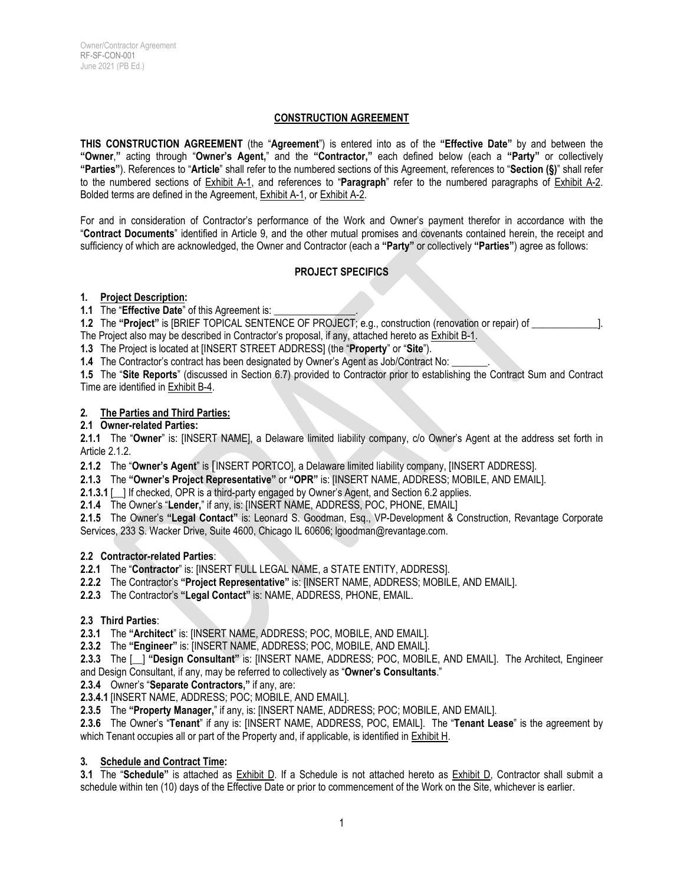Owner/Contractor Agreement
RF-SF-CON-001
June 2021 (PB Ed.)

# CONSTRUCTION AGREEMENT

**THIS CONSTRUCTION AGREEMENT** (the "**Agreement**") is entered into as of the **"Effective Date"** by and between the **"Owner**,**"** acting through "**Owner's Agent,**" and the **"Contractor,"** each defined below (each a **"Party"** or collectively **"Parties"**). References to "**Article**" shall refer to the numbered sections of this Agreement, references to "**Section (§)**" shall refer to the numbered sections of Exhibit A-1, and references to "**Paragraph**" refer to the numbered paragraphs of Exhibit A-2. Bolded terms are defined in the Agreement, Exhibit A-1, or Exhibit A-2.

For and in consideration of Contractor's performance of the Work and Owner's payment therefor in accordance with the "**Contract Documents**" identified in Article 9, and the other mutual promises and covenants contained herein, the receipt and sufficiency of which are acknowledged, the Owner and Contractor (each a **"Party"** or collectively **"Parties"**) agree as follows:

## PROJECT SPECIFICS

### 1. Project Description:

**1.1** The "**Effective Date**" of this Agreement is: ________________.

**1.2** The **"Project"** is [BRIEF TOPICAL SENTENCE OF PROJECT; e.g., construction (renovation or repair) of _____________]. The Project also may be described in Contractor's proposal, if any, attached hereto as Exhibit B-1.

**1.3** The Project is located at [INSERT STREET ADDRESS] (the "**Property**" or "**Site**").

**1.4** The Contractor's contract has been designated by Owner's Agent as Job/Contract No: _______.

**1.5** The "**Site Reports**" (discussed in Section 6.7) provided to Contractor prior to establishing the Contract Sum and Contract Time are identified in Exhibit B-4.

### 2. The Parties and Third Parties:

**2.1 Owner-related Parties:**

**2.1.1** The "**Owner**" is: [INSERT NAME], a Delaware limited liability company, c/o Owner's Agent at the address set forth in Article 2.1.2.

**2.1.2** The "**Owner's Agent**" is [INSERT PORTCO], a Delaware limited liability company, [INSERT ADDRESS].

**2.1.3** The **"Owner's Project Representative"** or **"OPR"** is: [INSERT NAME, ADDRESS; MOBILE, AND EMAIL].

**2.1.3.1** [__] If checked, OPR is a third-party engaged by Owner's Agent, and Section 6.2 applies.

**2.1.4** The Owner's "**Lender,**" if any, is: [INSERT NAME, ADDRESS, POC, PHONE, EMAIL]

**2.1.5** The Owner's **"Legal Contact"** is: Leonard S. Goodman, Esq., VP-Development & Construction, Revantage Corporate Services, 233 S. Wacker Drive, Suite 4600, Chicago IL 60606; lgoodman@revantage.com.

**2.2 Contractor-related Parties**:

**2.2.1** The "**Contractor**" is: [INSERT FULL LEGAL NAME, a STATE ENTITY, ADDRESS].

**2.2.2** The Contractor's **"Project Representative"** is: [INSERT NAME, ADDRESS; MOBILE, AND EMAIL].

**2.2.3** The Contractor's **"Legal Contact"** is: NAME, ADDRESS, PHONE, EMAIL.

**2.3 Third Parties**:

**2.3.1** The **"Architect**" is: [INSERT NAME, ADDRESS; POC, MOBILE, AND EMAIL].

**2.3.2** The **"Engineer"** is: [INSERT NAME, ADDRESS; POC, MOBILE, AND EMAIL].

**2.3.3** The [__] **"Design Consultant"** is: [INSERT NAME, ADDRESS; POC, MOBILE, AND EMAIL]. The Architect, Engineer and Design Consultant, if any, may be referred to collectively as "**Owner's Consultants**."

**2.3.4** Owner's "**Separate Contractors,"** if any, are:

**2.3.4.1** [INSERT NAME, ADDRESS; POC; MOBILE, AND EMAIL].

**2.3.5** The **"Property Manager,**" if any, is: [INSERT NAME, ADDRESS; POC; MOBILE, AND EMAIL].

**2.3.6** The Owner's "**Tenant**" if any is: [INSERT NAME, ADDRESS, POC, EMAIL]. The "**Tenant Lease**" is the agreement by which Tenant occupies all or part of the Property and, if applicable, is identified in Exhibit H.

### 3. Schedule and Contract Time:

**3.1** The "**Schedule"** is attached as Exhibit D. If a Schedule is not attached hereto as Exhibit D, Contractor shall submit a schedule within ten (10) days of the Effective Date or prior to commencement of the Work on the Site, whichever is earlier.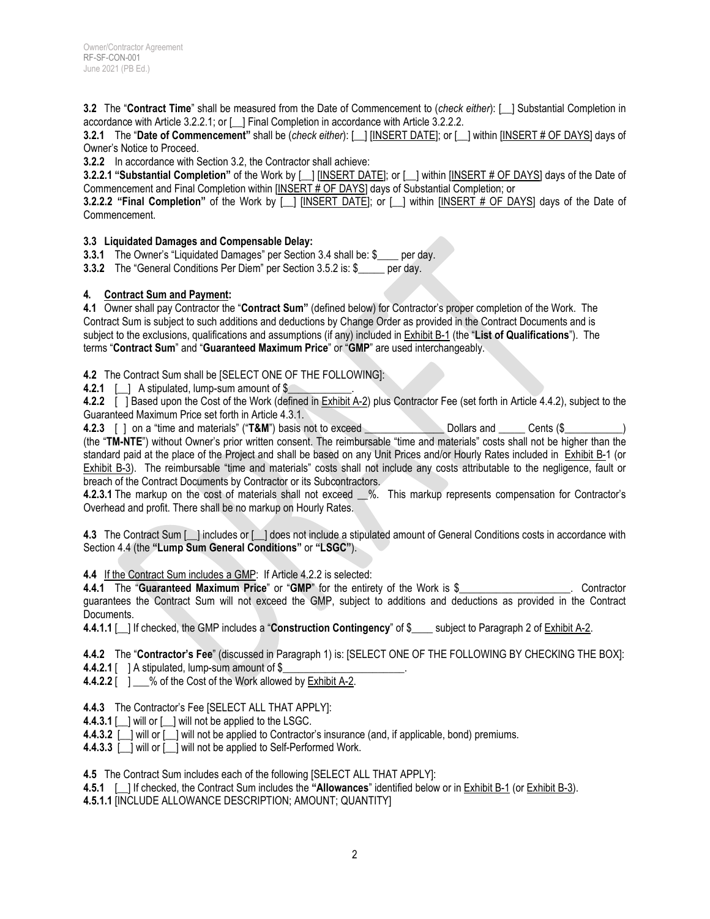**3.2** The "**Contract Time**" shall be measured from the Date of Commencement to (*check either*): [__] Substantial Completion in accordance with Article 3.2.2.1; or [__] Final Completion in accordance with Article 3.2.2.2.

**3.2.1** The "**Date of Commencement"** shall be (*check either*): [__] [INSERT DATE]; or [__] within [INSERT # OF DAYS] days of Owner's Notice to Proceed.

**3.2.2** In accordance with Section 3.2, the Contractor shall achieve:

**3.2.2.1 "Substantial Completion"** of the Work by [__] [INSERT DATE]; or [__] within [INSERT # OF DAYS] days of the Date of Commencement and Final Completion within [INSERT # OF DAYS] days of Substantial Completion; or

**3.2.2.2 "Final Completion"** of the Work by [__] [INSERT DATE]; or [__] within [INSERT # OF DAYS] days of the Date of Commencement.

**3.3 Liquidated Damages and Compensable Delay:**

**3.3.1** The Owner's "Liquidated Damages" per Section 3.4 shall be: $____ per day.

**3.3.2** The "General Conditions Per Diem" per Section 3.5.2 is: $_____ per day.

**4. Contract Sum and Payment:**

**4.1** Owner shall pay Contractor the "**Contract Sum"** (defined below) for Contractor's proper completion of the Work. The Contract Sum is subject to such additions and deductions by Change Order as provided in the Contract Documents and is subject to the exclusions, qualifications and assumptions (if any) included in Exhibit B-1 (the "**List of Qualifications**"). The terms "**Contract Sum**" and "**Guaranteed Maximum Price**" or "**GMP**" are used interchangeably.

**4.2** The Contract Sum shall be [SELECT ONE OF THE FOLLOWING]:

**4.2.1** [__] A stipulated, lump-sum amount of $____________.

**4.2.2** [ ] Based upon the Cost of the Work (defined in Exhibit A-2) plus Contractor Fee (set forth in Article 4.4.2), subject to the Guaranteed Maximum Price set forth in Article 4.3.1.

**4.2.3** [ ] on a "time and materials" ("**T&M**") basis not to exceed _______________ Dollars and _____ Cents ($___________) (the "**TM-NTE**") without Owner's prior written consent. The reimbursable "time and materials" costs shall not be higher than the standard paid at the place of the Project and shall be based on any Unit Prices and/or Hourly Rates included in Exhibit B-1 (or Exhibit B-3). The reimbursable "time and materials" costs shall not include any costs attributable to the negligence, fault or breach of the Contract Documents by Contractor or its Subcontractors.

**4.2.3.1** The markup on the cost of materials shall not exceed __%. This markup represents compensation for Contractor's Overhead and profit. There shall be no markup on Hourly Rates.

**4.3** The Contract Sum [__] includes or [__] does not include a stipulated amount of General Conditions costs in accordance with Section 4.4 (the **"Lump Sum General Conditions"** or **"LSGC"**).

**4.4** If the Contract Sum includes a GMP: If Article 4.2.2 is selected:

**4.4.1** The "**Guaranteed Maximum Price**" or "**GMP**" for the entirety of the Work is $_____________________. Contractor guarantees the Contract Sum will not exceed the GMP, subject to additions and deductions as provided in the Contract Documents.

**4.4.1.1** [__] If checked, the GMP includes a "**Construction Contingency**" of $____ subject to Paragraph 2 of Exhibit A-2.

**4.4.2** The "**Contractor's Fee**" (discussed in Paragraph 1) is: [SELECT ONE OF THE FOLLOWING BY CHECKING THE BOX]:

**4.4.2.1** [ ] A stipulated, lump-sum amount of $________________________.

**4.4.2.2** [ ] ___% of the Cost of the Work allowed by Exhibit A-2.

**4.4.3** The Contractor's Fee [SELECT ALL THAT APPLY]:

**4.4.3.1** [__] will or [__] will not be applied to the LSGC.

**4.4.3.2** [__] will or [__] will not be applied to Contractor's insurance (and, if applicable, bond) premiums.

**4.4.3.3** [__] will or [__] will not be applied to Self-Performed Work.

**4.5** The Contract Sum includes each of the following [SELECT ALL THAT APPLY]:

**4.5.1** [__] If checked, the Contract Sum includes the **"Allowances**" identified below or in Exhibit B-1 (or Exhibit B-3).

**4.5.1.1** [INCLUDE ALLOWANCE DESCRIPTION; AMOUNT; QUANTITY]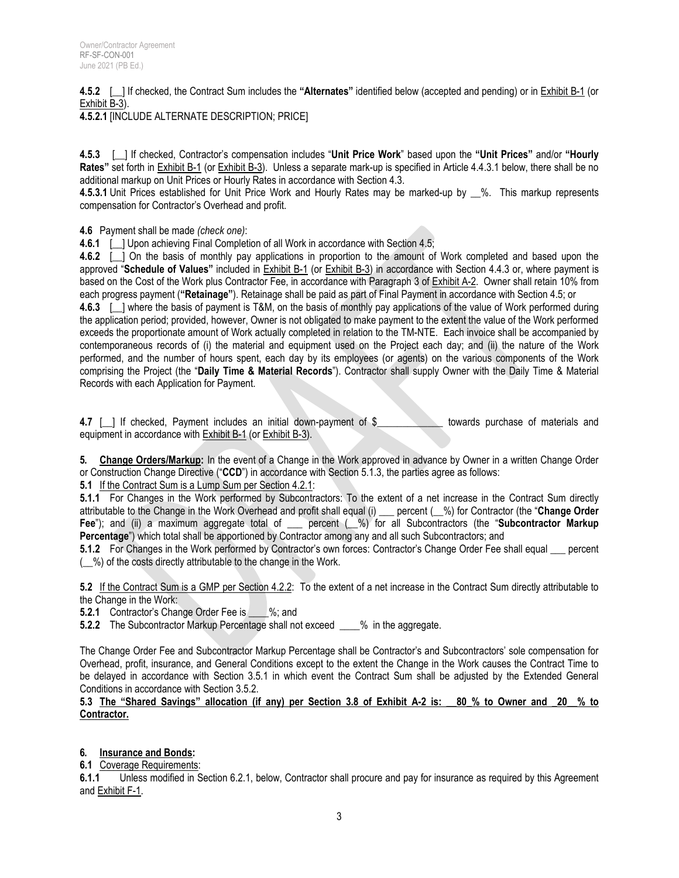**4.5.2** [__] If checked, the Contract Sum includes the **"Alternates"** identified below (accepted and pending) or in Exhibit B-1 (or Exhibit B-3).

**4.5.2.1** [INCLUDE ALTERNATE DESCRIPTION; PRICE]

**4.5.3** [__] If checked, Contractor's compensation includes "**Unit Price Work**" based upon the **"Unit Prices"** and/or **"Hourly Rates"** set forth in Exhibit B-1 (or Exhibit B-3). Unless a separate mark-up is specified in Article 4.4.3.1 below, there shall be no additional markup on Unit Prices or Hourly Rates in accordance with Section 4.3.

**4.5.3.1** Unit Prices established for Unit Price Work and Hourly Rates may be marked-up by __%. This markup represents compensation for Contractor's Overhead and profit.

**4.6** Payment shall be made *(check one)*:

**4.6.1** [__] Upon achieving Final Completion of all Work in accordance with Section 4.5;

**4.6.2** [__] On the basis of monthly pay applications in proportion to the amount of Work completed and based upon the approved "**Schedule of Values"** included in Exhibit B-1 (or Exhibit B-3) in accordance with Section 4.4.3 or, where payment is based on the Cost of the Work plus Contractor Fee, in accordance with Paragraph 3 of Exhibit A-2. Owner shall retain 10% from each progress payment (**"Retainage"**). Retainage shall be paid as part of Final Payment in accordance with Section 4.5; or

**4.6.3** [__] where the basis of payment is T&M, on the basis of monthly pay applications of the value of Work performed during the application period; provided, however, Owner is not obligated to make payment to the extent the value of the Work performed exceeds the proportionate amount of Work actually completed in relation to the TM-NTE. Each invoice shall be accompanied by contemporaneous records of (i) the material and equipment used on the Project each day; and (ii) the nature of the Work performed, and the number of hours spent, each day by its employees (or agents) on the various components of the Work comprising the Project (the "**Daily Time & Material Records**"). Contractor shall supply Owner with the Daily Time & Material Records with each Application for Payment.

**4.7** [__] If checked, Payment includes an initial down-payment of $_____________ towards purchase of materials and equipment in accordance with Exhibit B-1 (or Exhibit B-3).

**5. Change Orders/Markup:** In the event of a Change in the Work approved in advance by Owner in a written Change Order or Construction Change Directive ("**CCD**") in accordance with Section 5.1.3, the parties agree as follows:

**5.1** If the Contract Sum is a Lump Sum per Section 4.2.1:

**5.1.1** For Changes in the Work performed by Subcontractors: To the extent of a net increase in the Contract Sum directly attributable to the Change in the Work Overhead and profit shall equal (i) ___ percent (__%) for Contractor (the "**Change Order Fee**"); and (ii) a maximum aggregate total of ___ percent (__%) for all Subcontractors (the "**Subcontractor Markup Percentage**") which total shall be apportioned by Contractor among any and all such Subcontractors; and

**5.1.2** For Changes in the Work performed by Contractor's own forces: Contractor's Change Order Fee shall equal ___ percent (__%) of the costs directly attributable to the change in the Work.

**5.2** If the Contract Sum is a GMP per Section 4.2.2: To the extent of a net increase in the Contract Sum directly attributable to the Change in the Work:

**5.2.1** Contractor's Change Order Fee is ____%; and

**5.2.2** The Subcontractor Markup Percentage shall not exceed ____% in the aggregate.

The Change Order Fee and Subcontractor Markup Percentage shall be Contractor's and Subcontractors' sole compensation for Overhead, profit, insurance, and General Conditions except to the extent the Change in the Work causes the Contract Time to be delayed in accordance with Section 3.5.1 in which event the Contract Sum shall be adjusted by the Extended General Conditions in accordance with Section 3.5.2.

**5.3 The "Shared Savings" allocation (if any) per Section 3.8 of Exhibit A-2 is: __80_% to Owner and _20__% to Contractor.**

**6. Insurance and Bonds:**

**6.1** Coverage Requirements:

**6.1.1** Unless modified in Section 6.2.1, below, Contractor shall procure and pay for insurance as required by this Agreement and Exhibit F-1.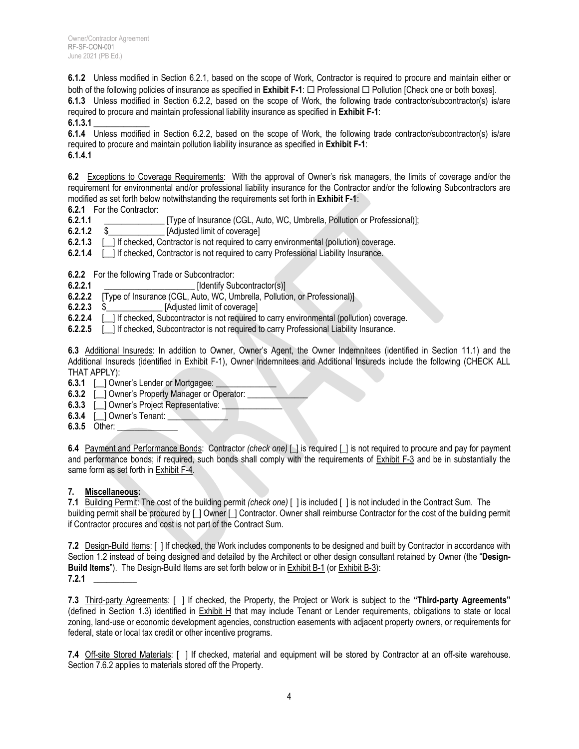**6.1.2** Unless modified in Section 6.2.1, based on the scope of Work, Contractor is required to procure and maintain either or both of the following policies of insurance as specified in **Exhibit F-1**: ☐ Professional ☐ Pollution [Check one or both boxes].

**6.1.3** Unless modified in Section 6.2.2, based on the scope of Work, the following trade contractor/subcontractor(s) is/are required to procure and maintain professional liability insurance as specified in **Exhibit F-1**:

**6.1.3.1** _____________

**6.1.4** Unless modified in Section 6.2.2, based on the scope of Work, the following trade contractor/subcontractor(s) is/are required to procure and maintain pollution liability insurance as specified in **Exhibit F-1**:

**6.1.4.1**

**6.2** Exceptions to Coverage Requirements: With the approval of Owner's risk managers, the limits of coverage and/or the requirement for environmental and/or professional liability insurance for the Contractor and/or the following Subcontractors are modified as set forth below notwithstanding the requirements set forth in **Exhibit F-1**:

**6.2.1** For the Contractor:

**6.2.1.1** ______________ [Type of Insurance (CGL, Auto, WC, Umbrella, Pollution or Professional)];

**6.2.1.2** $_____________ [Adjusted limit of coverage]

**6.2.1.3** [__] If checked, Contractor is not required to carry environmental (pollution) coverage.

**6.2.1.4** [__] If checked, Contractor is not required to carry Professional Liability Insurance.

**6.2.2** For the following Trade or Subcontractor:

**6.2.2.1** _____________________ [Identify Subcontractor(s)]

**6.2.2.2** [Type of Insurance (CGL, Auto, WC, Umbrella, Pollution, or Professional)]

**6.2.2.3** $_____________ [Adjusted limit of coverage]

**6.2.2.4** [__] If checked, Subcontractor is not required to carry environmental (pollution) coverage.

**6.2.2.5** [__] If checked, Subcontractor is not required to carry Professional Liability Insurance.

**6.3** Additional Insureds: In addition to Owner, Owner's Agent, the Owner Indemnitees (identified in Section 11.1) and the Additional Insureds (identified in Exhibit F-1), Owner Indemnitees and Additional Insureds include the following (CHECK ALL THAT APPLY):

**6.3.1** [__] Owner's Lender or Mortgagee: ______________

**6.3.2** [__] Owner's Property Manager or Operator: ______________

**6.3.3** [__] Owner's Project Representative: ______________

**6.3.4** [__] Owner's Tenant: ______________

**6.3.5** Other: ______________

**6.4** Payment and Performance Bonds: Contractor *(check one)* [_] is required [_] is not required to procure and pay for payment and performance bonds; if required, such bonds shall comply with the requirements of Exhibit F-3 and be in substantially the same form as set forth in Exhibit F-4.

## 7. Miscellaneous:

**7.1** Building Permit: The cost of the building permit *(check one)* [ ] is included [ ] is not included in the Contract Sum. The building permit shall be procured by [_] Owner [_] Contractor. Owner shall reimburse Contractor for the cost of the building permit if Contractor procures and cost is not part of the Contract Sum.

**7.2** Design-Build Items: [ ] If checked, the Work includes components to be designed and built by Contractor in accordance with Section 1.2 instead of being designed and detailed by the Architect or other design consultant retained by Owner (the "**Design-Build Items**"). The Design-Build Items are set forth below or in Exhibit B-1 (or Exhibit B-3):

**7.2.1** __________

**7.3** Third-party Agreements: [ ] If checked, the Property, the Project or Work is subject to the **"Third-party Agreements"** (defined in Section 1.3) identified in Exhibit H that may include Tenant or Lender requirements, obligations to state or local zoning, land-use or economic development agencies, construction easements with adjacent property owners, or requirements for federal, state or local tax credit or other incentive programs.

**7.4** Off-site Stored Materials: [ ] If checked, material and equipment will be stored by Contractor at an off-site warehouse. Section 7.6.2 applies to materials stored off the Property.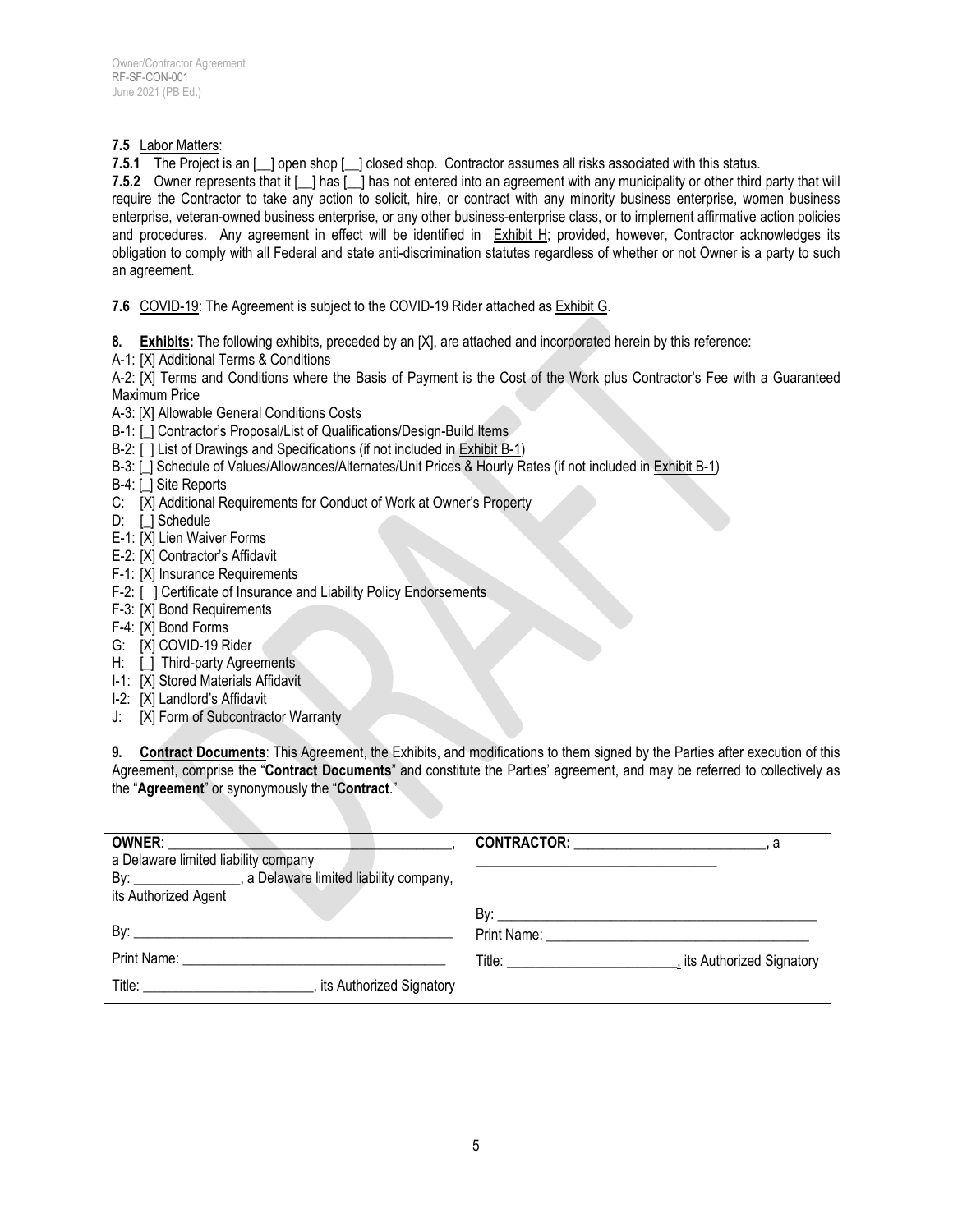**7.5** Labor Matters:

**7.5.1** The Project is an [__] open shop [__] closed shop. Contractor assumes all risks associated with this status.

**7.5.2** Owner represents that it [__] has [__] has not entered into an agreement with any municipality or other third party that will require the Contractor to take any action to solicit, hire, or contract with any minority business enterprise, women business enterprise, veteran-owned business enterprise, or any other business-enterprise class, or to implement affirmative action policies and procedures. Any agreement in effect will be identified in Exhibit H; provided, however, Contractor acknowledges its obligation to comply with all Federal and state anti-discrimination statutes regardless of whether or not Owner is a party to such an agreement.

**7.6** COVID-19: The Agreement is subject to the COVID-19 Rider attached as Exhibit G.

**8. Exhibits:** The following exhibits, preceded by an [X], are attached and incorporated herein by this reference:

A-1: [X] Additional Terms & Conditions
A-2: [X] Terms and Conditions where the Basis of Payment is the Cost of the Work plus Contractor's Fee with a Guaranteed Maximum Price
A-3: [X] Allowable General Conditions Costs
B-1: [_] Contractor's Proposal/List of Qualifications/Design-Build Items
B-2: [ ] List of Drawings and Specifications (if not included in Exhibit B-1)
B-3: [_] Schedule of Values/Allowances/Alternates/Unit Prices & Hourly Rates (if not included in Exhibit B-1)
B-4: [_] Site Reports
C: [X] Additional Requirements for Conduct of Work at Owner's Property
D: [_] Schedule
E-1: [X] Lien Waiver Forms
E-2: [X] Contractor's Affidavit
F-1: [X] Insurance Requirements
F-2: [ ] Certificate of Insurance and Liability Policy Endorsements
F-3: [X] Bond Requirements
F-4: [X] Bond Forms
G: [X] COVID-19 Rider
H: [_] Third-party Agreements
I-1: [X] Stored Materials Affidavit
I-2: [X] Landlord's Affidavit
J: [X] Form of Subcontractor Warranty

**9. Contract Documents**: This Agreement, the Exhibits, and modifications to them signed by the Parties after execution of this Agreement, comprise the "**Contract Documents**" and constitute the Parties' agreement, and may be referred to collectively as the "**Agreement**" or synonymously the "**Contract**."

| **OWNER**: ________________________________________, a Delaware limited liability company<br>By: _______________, a Delaware limited liability company, its Authorized Agent<br><br>By: ____________________________________________<br>Print Name: ____________________________________<br>Title: _______________________, its Authorized Signatory | **CONTRACTOR:** __________________________, a ________________________________<br><br>By: ____________________________________________<br>Print Name: ____________________________________<br>Title: _______________________, its Authorized Signatory |
|---|---|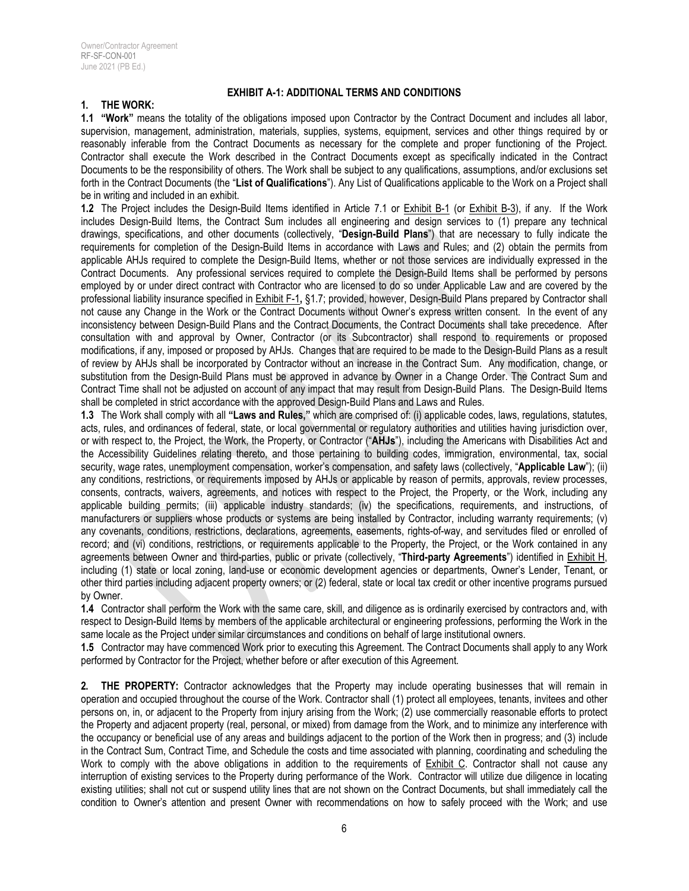## EXHIBIT A-1: ADDITIONAL TERMS AND CONDITIONS

**1. THE WORK:**

**1.1 "Work"** means the totality of the obligations imposed upon Contractor by the Contract Document and includes all labor, supervision, management, administration, materials, supplies, systems, equipment, services and other things required by or reasonably inferable from the Contract Documents as necessary for the complete and proper functioning of the Project. Contractor shall execute the Work described in the Contract Documents except as specifically indicated in the Contract Documents to be the responsibility of others. The Work shall be subject to any qualifications, assumptions, and/or exclusions set forth in the Contract Documents (the "**List of Qualifications**"). Any List of Qualifications applicable to the Work on a Project shall be in writing and included in an exhibit.

**1.2** The Project includes the Design-Build Items identified in Article 7.1 or Exhibit B-1 (or Exhibit B-3), if any. If the Work includes Design-Build Items, the Contract Sum includes all engineering and design services to (1) prepare any technical drawings, specifications, and other documents (collectively, "**Design-Build Plans**") that are necessary to fully indicate the requirements for completion of the Design-Build Items in accordance with Laws and Rules; and (2) obtain the permits from applicable AHJs required to complete the Design-Build Items, whether or not those services are individually expressed in the Contract Documents. Any professional services required to complete the Design-Build Items shall be performed by persons employed by or under direct contract with Contractor who are licensed to do so under Applicable Law and are covered by the professional liability insurance specified in Exhibit F-1**,** §1.7; provided, however, Design-Build Plans prepared by Contractor shall not cause any Change in the Work or the Contract Documents without Owner's express written consent. In the event of any inconsistency between Design-Build Plans and the Contract Documents, the Contract Documents shall take precedence. After consultation with and approval by Owner, Contractor (or its Subcontractor) shall respond to requirements or proposed modifications, if any, imposed or proposed by AHJs. Changes that are required to be made to the Design-Build Plans as a result of review by AHJs shall be incorporated by Contractor without an increase in the Contract Sum. Any modification, change, or substitution from the Design-Build Plans must be approved in advance by Owner in a Change Order. The Contract Sum and Contract Time shall not be adjusted on account of any impact that may result from Design-Build Plans. The Design-Build Items shall be completed in strict accordance with the approved Design-Build Plans and Laws and Rules.

**1.3** The Work shall comply with all **"Laws and Rules,"** which are comprised of: (i) applicable codes, laws, regulations, statutes, acts, rules, and ordinances of federal, state, or local governmental or regulatory authorities and utilities having jurisdiction over, or with respect to, the Project, the Work, the Property, or Contractor ("**AHJs**"), including the Americans with Disabilities Act and the Accessibility Guidelines relating thereto, and those pertaining to building codes, immigration, environmental, tax, social security, wage rates, unemployment compensation, worker's compensation, and safety laws (collectively, "**Applicable Law**"); (ii) any conditions, restrictions, or requirements imposed by AHJs or applicable by reason of permits, approvals, review processes, consents, contracts, waivers, agreements, and notices with respect to the Project, the Property, or the Work, including any applicable building permits; (iii) applicable industry standards; (iv) the specifications, requirements, and instructions, of manufacturers or suppliers whose products or systems are being installed by Contractor, including warranty requirements; (v) any covenants, conditions, restrictions, declarations, agreements, easements, rights-of-way, and servitudes filed or enrolled of record; and (vi) conditions, restrictions, or requirements applicable to the Property, the Project, or the Work contained in any agreements between Owner and third-parties, public or private (collectively, "**Third-party Agreements**") identified in Exhibit H, including (1) state or local zoning, land-use or economic development agencies or departments, Owner's Lender, Tenant, or other third parties including adjacent property owners; or (2) federal, state or local tax credit or other incentive programs pursued by Owner.

**1.4** Contractor shall perform the Work with the same care, skill, and diligence as is ordinarily exercised by contractors and, with respect to Design-Build Items by members of the applicable architectural or engineering professions, performing the Work in the same locale as the Project under similar circumstances and conditions on behalf of large institutional owners.

**1.5** Contractor may have commenced Work prior to executing this Agreement. The Contract Documents shall apply to any Work performed by Contractor for the Project, whether before or after execution of this Agreement.

**2. THE PROPERTY:** Contractor acknowledges that the Property may include operating businesses that will remain in operation and occupied throughout the course of the Work. Contractor shall (1) protect all employees, tenants, invitees and other persons on, in, or adjacent to the Property from injury arising from the Work; (2) use commercially reasonable efforts to protect the Property and adjacent property (real, personal, or mixed) from damage from the Work, and to minimize any interference with the occupancy or beneficial use of any areas and buildings adjacent to the portion of the Work then in progress; and (3) include in the Contract Sum, Contract Time, and Schedule the costs and time associated with planning, coordinating and scheduling the Work to comply with the above obligations in addition to the requirements of Exhibit C. Contractor shall not cause any interruption of existing services to the Property during performance of the Work. Contractor will utilize due diligence in locating existing utilities; shall not cut or suspend utility lines that are not shown on the Contract Documents, but shall immediately call the condition to Owner's attention and present Owner with recommendations on how to safely proceed with the Work; and use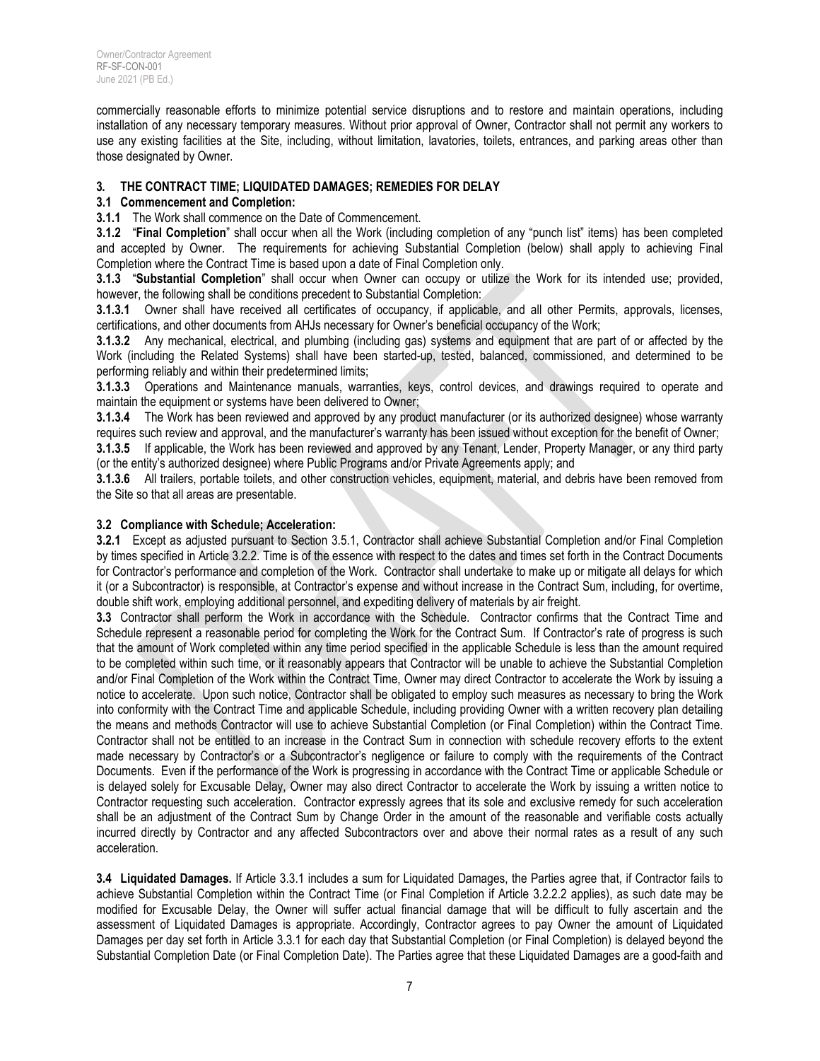commercially reasonable efforts to minimize potential service disruptions and to restore and maintain operations, including installation of any necessary temporary measures. Without prior approval of Owner, Contractor shall not permit any workers to use any existing facilities at the Site, including, without limitation, lavatories, toilets, entrances, and parking areas other than those designated by Owner.

## 3. THE CONTRACT TIME; LIQUIDATED DAMAGES; REMEDIES FOR DELAY

### 3.1 Commencement and Completion:

**3.1.1** The Work shall commence on the Date of Commencement.

**3.1.2** "**Final Completion**" shall occur when all the Work (including completion of any "punch list" items) has been completed and accepted by Owner. The requirements for achieving Substantial Completion (below) shall apply to achieving Final Completion where the Contract Time is based upon a date of Final Completion only.

**3.1.3** "**Substantial Completion**" shall occur when Owner can occupy or utilize the Work for its intended use; provided, however, the following shall be conditions precedent to Substantial Completion:

**3.1.3.1** Owner shall have received all certificates of occupancy, if applicable, and all other Permits, approvals, licenses, certifications, and other documents from AHJs necessary for Owner's beneficial occupancy of the Work;

**3.1.3.2** Any mechanical, electrical, and plumbing (including gas) systems and equipment that are part of or affected by the Work (including the Related Systems) shall have been started-up, tested, balanced, commissioned, and determined to be performing reliably and within their predetermined limits;

**3.1.3.3** Operations and Maintenance manuals, warranties, keys, control devices, and drawings required to operate and maintain the equipment or systems have been delivered to Owner;

**3.1.3.4** The Work has been reviewed and approved by any product manufacturer (or its authorized designee) whose warranty requires such review and approval, and the manufacturer's warranty has been issued without exception for the benefit of Owner;

**3.1.3.5** If applicable, the Work has been reviewed and approved by any Tenant, Lender, Property Manager, or any third party (or the entity's authorized designee) where Public Programs and/or Private Agreements apply; and

**3.1.3.6** All trailers, portable toilets, and other construction vehicles, equipment, material, and debris have been removed from the Site so that all areas are presentable.

### 3.2 Compliance with Schedule; Acceleration:

**3.2.1** Except as adjusted pursuant to Section 3.5.1, Contractor shall achieve Substantial Completion and/or Final Completion by times specified in Article 3.2.2. Time is of the essence with respect to the dates and times set forth in the Contract Documents for Contractor's performance and completion of the Work. Contractor shall undertake to make up or mitigate all delays for which it (or a Subcontractor) is responsible, at Contractor's expense and without increase in the Contract Sum, including, for overtime, double shift work, employing additional personnel, and expediting delivery of materials by air freight.

**3.3** Contractor shall perform the Work in accordance with the Schedule. Contractor confirms that the Contract Time and Schedule represent a reasonable period for completing the Work for the Contract Sum. If Contractor's rate of progress is such that the amount of Work completed within any time period specified in the applicable Schedule is less than the amount required to be completed within such time, or it reasonably appears that Contractor will be unable to achieve the Substantial Completion and/or Final Completion of the Work within the Contract Time, Owner may direct Contractor to accelerate the Work by issuing a notice to accelerate. Upon such notice, Contractor shall be obligated to employ such measures as necessary to bring the Work into conformity with the Contract Time and applicable Schedule, including providing Owner with a written recovery plan detailing the means and methods Contractor will use to achieve Substantial Completion (or Final Completion) within the Contract Time. Contractor shall not be entitled to an increase in the Contract Sum in connection with schedule recovery efforts to the extent made necessary by Contractor's or a Subcontractor's negligence or failure to comply with the requirements of the Contract Documents. Even if the performance of the Work is progressing in accordance with the Contract Time or applicable Schedule or is delayed solely for Excusable Delay, Owner may also direct Contractor to accelerate the Work by issuing a written notice to Contractor requesting such acceleration. Contractor expressly agrees that its sole and exclusive remedy for such acceleration shall be an adjustment of the Contract Sum by Change Order in the amount of the reasonable and verifiable costs actually incurred directly by Contractor and any affected Subcontractors over and above their normal rates as a result of any such acceleration.

**3.4 Liquidated Damages.** If Article 3.3.1 includes a sum for Liquidated Damages, the Parties agree that, if Contractor fails to achieve Substantial Completion within the Contract Time (or Final Completion if Article 3.2.2.2 applies), as such date may be modified for Excusable Delay, the Owner will suffer actual financial damage that will be difficult to fully ascertain and the assessment of Liquidated Damages is appropriate. Accordingly, Contractor agrees to pay Owner the amount of Liquidated Damages per day set forth in Article 3.3.1 for each day that Substantial Completion (or Final Completion) is delayed beyond the Substantial Completion Date (or Final Completion Date). The Parties agree that these Liquidated Damages are a good-faith and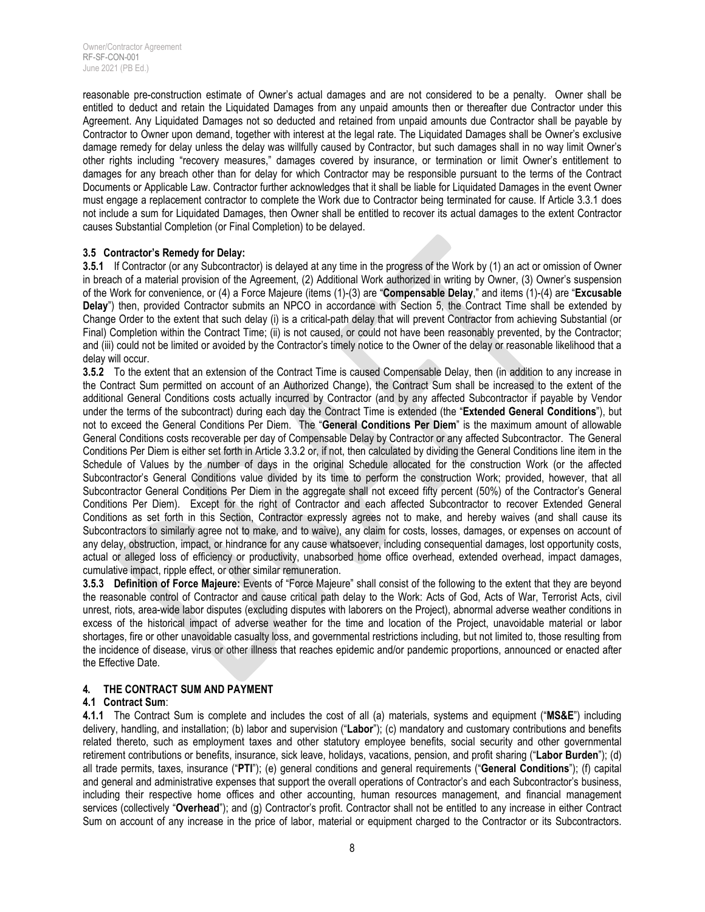reasonable pre-construction estimate of Owner's actual damages and are not considered to be a penalty. Owner shall be entitled to deduct and retain the Liquidated Damages from any unpaid amounts then or thereafter due Contractor under this Agreement. Any Liquidated Damages not so deducted and retained from unpaid amounts due Contractor shall be payable by Contractor to Owner upon demand, together with interest at the legal rate. The Liquidated Damages shall be Owner's exclusive damage remedy for delay unless the delay was willfully caused by Contractor, but such damages shall in no way limit Owner's other rights including "recovery measures," damages covered by insurance, or termination or limit Owner's entitlement to damages for any breach other than for delay for which Contractor may be responsible pursuant to the terms of the Contract Documents or Applicable Law. Contractor further acknowledges that it shall be liable for Liquidated Damages in the event Owner must engage a replacement contractor to complete the Work due to Contractor being terminated for cause. If Article 3.3.1 does not include a sum for Liquidated Damages, then Owner shall be entitled to recover its actual damages to the extent Contractor causes Substantial Completion (or Final Completion) to be delayed.

### 3.5 Contractor's Remedy for Delay:

**3.5.1** If Contractor (or any Subcontractor) is delayed at any time in the progress of the Work by (1) an act or omission of Owner in breach of a material provision of the Agreement, (2) Additional Work authorized in writing by Owner, (3) Owner's suspension of the Work for convenience, or (4) a Force Majeure (items (1)-(3) are "**Compensable Delay**," and items (1)-(4) are "**Excusable Delay**") then, provided Contractor submits an NPCO in accordance with Section 5, the Contract Time shall be extended by Change Order to the extent that such delay (i) is a critical-path delay that will prevent Contractor from achieving Substantial (or Final) Completion within the Contract Time; (ii) is not caused, or could not have been reasonably prevented, by the Contractor; and (iii) could not be limited or avoided by the Contractor's timely notice to the Owner of the delay or reasonable likelihood that a delay will occur.

**3.5.2** To the extent that an extension of the Contract Time is caused Compensable Delay, then (in addition to any increase in the Contract Sum permitted on account of an Authorized Change), the Contract Sum shall be increased to the extent of the additional General Conditions costs actually incurred by Contractor (and by any affected Subcontractor if payable by Vendor under the terms of the subcontract) during each day the Contract Time is extended (the "**Extended General Conditions**"), but not to exceed the General Conditions Per Diem. The "**General Conditions Per Diem**" is the maximum amount of allowable General Conditions costs recoverable per day of Compensable Delay by Contractor or any affected Subcontractor. The General Conditions Per Diem is either set forth in Article 3.3.2 or, if not, then calculated by dividing the General Conditions line item in the Schedule of Values by the number of days in the original Schedule allocated for the construction Work (or the affected Subcontractor's General Conditions value divided by its time to perform the construction Work; provided, however, that all Subcontractor General Conditions Per Diem in the aggregate shall not exceed fifty percent (50%) of the Contractor's General Conditions Per Diem). Except for the right of Contractor and each affected Subcontractor to recover Extended General Conditions as set forth in this Section, Contractor expressly agrees not to make, and hereby waives (and shall cause its Subcontractors to similarly agree not to make, and to waive), any claim for costs, losses, damages, or expenses on account of any delay, obstruction, impact, or hindrance for any cause whatsoever, including consequential damages, lost opportunity costs, actual or alleged loss of efficiency or productivity, unabsorbed home office overhead, extended overhead, impact damages, cumulative impact, ripple effect, or other similar remuneration.

**3.5.3 Definition of Force Majeure:** Events of "Force Majeure" shall consist of the following to the extent that they are beyond the reasonable control of Contractor and cause critical path delay to the Work: Acts of God, Acts of War, Terrorist Acts, civil unrest, riots, area-wide labor disputes (excluding disputes with laborers on the Project), abnormal adverse weather conditions in excess of the historical impact of adverse weather for the time and location of the Project, unavoidable material or labor shortages, fire or other unavoidable casualty loss, and governmental restrictions including, but not limited to, those resulting from the incidence of disease, virus or other illness that reaches epidemic and/or pandemic proportions, announced or enacted after the Effective Date.

## 4. THE CONTRACT SUM AND PAYMENT

### 4.1 Contract Sum:

**4.1.1** The Contract Sum is complete and includes the cost of all (a) materials, systems and equipment ("**MS&E**") including delivery, handling, and installation; (b) labor and supervision ("**Labor**"); (c) mandatory and customary contributions and benefits related thereto, such as employment taxes and other statutory employee benefits, social security and other governmental retirement contributions or benefits, insurance, sick leave, holidays, vacations, pension, and profit sharing ("**Labor Burden**"); (d) all trade permits, taxes, insurance ("**PTI**"); (e) general conditions and general requirements ("**General Conditions**"); (f) capital and general and administrative expenses that support the overall operations of Contractor's and each Subcontractor's business, including their respective home offices and other accounting, human resources management, and financial management services (collectively "**Overhead**"); and (g) Contractor's profit. Contractor shall not be entitled to any increase in either Contract Sum on account of any increase in the price of labor, material or equipment charged to the Contractor or its Subcontractors.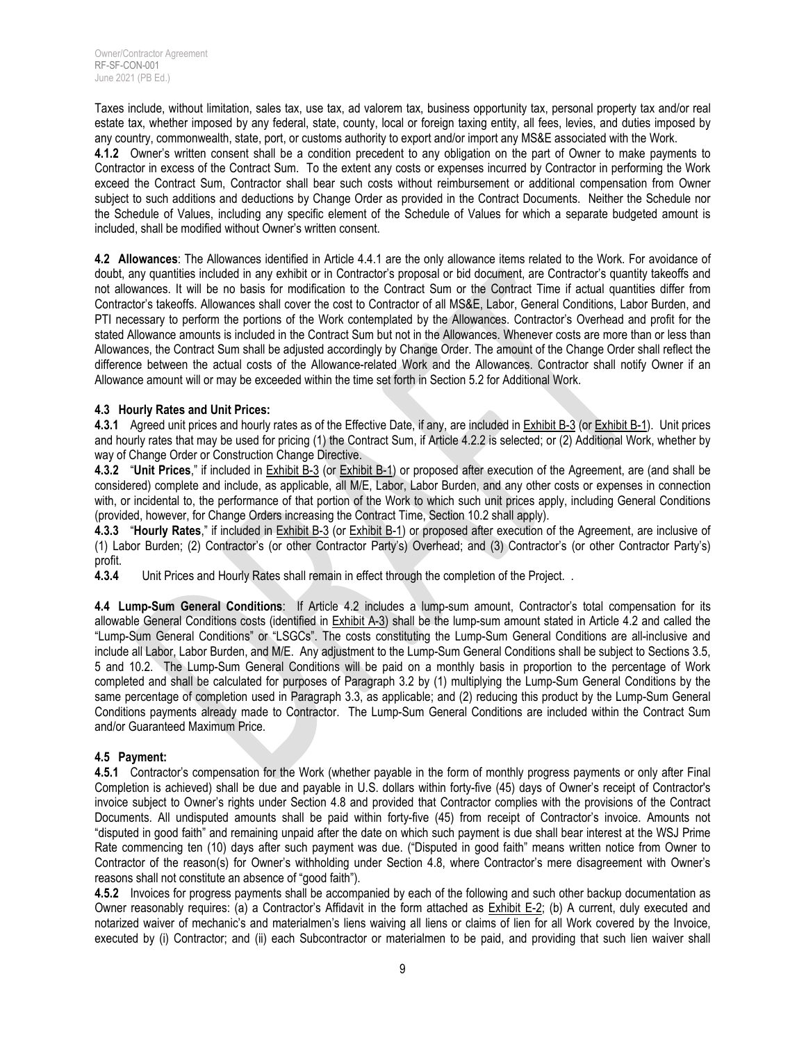Taxes include, without limitation, sales tax, use tax, ad valorem tax, business opportunity tax, personal property tax and/or real estate tax, whether imposed by any federal, state, county, local or foreign taxing entity, all fees, levies, and duties imposed by any country, commonwealth, state, port, or customs authority to export and/or import any MS&E associated with the Work.

**4.1.2** Owner's written consent shall be a condition precedent to any obligation on the part of Owner to make payments to Contractor in excess of the Contract Sum. To the extent any costs or expenses incurred by Contractor in performing the Work exceed the Contract Sum, Contractor shall bear such costs without reimbursement or additional compensation from Owner subject to such additions and deductions by Change Order as provided in the Contract Documents. Neither the Schedule nor the Schedule of Values, including any specific element of the Schedule of Values for which a separate budgeted amount is included, shall be modified without Owner's written consent.

**4.2 Allowances**: The Allowances identified in Article 4.4.1 are the only allowance items related to the Work. For avoidance of doubt, any quantities included in any exhibit or in Contractor's proposal or bid document, are Contractor's quantity takeoffs and not allowances. It will be no basis for modification to the Contract Sum or the Contract Time if actual quantities differ from Contractor's takeoffs. Allowances shall cover the cost to Contractor of all MS&E, Labor, General Conditions, Labor Burden, and PTI necessary to perform the portions of the Work contemplated by the Allowances. Contractor's Overhead and profit for the stated Allowance amounts is included in the Contract Sum but not in the Allowances. Whenever costs are more than or less than Allowances, the Contract Sum shall be adjusted accordingly by Change Order. The amount of the Change Order shall reflect the difference between the actual costs of the Allowance-related Work and the Allowances. Contractor shall notify Owner if an Allowance amount will or may be exceeded within the time set forth in Section 5.2 for Additional Work.

**4.3 Hourly Rates and Unit Prices:**

**4.3.1** Agreed unit prices and hourly rates as of the Effective Date, if any, are included in Exhibit B-3 (or Exhibit B-1). Unit prices and hourly rates that may be used for pricing (1) the Contract Sum, if Article 4.2.2 is selected; or (2) Additional Work, whether by way of Change Order or Construction Change Directive.

**4.3.2** "**Unit Prices**," if included in Exhibit B-3 (or Exhibit B-1) or proposed after execution of the Agreement, are (and shall be considered) complete and include, as applicable, all M/E, Labor, Labor Burden, and any other costs or expenses in connection with, or incidental to, the performance of that portion of the Work to which such unit prices apply, including General Conditions (provided, however, for Change Orders increasing the Contract Time, Section 10.2 shall apply).

**4.3.3** "**Hourly Rates**," if included in Exhibit B-3 or Exhibit B-1) or proposed after execution of the Agreement, are inclusive of (1) Labor Burden; (2) Contractor's (or other Contractor Party's) Overhead; and (3) Contractor's (or other Contractor Party's) profit.

**4.3.4** Unit Prices and Hourly Rates shall remain in effect through the completion of the Project. .

**4.4 Lump-Sum General Conditions**: If Article 4.2 includes a lump-sum amount, Contractor's total compensation for its allowable General Conditions costs (identified in Exhibit A-3) shall be the lump-sum amount stated in Article 4.2 and called the "Lump-Sum General Conditions" or "LSGCs". The costs constituting the Lump-Sum General Conditions are all-inclusive and include all Labor, Labor Burden, and M/E. Any adjustment to the Lump-Sum General Conditions shall be subject to Sections 3.5, 5 and 10.2. The Lump-Sum General Conditions will be paid on a monthly basis in proportion to the percentage of Work completed and shall be calculated for purposes of Paragraph 3.2 by (1) multiplying the Lump-Sum General Conditions by the same percentage of completion used in Paragraph 3.3, as applicable; and (2) reducing this product by the Lump-Sum General Conditions payments already made to Contractor. The Lump-Sum General Conditions are included within the Contract Sum and/or Guaranteed Maximum Price.

**4.5 Payment:**

**4.5.1** Contractor's compensation for the Work (whether payable in the form of monthly progress payments or only after Final Completion is achieved) shall be due and payable in U.S. dollars within forty-five (45) days of Owner's receipt of Contractor's invoice subject to Owner's rights under Section 4.8 and provided that Contractor complies with the provisions of the Contract Documents. All undisputed amounts shall be paid within forty-five (45) from receipt of Contractor's invoice. Amounts not "disputed in good faith" and remaining unpaid after the date on which such payment is due shall bear interest at the WSJ Prime Rate commencing ten (10) days after such payment was due. ("Disputed in good faith" means written notice from Owner to Contractor of the reason(s) for Owner's withholding under Section 4.8, where Contractor's mere disagreement with Owner's reasons shall not constitute an absence of "good faith").

**4.5.2** Invoices for progress payments shall be accompanied by each of the following and such other backup documentation as Owner reasonably requires: (a) a Contractor's Affidavit in the form attached as Exhibit E-2; (b) A current, duly executed and notarized waiver of mechanic's and materialmen's liens waiving all liens or claims of lien for all Work covered by the Invoice, executed by (i) Contractor; and (ii) each Subcontractor or materialmen to be paid, and providing that such lien waiver shall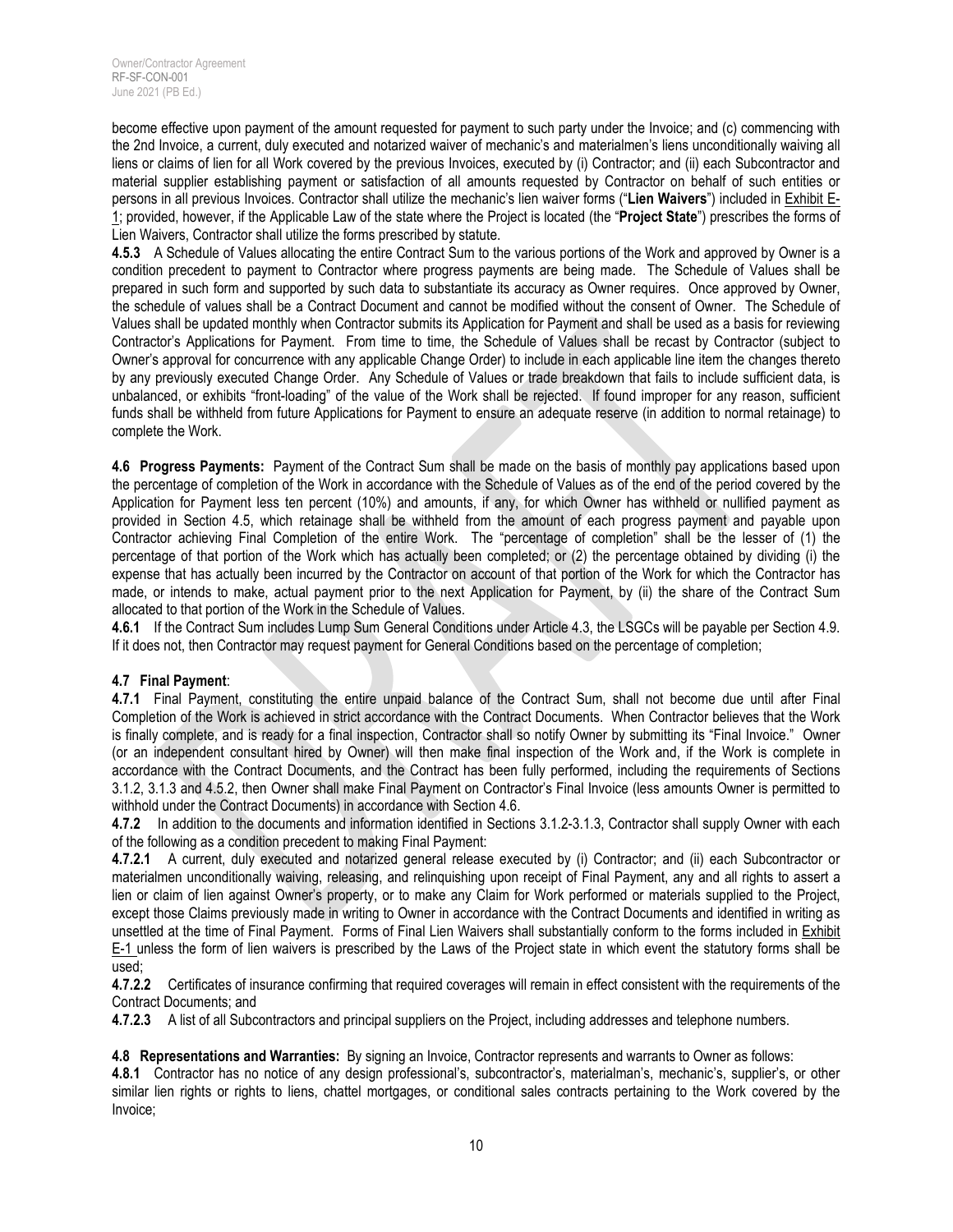become effective upon payment of the amount requested for payment to such party under the Invoice; and (c) commencing with the 2nd Invoice, a current, duly executed and notarized waiver of mechanic's and materialmen's liens unconditionally waiving all liens or claims of lien for all Work covered by the previous Invoices, executed by (i) Contractor; and (ii) each Subcontractor and material supplier establishing payment or satisfaction of all amounts requested by Contractor on behalf of such entities or persons in all previous Invoices. Contractor shall utilize the mechanic's lien waiver forms ("**Lien Waivers**") included in Exhibit E-1; provided, however, if the Applicable Law of the state where the Project is located (the "**Project State**") prescribes the forms of Lien Waivers, Contractor shall utilize the forms prescribed by statute.

**4.5.3** A Schedule of Values allocating the entire Contract Sum to the various portions of the Work and approved by Owner is a condition precedent to payment to Contractor where progress payments are being made. The Schedule of Values shall be prepared in such form and supported by such data to substantiate its accuracy as Owner requires. Once approved by Owner, the schedule of values shall be a Contract Document and cannot be modified without the consent of Owner. The Schedule of Values shall be updated monthly when Contractor submits its Application for Payment and shall be used as a basis for reviewing Contractor's Applications for Payment. From time to time, the Schedule of Values shall be recast by Contractor (subject to Owner's approval for concurrence with any applicable Change Order) to include in each applicable line item the changes thereto by any previously executed Change Order. Any Schedule of Values or trade breakdown that fails to include sufficient data, is unbalanced, or exhibits "front-loading" of the value of the Work shall be rejected. If found improper for any reason, sufficient funds shall be withheld from future Applications for Payment to ensure an adequate reserve (in addition to normal retainage) to complete the Work.

**4.6 Progress Payments:** Payment of the Contract Sum shall be made on the basis of monthly pay applications based upon the percentage of completion of the Work in accordance with the Schedule of Values as of the end of the period covered by the Application for Payment less ten percent (10%) and amounts, if any, for which Owner has withheld or nullified payment as provided in Section 4.5, which retainage shall be withheld from the amount of each progress payment and payable upon Contractor achieving Final Completion of the entire Work. The "percentage of completion" shall be the lesser of (1) the percentage of that portion of the Work which has actually been completed; or (2) the percentage obtained by dividing (i) the expense that has actually been incurred by the Contractor on account of that portion of the Work for which the Contractor has made, or intends to make, actual payment prior to the next Application for Payment, by (ii) the share of the Contract Sum allocated to that portion of the Work in the Schedule of Values.

**4.6.1** If the Contract Sum includes Lump Sum General Conditions under Article 4.3, the LSGCs will be payable per Section 4.9. If it does not, then Contractor may request payment for General Conditions based on the percentage of completion;

**4.7 Final Payment**:

**4.7.1** Final Payment, constituting the entire unpaid balance of the Contract Sum, shall not become due until after Final Completion of the Work is achieved in strict accordance with the Contract Documents. When Contractor believes that the Work is finally complete, and is ready for a final inspection, Contractor shall so notify Owner by submitting its "Final Invoice." Owner (or an independent consultant hired by Owner) will then make final inspection of the Work and, if the Work is complete in accordance with the Contract Documents, and the Contract has been fully performed, including the requirements of Sections 3.1.2, 3.1.3 and 4.5.2, then Owner shall make Final Payment on Contractor's Final Invoice (less amounts Owner is permitted to withhold under the Contract Documents) in accordance with Section 4.6.

**4.7.2** In addition to the documents and information identified in Sections 3.1.2-3.1.3, Contractor shall supply Owner with each of the following as a condition precedent to making Final Payment:

**4.7.2.1** A current, duly executed and notarized general release executed by (i) Contractor; and (ii) each Subcontractor or materialmen unconditionally waiving, releasing, and relinquishing upon receipt of Final Payment, any and all rights to assert a lien or claim of lien against Owner's property, or to make any Claim for Work performed or materials supplied to the Project, except those Claims previously made in writing to Owner in accordance with the Contract Documents and identified in writing as unsettled at the time of Final Payment. Forms of Final Lien Waivers shall substantially conform to the forms included in Exhibit E-1 unless the form of lien waivers is prescribed by the Laws of the Project state in which event the statutory forms shall be used;

**4.7.2.2** Certificates of insurance confirming that required coverages will remain in effect consistent with the requirements of the Contract Documents; and

**4.7.2.3** A list of all Subcontractors and principal suppliers on the Project, including addresses and telephone numbers.

**4.8 Representations and Warranties:** By signing an Invoice, Contractor represents and warrants to Owner as follows:

**4.8.1** Contractor has no notice of any design professional's, subcontractor's, materialman's, mechanic's, supplier's, or other similar lien rights or rights to liens, chattel mortgages, or conditional sales contracts pertaining to the Work covered by the Invoice;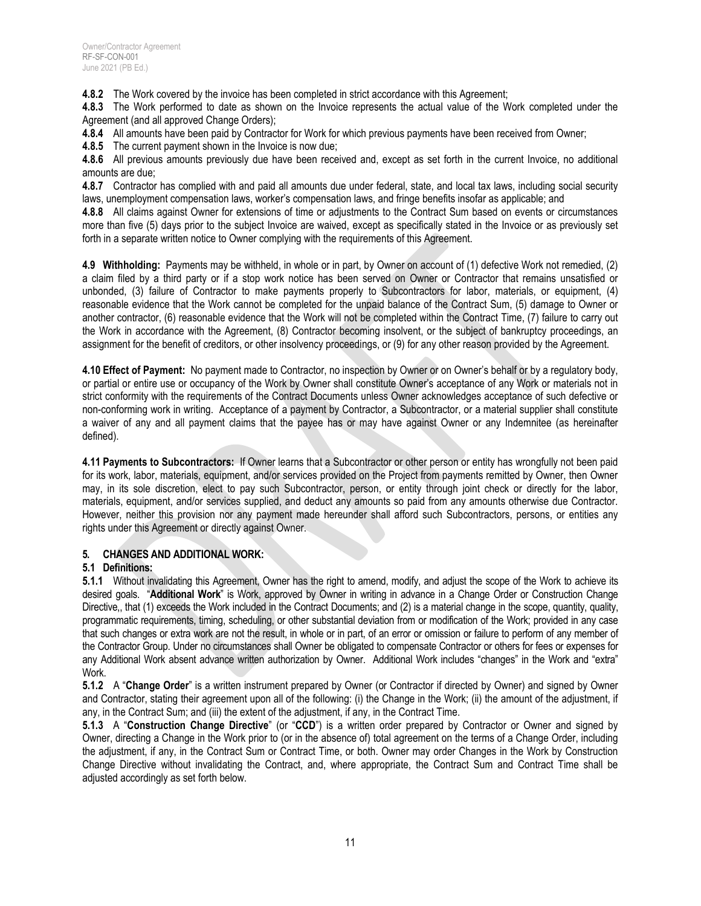**4.8.2** The Work covered by the invoice has been completed in strict accordance with this Agreement;

**4.8.3** The Work performed to date as shown on the Invoice represents the actual value of the Work completed under the Agreement (and all approved Change Orders);

**4.8.4** All amounts have been paid by Contractor for Work for which previous payments have been received from Owner;

**4.8.5** The current payment shown in the Invoice is now due;

**4.8.6** All previous amounts previously due have been received and, except as set forth in the current Invoice, no additional amounts are due;

**4.8.7** Contractor has complied with and paid all amounts due under federal, state, and local tax laws, including social security laws, unemployment compensation laws, worker's compensation laws, and fringe benefits insofar as applicable; and

**4.8.8** All claims against Owner for extensions of time or adjustments to the Contract Sum based on events or circumstances more than five (5) days prior to the subject Invoice are waived, except as specifically stated in the Invoice or as previously set forth in a separate written notice to Owner complying with the requirements of this Agreement.

**4.9 Withholding:** Payments may be withheld, in whole or in part, by Owner on account of (1) defective Work not remedied, (2) a claim filed by a third party or if a stop work notice has been served on Owner or Contractor that remains unsatisfied or unbonded, (3) failure of Contractor to make payments properly to Subcontractors for labor, materials, or equipment, (4) reasonable evidence that the Work cannot be completed for the unpaid balance of the Contract Sum, (5) damage to Owner or another contractor, (6) reasonable evidence that the Work will not be completed within the Contract Time, (7) failure to carry out the Work in accordance with the Agreement, (8) Contractor becoming insolvent, or the subject of bankruptcy proceedings, an assignment for the benefit of creditors, or other insolvency proceedings, or (9) for any other reason provided by the Agreement.

**4.10 Effect of Payment:** No payment made to Contractor, no inspection by Owner or on Owner's behalf or by a regulatory body, or partial or entire use or occupancy of the Work by Owner shall constitute Owner's acceptance of any Work or materials not in strict conformity with the requirements of the Contract Documents unless Owner acknowledges acceptance of such defective or non-conforming work in writing. Acceptance of a payment by Contractor, a Subcontractor, or a material supplier shall constitute a waiver of any and all payment claims that the payee has or may have against Owner or any Indemnitee (as hereinafter defined).

**4.11 Payments to Subcontractors:** If Owner learns that a Subcontractor or other person or entity has wrongfully not been paid for its work, labor, materials, equipment, and/or services provided on the Project from payments remitted by Owner, then Owner may, in its sole discretion, elect to pay such Subcontractor, person, or entity through joint check or directly for the labor, materials, equipment, and/or services supplied, and deduct any amounts so paid from any amounts otherwise due Contractor. However, neither this provision nor any payment made hereunder shall afford such Subcontractors, persons, or entities any rights under this Agreement or directly against Owner.

## 5. CHANGES AND ADDITIONAL WORK:

### 5.1 Definitions:

**5.1.1** Without invalidating this Agreement, Owner has the right to amend, modify, and adjust the scope of the Work to achieve its desired goals. "**Additional Work**" is Work, approved by Owner in writing in advance in a Change Order or Construction Change Directive,, that (1) exceeds the Work included in the Contract Documents; and (2) is a material change in the scope, quantity, quality, programmatic requirements, timing, scheduling, or other substantial deviation from or modification of the Work; provided in any case that such changes or extra work are not the result, in whole or in part, of an error or omission or failure to perform of any member of the Contractor Group. Under no circumstances shall Owner be obligated to compensate Contractor or others for fees or expenses for any Additional Work absent advance written authorization by Owner. Additional Work includes "changes" in the Work and "extra" Work.

**5.1.2** A "**Change Order**" is a written instrument prepared by Owner (or Contractor if directed by Owner) and signed by Owner and Contractor, stating their agreement upon all of the following: (i) the Change in the Work; (ii) the amount of the adjustment, if any, in the Contract Sum; and (iii) the extent of the adjustment, if any, in the Contract Time.

**5.1.3** A "**Construction Change Directive**" (or "**CCD**") is a written order prepared by Contractor or Owner and signed by Owner, directing a Change in the Work prior to (or in the absence of) total agreement on the terms of a Change Order, including the adjustment, if any, in the Contract Sum or Contract Time, or both. Owner may order Changes in the Work by Construction Change Directive without invalidating the Contract, and, where appropriate, the Contract Sum and Contract Time shall be adjusted accordingly as set forth below.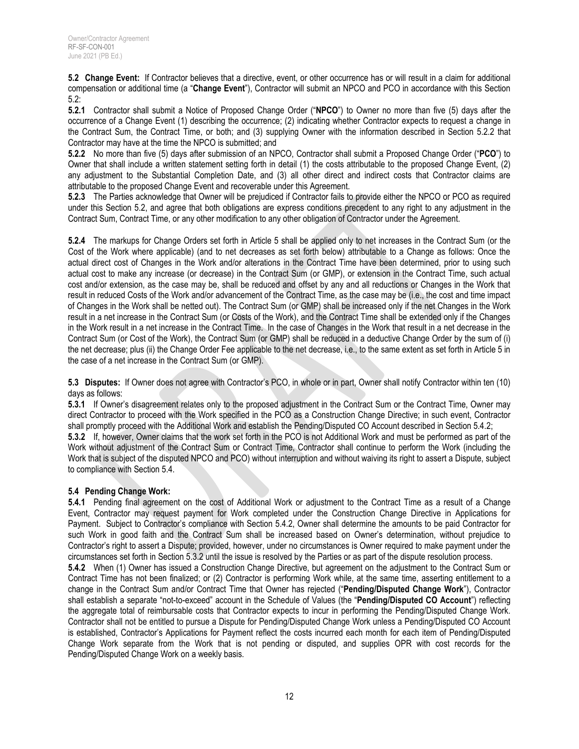**5.2 Change Event:** If Contractor believes that a directive, event, or other occurrence has or will result in a claim for additional compensation or additional time (a "**Change Event**"), Contractor will submit an NPCO and PCO in accordance with this Section 5.2:

**5.2.1** Contractor shall submit a Notice of Proposed Change Order ("**NPCO**") to Owner no more than five (5) days after the occurrence of a Change Event (1) describing the occurrence; (2) indicating whether Contractor expects to request a change in the Contract Sum, the Contract Time, or both; and (3) supplying Owner with the information described in Section 5.2.2 that Contractor may have at the time the NPCO is submitted; and

**5.2.2** No more than five (5) days after submission of an NPCO, Contractor shall submit a Proposed Change Order ("**PCO**") to Owner that shall include a written statement setting forth in detail (1) the costs attributable to the proposed Change Event, (2) any adjustment to the Substantial Completion Date, and (3) all other direct and indirect costs that Contractor claims are attributable to the proposed Change Event and recoverable under this Agreement.

**5.2.3** The Parties acknowledge that Owner will be prejudiced if Contractor fails to provide either the NPCO or PCO as required under this Section 5.2, and agree that both obligations are express conditions precedent to any right to any adjustment in the Contract Sum, Contract Time, or any other modification to any other obligation of Contractor under the Agreement.

**5.2.4** The markups for Change Orders set forth in Article 5 shall be applied only to net increases in the Contract Sum (or the Cost of the Work where applicable) (and to net decreases as set forth below) attributable to a Change as follows: Once the actual direct cost of Changes in the Work and/or alterations in the Contract Time have been determined, prior to using such actual cost to make any increase (or decrease) in the Contract Sum (or GMP), or extension in the Contract Time, such actual cost and/or extension, as the case may be, shall be reduced and offset by any and all reductions or Changes in the Work that result in reduced Costs of the Work and/or advancement of the Contract Time, as the case may be (i.e., the cost and time impact of Changes in the Work shall be netted out). The Contract Sum (or GMP) shall be increased only if the net Changes in the Work result in a net increase in the Contract Sum (or Costs of the Work), and the Contract Time shall be extended only if the Changes in the Work result in a net increase in the Contract Time. In the case of Changes in the Work that result in a net decrease in the Contract Sum (or Cost of the Work), the Contract Sum (or GMP) shall be reduced in a deductive Change Order by the sum of (i) the net decrease; plus (ii) the Change Order Fee applicable to the net decrease, i.e., to the same extent as set forth in Article 5 in the case of a net increase in the Contract Sum (or GMP).

**5.3 Disputes:** If Owner does not agree with Contractor's PCO, in whole or in part, Owner shall notify Contractor within ten (10) days as follows:

**5.3.1** If Owner's disagreement relates only to the proposed adjustment in the Contract Sum or the Contract Time, Owner may direct Contractor to proceed with the Work specified in the PCO as a Construction Change Directive; in such event, Contractor shall promptly proceed with the Additional Work and establish the Pending/Disputed CO Account described in Section 5.4.2;

**5.3.2** If, however, Owner claims that the work set forth in the PCO is not Additional Work and must be performed as part of the Work without adjustment of the Contract Sum or Contract Time, Contractor shall continue to perform the Work (including the Work that is subject of the disputed NPCO and PCO) without interruption and without waiving its right to assert a Dispute, subject to compliance with Section 5.4.

**5.4 Pending Change Work:**

**5.4.1** Pending final agreement on the cost of Additional Work or adjustment to the Contract Time as a result of a Change Event, Contractor may request payment for Work completed under the Construction Change Directive in Applications for Payment. Subject to Contractor's compliance with Section 5.4.2, Owner shall determine the amounts to be paid Contractor for such Work in good faith and the Contract Sum shall be increased based on Owner's determination, without prejudice to Contractor's right to assert a Dispute; provided, however, under no circumstances is Owner required to make payment under the circumstances set forth in Section 5.3.2 until the issue is resolved by the Parties or as part of the dispute resolution process.

**5.4.2** When (1) Owner has issued a Construction Change Directive, but agreement on the adjustment to the Contract Sum or Contract Time has not been finalized; or (2) Contractor is performing Work while, at the same time, asserting entitlement to a change in the Contract Sum and/or Contract Time that Owner has rejected ("**Pending/Disputed Change Work**"), Contractor shall establish a separate "not-to-exceed" account in the Schedule of Values (the "**Pending/Disputed CO Account**") reflecting the aggregate total of reimbursable costs that Contractor expects to incur in performing the Pending/Disputed Change Work. Contractor shall not be entitled to pursue a Dispute for Pending/Disputed Change Work unless a Pending/Disputed CO Account is established, Contractor's Applications for Payment reflect the costs incurred each month for each item of Pending/Disputed Change Work separate from the Work that is not pending or disputed, and supplies OPR with cost records for the Pending/Disputed Change Work on a weekly basis.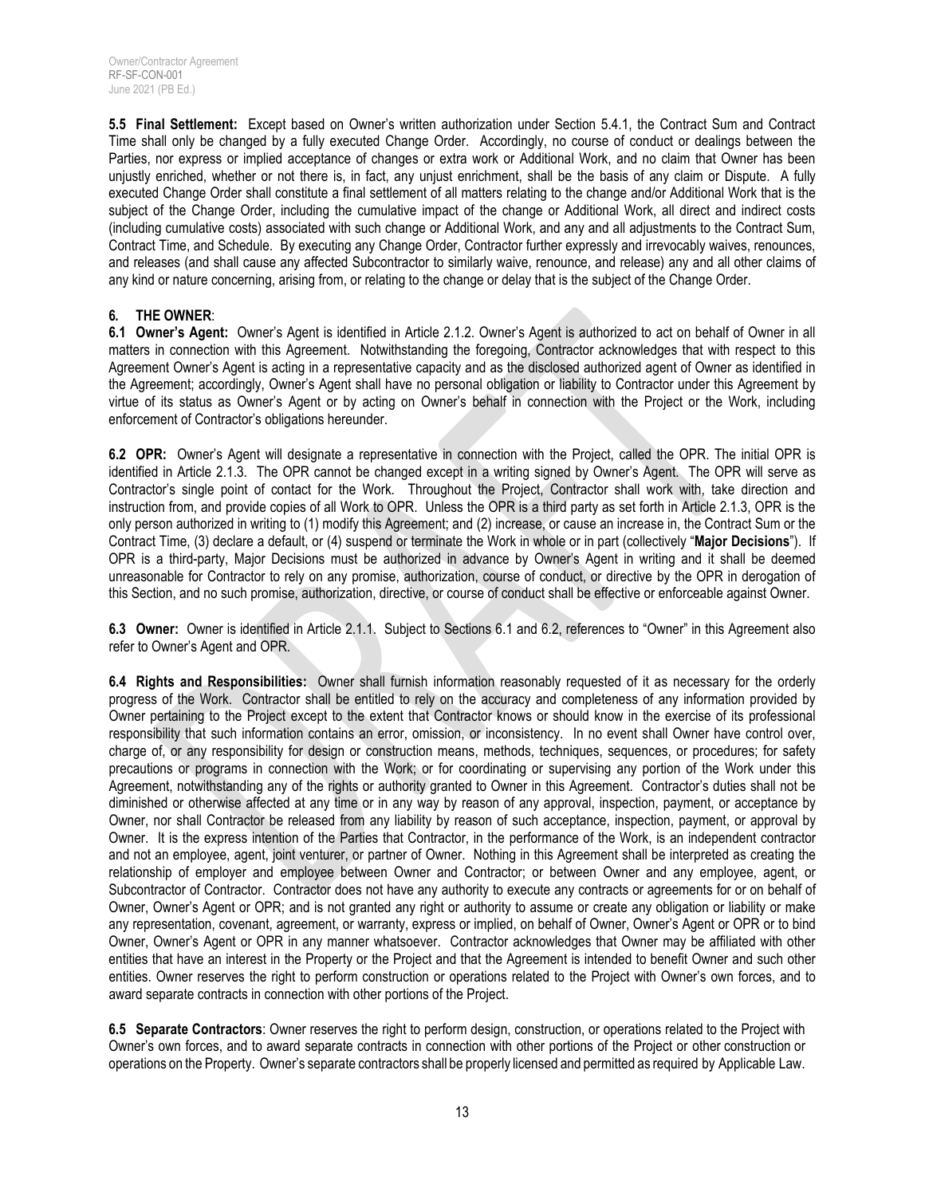**5.5 Final Settlement:** Except based on Owner's written authorization under Section 5.4.1, the Contract Sum and Contract Time shall only be changed by a fully executed Change Order. Accordingly, no course of conduct or dealings between the Parties, nor express or implied acceptance of changes or extra work or Additional Work, and no claim that Owner has been unjustly enriched, whether or not there is, in fact, any unjust enrichment, shall be the basis of any claim or Dispute. A fully executed Change Order shall constitute a final settlement of all matters relating to the change and/or Additional Work that is the subject of the Change Order, including the cumulative impact of the change or Additional Work, all direct and indirect costs (including cumulative costs) associated with such change or Additional Work, and any and all adjustments to the Contract Sum, Contract Time, and Schedule. By executing any Change Order, Contractor further expressly and irrevocably waives, renounces, and releases (and shall cause any affected Subcontractor to similarly waive, renounce, and release) any and all other claims of any kind or nature concerning, arising from, or relating to the change or delay that is the subject of the Change Order.

## 6. THE OWNER:

**6.1 Owner's Agent:** Owner's Agent is identified in Article 2.1.2. Owner's Agent is authorized to act on behalf of Owner in all matters in connection with this Agreement. Notwithstanding the foregoing, Contractor acknowledges that with respect to this Agreement Owner's Agent is acting in a representative capacity and as the disclosed authorized agent of Owner as identified in the Agreement; accordingly, Owner's Agent shall have no personal obligation or liability to Contractor under this Agreement by virtue of its status as Owner's Agent or by acting on Owner's behalf in connection with the Project or the Work, including enforcement of Contractor's obligations hereunder.

**6.2 OPR:** Owner's Agent will designate a representative in connection with the Project, called the OPR. The initial OPR is identified in Article 2.1.3. The OPR cannot be changed except in a writing signed by Owner's Agent. The OPR will serve as Contractor's single point of contact for the Work. Throughout the Project, Contractor shall work with, take direction and instruction from, and provide copies of all Work to OPR. Unless the OPR is a third party as set forth in Article 2.1.3, OPR is the only person authorized in writing to (1) modify this Agreement; and (2) increase, or cause an increase in, the Contract Sum or the Contract Time, (3) declare a default, or (4) suspend or terminate the Work in whole or in part (collectively "**Major Decisions**"). If OPR is a third-party, Major Decisions must be authorized in advance by Owner's Agent in writing and it shall be deemed unreasonable for Contractor to rely on any promise, authorization, course of conduct, or directive by the OPR in derogation of this Section, and no such promise, authorization, directive, or course of conduct shall be effective or enforceable against Owner.

**6.3 Owner:** Owner is identified in Article 2.1.1. Subject to Sections 6.1 and 6.2, references to "Owner" in this Agreement also refer to Owner's Agent and OPR.

**6.4 Rights and Responsibilities:** Owner shall furnish information reasonably requested of it as necessary for the orderly progress of the Work. Contractor shall be entitled to rely on the accuracy and completeness of any information provided by Owner pertaining to the Project except to the extent that Contractor knows or should know in the exercise of its professional responsibility that such information contains an error, omission, or inconsistency. In no event shall Owner have control over, charge of, or any responsibility for design or construction means, methods, techniques, sequences, or procedures; for safety precautions or programs in connection with the Work; or for coordinating or supervising any portion of the Work under this Agreement, notwithstanding any of the rights or authority granted to Owner in this Agreement. Contractor's duties shall not be diminished or otherwise affected at any time or in any way by reason of any approval, inspection, payment, or acceptance by Owner, nor shall Contractor be released from any liability by reason of such acceptance, inspection, payment, or approval by Owner. It is the express intention of the Parties that Contractor, in the performance of the Work, is an independent contractor and not an employee, agent, joint venturer, or partner of Owner. Nothing in this Agreement shall be interpreted as creating the relationship of employer and employee between Owner and Contractor; or between Owner and any employee, agent, or Subcontractor of Contractor. Contractor does not have any authority to execute any contracts or agreements for or on behalf of Owner, Owner's Agent or OPR; and is not granted any right or authority to assume or create any obligation or liability or make any representation, covenant, agreement, or warranty, express or implied, on behalf of Owner, Owner's Agent or OPR or to bind Owner, Owner's Agent or OPR in any manner whatsoever. Contractor acknowledges that Owner may be affiliated with other entities that have an interest in the Property or the Project and that the Agreement is intended to benefit Owner and such other entities. Owner reserves the right to perform construction or operations related to the Project with Owner's own forces, and to award separate contracts in connection with other portions of the Project.

**6.5 Separate Contractors**: Owner reserves the right to perform design, construction, or operations related to the Project with Owner's own forces, and to award separate contracts in connection with other portions of the Project or other construction or operations on the Property. Owner's separate contractors shall be properly licensed and permitted as required by Applicable Law.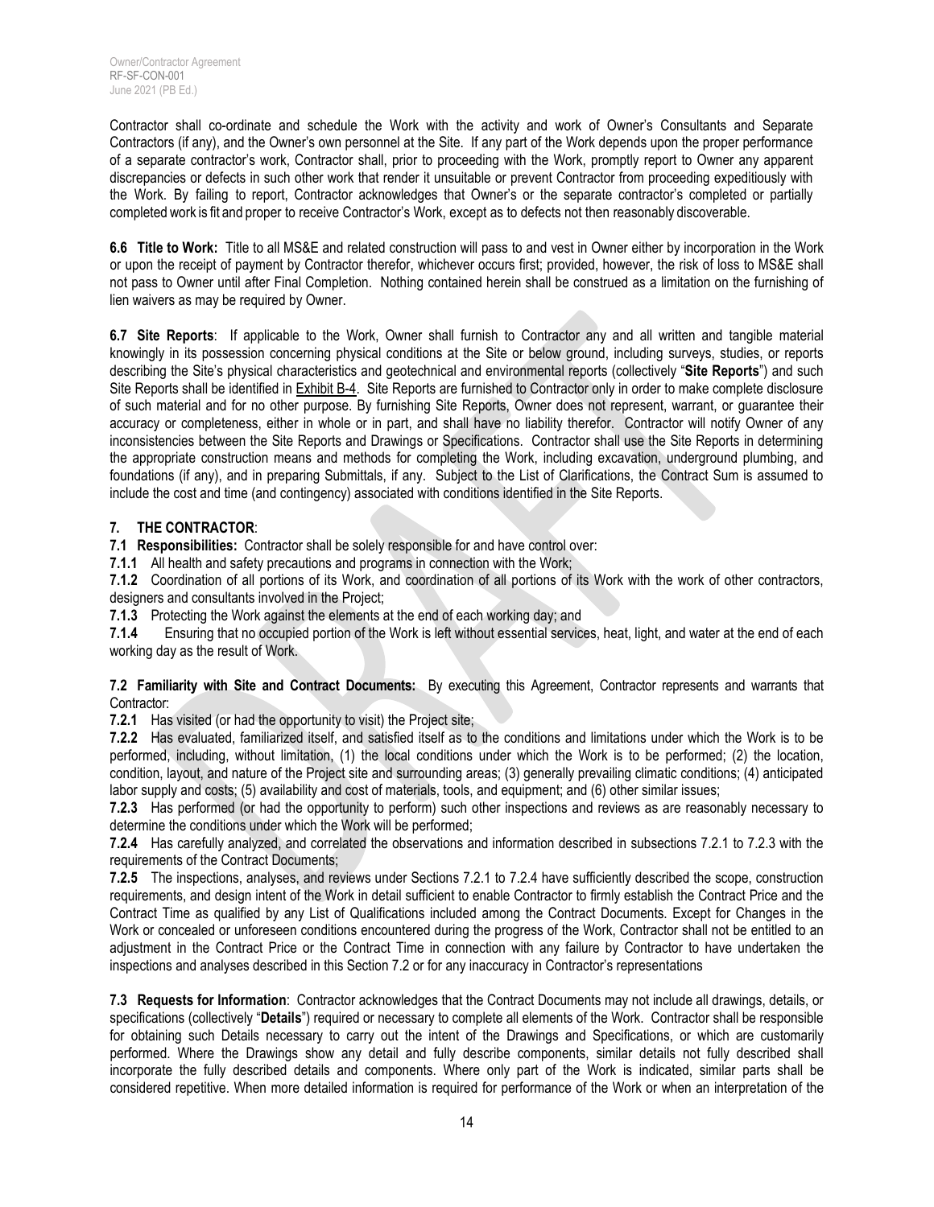Contractor shall co-ordinate and schedule the Work with the activity and work of Owner's Consultants and Separate Contractors (if any), and the Owner's own personnel at the Site. If any part of the Work depends upon the proper performance of a separate contractor's work, Contractor shall, prior to proceeding with the Work, promptly report to Owner any apparent discrepancies or defects in such other work that render it unsuitable or prevent Contractor from proceeding expeditiously with the Work. By failing to report, Contractor acknowledges that Owner's or the separate contractor's completed or partially completed work is fit and proper to receive Contractor's Work, except as to defects not then reasonably discoverable.

**6.6 Title to Work:** Title to all MS&E and related construction will pass to and vest in Owner either by incorporation in the Work or upon the receipt of payment by Contractor therefor, whichever occurs first; provided, however, the risk of loss to MS&E shall not pass to Owner until after Final Completion. Nothing contained herein shall be construed as a limitation on the furnishing of lien waivers as may be required by Owner.

**6.7 Site Reports**: If applicable to the Work, Owner shall furnish to Contractor any and all written and tangible material knowingly in its possession concerning physical conditions at the Site or below ground, including surveys, studies, or reports describing the Site's physical characteristics and geotechnical and environmental reports (collectively "**Site Reports**") and such Site Reports shall be identified in Exhibit B-4. Site Reports are furnished to Contractor only in order to make complete disclosure of such material and for no other purpose. By furnishing Site Reports, Owner does not represent, warrant, or guarantee their accuracy or completeness, either in whole or in part, and shall have no liability therefor. Contractor will notify Owner of any inconsistencies between the Site Reports and Drawings or Specifications. Contractor shall use the Site Reports in determining the appropriate construction means and methods for completing the Work, including excavation, underground plumbing, and foundations (if any), and in preparing Submittals, if any. Subject to the List of Clarifications, the Contract Sum is assumed to include the cost and time (and contingency) associated with conditions identified in the Site Reports.

## 7. THE CONTRACTOR:

**7.1 Responsibilities:** Contractor shall be solely responsible for and have control over:

**7.1.1** All health and safety precautions and programs in connection with the Work;

**7.1.2** Coordination of all portions of its Work, and coordination of all portions of its Work with the work of other contractors, designers and consultants involved in the Project;

**7.1.3** Protecting the Work against the elements at the end of each working day; and

**7.1.4** Ensuring that no occupied portion of the Work is left without essential services, heat, light, and water at the end of each working day as the result of Work.

**7.2 Familiarity with Site and Contract Documents:** By executing this Agreement, Contractor represents and warrants that Contractor:

**7.2.1** Has visited (or had the opportunity to visit) the Project site;

**7.2.2** Has evaluated, familiarized itself, and satisfied itself as to the conditions and limitations under which the Work is to be performed, including, without limitation, (1) the local conditions under which the Work is to be performed; (2) the location, condition, layout, and nature of the Project site and surrounding areas; (3) generally prevailing climatic conditions; (4) anticipated labor supply and costs; (5) availability and cost of materials, tools, and equipment; and (6) other similar issues;

**7.2.3** Has performed (or had the opportunity to perform) such other inspections and reviews as are reasonably necessary to determine the conditions under which the Work will be performed;

**7.2.4** Has carefully analyzed, and correlated the observations and information described in subsections 7.2.1 to 7.2.3 with the requirements of the Contract Documents;

**7.2.5** The inspections, analyses, and reviews under Sections 7.2.1 to 7.2.4 have sufficiently described the scope, construction requirements, and design intent of the Work in detail sufficient to enable Contractor to firmly establish the Contract Price and the Contract Time as qualified by any List of Qualifications included among the Contract Documents. Except for Changes in the Work or concealed or unforeseen conditions encountered during the progress of the Work, Contractor shall not be entitled to an adjustment in the Contract Price or the Contract Time in connection with any failure by Contractor to have undertaken the inspections and analyses described in this Section 7.2 or for any inaccuracy in Contractor's representations

**7.3 Requests for Information**: Contractor acknowledges that the Contract Documents may not include all drawings, details, or specifications (collectively "**Details**") required or necessary to complete all elements of the Work. Contractor shall be responsible for obtaining such Details necessary to carry out the intent of the Drawings and Specifications, or which are customarily performed. Where the Drawings show any detail and fully describe components, similar details not fully described shall incorporate the fully described details and components. Where only part of the Work is indicated, similar parts shall be considered repetitive. When more detailed information is required for performance of the Work or when an interpretation of the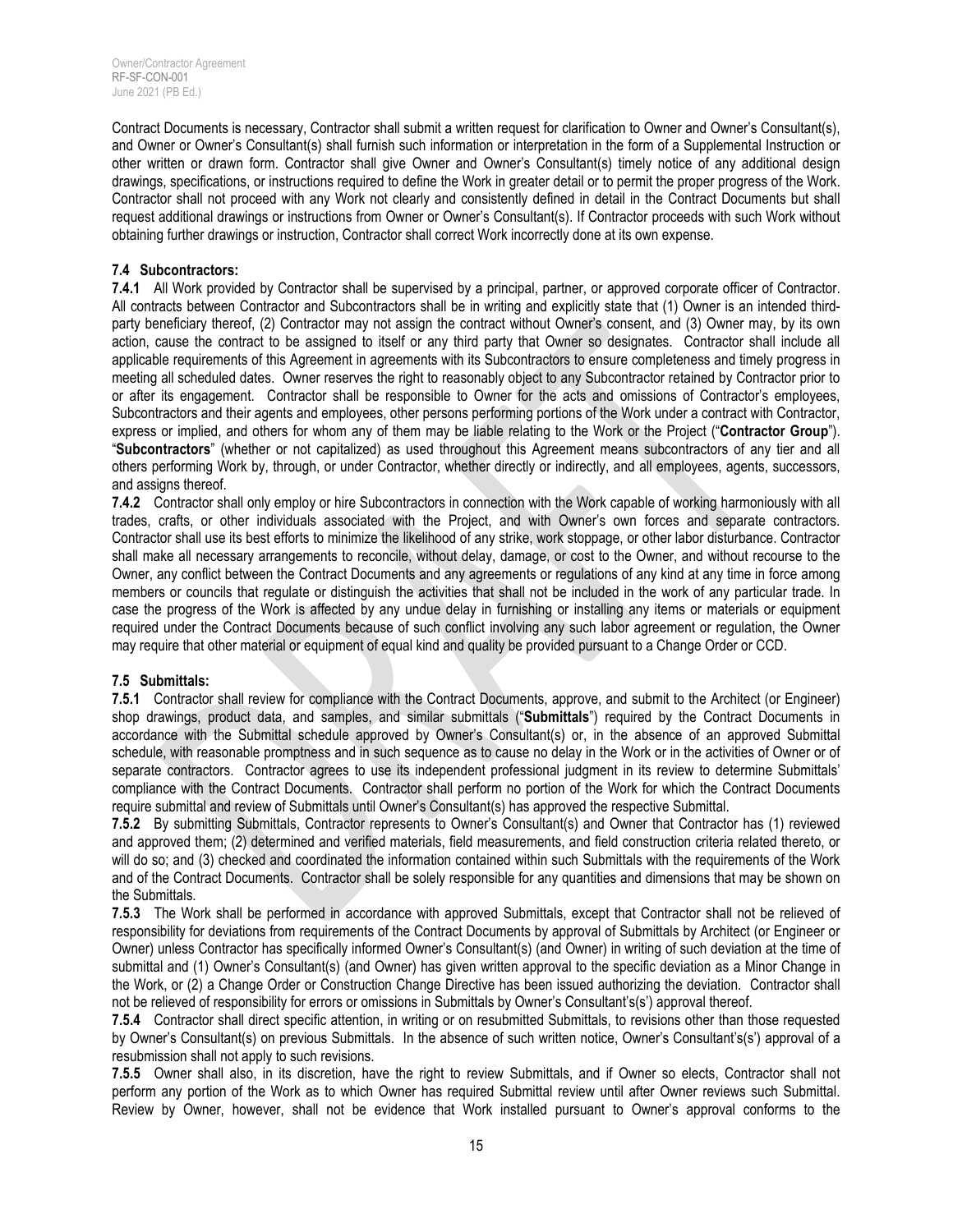Contract Documents is necessary, Contractor shall submit a written request for clarification to Owner and Owner's Consultant(s), and Owner or Owner's Consultant(s) shall furnish such information or interpretation in the form of a Supplemental Instruction or other written or drawn form. Contractor shall give Owner and Owner's Consultant(s) timely notice of any additional design drawings, specifications, or instructions required to define the Work in greater detail or to permit the proper progress of the Work. Contractor shall not proceed with any Work not clearly and consistently defined in detail in the Contract Documents but shall request additional drawings or instructions from Owner or Owner's Consultant(s). If Contractor proceeds with such Work without obtaining further drawings or instruction, Contractor shall correct Work incorrectly done at its own expense.

**7.4 Subcontractors:**

**7.4.1** All Work provided by Contractor shall be supervised by a principal, partner, or approved corporate officer of Contractor. All contracts between Contractor and Subcontractors shall be in writing and explicitly state that (1) Owner is an intended third-party beneficiary thereof, (2) Contractor may not assign the contract without Owner's consent, and (3) Owner may, by its own action, cause the contract to be assigned to itself or any third party that Owner so designates. Contractor shall include all applicable requirements of this Agreement in agreements with its Subcontractors to ensure completeness and timely progress in meeting all scheduled dates. Owner reserves the right to reasonably object to any Subcontractor retained by Contractor prior to or after its engagement. Contractor shall be responsible to Owner for the acts and omissions of Contractor's employees, Subcontractors and their agents and employees, other persons performing portions of the Work under a contract with Contractor, express or implied, and others for whom any of them may be liable relating to the Work or the Project ("**Contractor Group**"). "**Subcontractors**" (whether or not capitalized) as used throughout this Agreement means subcontractors of any tier and all others performing Work by, through, or under Contractor, whether directly or indirectly, and all employees, agents, successors, and assigns thereof.

**7.4.2** Contractor shall only employ or hire Subcontractors in connection with the Work capable of working harmoniously with all trades, crafts, or other individuals associated with the Project, and with Owner's own forces and separate contractors. Contractor shall use its best efforts to minimize the likelihood of any strike, work stoppage, or other labor disturbance. Contractor shall make all necessary arrangements to reconcile, without delay, damage, or cost to the Owner, and without recourse to the Owner, any conflict between the Contract Documents and any agreements or regulations of any kind at any time in force among members or councils that regulate or distinguish the activities that shall not be included in the work of any particular trade. In case the progress of the Work is affected by any undue delay in furnishing or installing any items or materials or equipment required under the Contract Documents because of such conflict involving any such labor agreement or regulation, the Owner may require that other material or equipment of equal kind and quality be provided pursuant to a Change Order or CCD.

**7.5 Submittals:**

**7.5.1** Contractor shall review for compliance with the Contract Documents, approve, and submit to the Architect (or Engineer) shop drawings, product data, and samples, and similar submittals ("**Submittals**") required by the Contract Documents in accordance with the Submittal schedule approved by Owner's Consultant(s) or, in the absence of an approved Submittal schedule, with reasonable promptness and in such sequence as to cause no delay in the Work or in the activities of Owner or of separate contractors. Contractor agrees to use its independent professional judgment in its review to determine Submittals' compliance with the Contract Documents. Contractor shall perform no portion of the Work for which the Contract Documents require submittal and review of Submittals until Owner's Consultant(s) has approved the respective Submittal.

**7.5.2** By submitting Submittals, Contractor represents to Owner's Consultant(s) and Owner that Contractor has (1) reviewed and approved them; (2) determined and verified materials, field measurements, and field construction criteria related thereto, or will do so; and (3) checked and coordinated the information contained within such Submittals with the requirements of the Work and of the Contract Documents. Contractor shall be solely responsible for any quantities and dimensions that may be shown on the Submittals.

**7.5.3** The Work shall be performed in accordance with approved Submittals, except that Contractor shall not be relieved of responsibility for deviations from requirements of the Contract Documents by approval of Submittals by Architect (or Engineer or Owner) unless Contractor has specifically informed Owner's Consultant(s) (and Owner) in writing of such deviation at the time of submittal and (1) Owner's Consultant(s) (and Owner) has given written approval to the specific deviation as a Minor Change in the Work, or (2) a Change Order or Construction Change Directive has been issued authorizing the deviation. Contractor shall not be relieved of responsibility for errors or omissions in Submittals by Owner's Consultant's(s') approval thereof.

**7.5.4** Contractor shall direct specific attention, in writing or on resubmitted Submittals, to revisions other than those requested by Owner's Consultant(s) on previous Submittals. In the absence of such written notice, Owner's Consultant's(s') approval of a resubmission shall not apply to such revisions.

**7.5.5** Owner shall also, in its discretion, have the right to review Submittals, and if Owner so elects, Contractor shall not perform any portion of the Work as to which Owner has required Submittal review until after Owner reviews such Submittal. Review by Owner, however, shall not be evidence that Work installed pursuant to Owner's approval conforms to the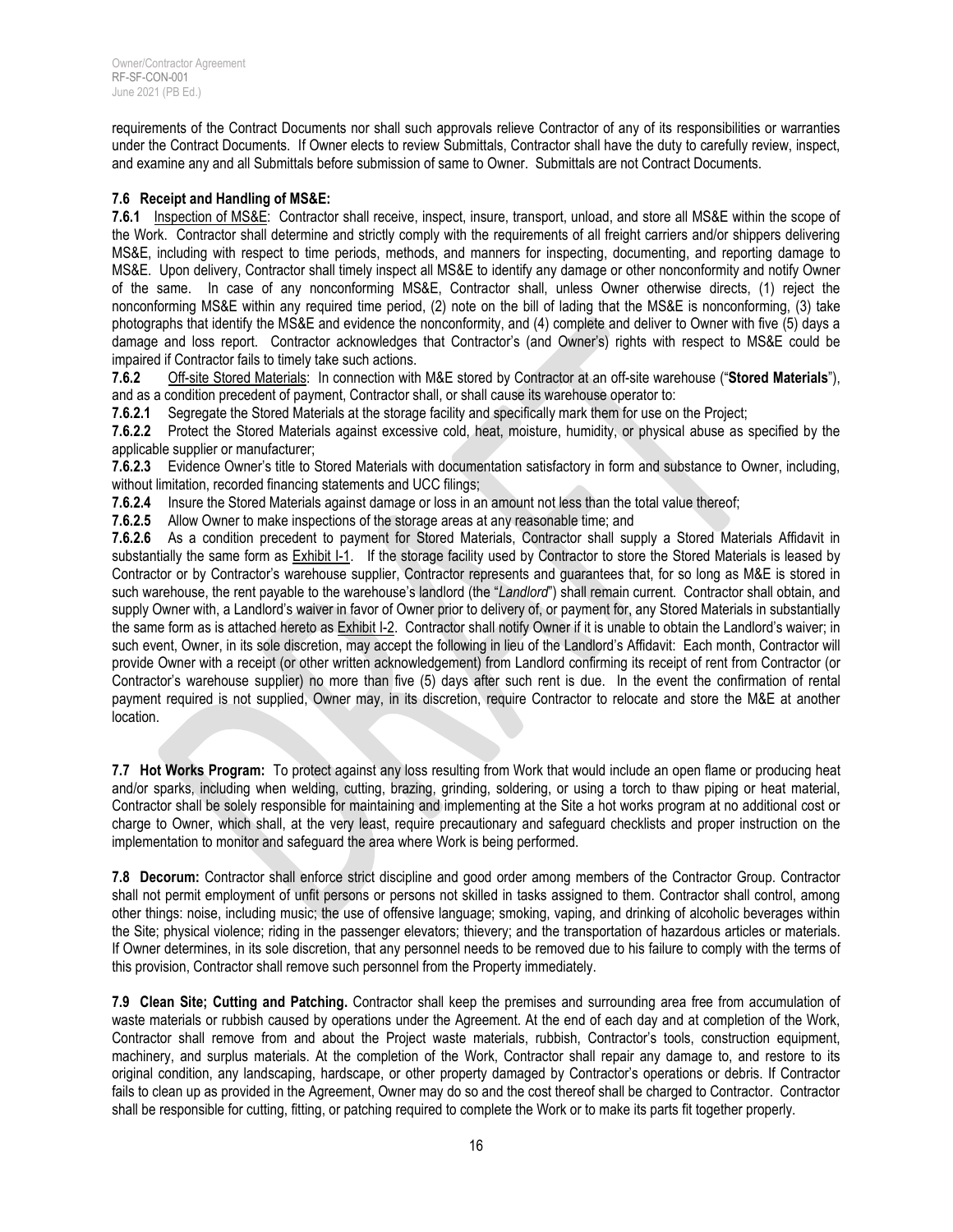requirements of the Contract Documents nor shall such approvals relieve Contractor of any of its responsibilities or warranties under the Contract Documents. If Owner elects to review Submittals, Contractor shall have the duty to carefully review, inspect, and examine any and all Submittals before submission of same to Owner. Submittals are not Contract Documents.

**7.6 Receipt and Handling of MS&E:**

**7.6.1** Inspection of MS&E: Contractor shall receive, inspect, insure, transport, unload, and store all MS&E within the scope of the Work. Contractor shall determine and strictly comply with the requirements of all freight carriers and/or shippers delivering MS&E, including with respect to time periods, methods, and manners for inspecting, documenting, and reporting damage to MS&E. Upon delivery, Contractor shall timely inspect all MS&E to identify any damage or other nonconformity and notify Owner of the same. In case of any nonconforming MS&E, Contractor shall, unless Owner otherwise directs, (1) reject the nonconforming MS&E within any required time period, (2) note on the bill of lading that the MS&E is nonconforming, (3) take photographs that identify the MS&E and evidence the nonconformity, and (4) complete and deliver to Owner with five (5) days a damage and loss report. Contractor acknowledges that Contractor's (and Owner's) rights with respect to MS&E could be impaired if Contractor fails to timely take such actions.

**7.6.2** Off-site Stored Materials: In connection with M&E stored by Contractor at an off-site warehouse ("**Stored Materials**"), and as a condition precedent of payment, Contractor shall, or shall cause its warehouse operator to:

**7.6.2.1** Segregate the Stored Materials at the storage facility and specifically mark them for use on the Project;

**7.6.2.2** Protect the Stored Materials against excessive cold, heat, moisture, humidity, or physical abuse as specified by the applicable supplier or manufacturer;

**7.6.2.3** Evidence Owner's title to Stored Materials with documentation satisfactory in form and substance to Owner, including, without limitation, recorded financing statements and UCC filings;

**7.6.2.4** Insure the Stored Materials against damage or loss in an amount not less than the total value thereof;

**7.6.2.5** Allow Owner to make inspections of the storage areas at any reasonable time; and

**7.6.2.6** As a condition precedent to payment for Stored Materials, Contractor shall supply a Stored Materials Affidavit in substantially the same form as Exhibit I-1. If the storage facility used by Contractor to store the Stored Materials is leased by Contractor or by Contractor's warehouse supplier, Contractor represents and guarantees that, for so long as M&E is stored in such warehouse, the rent payable to the warehouse's landlord (the "*Landlord*") shall remain current. Contractor shall obtain, and supply Owner with, a Landlord's waiver in favor of Owner prior to delivery of, or payment for, any Stored Materials in substantially the same form as is attached hereto as Exhibit I-2. Contractor shall notify Owner if it is unable to obtain the Landlord's waiver; in such event, Owner, in its sole discretion, may accept the following in lieu of the Landlord's Affidavit: Each month, Contractor will provide Owner with a receipt (or other written acknowledgement) from Landlord confirming its receipt of rent from Contractor (or Contractor's warehouse supplier) no more than five (5) days after such rent is due. In the event the confirmation of rental payment required is not supplied, Owner may, in its discretion, require Contractor to relocate and store the M&E at another location.

**7.7 Hot Works Program:** To protect against any loss resulting from Work that would include an open flame or producing heat and/or sparks, including when welding, cutting, brazing, grinding, soldering, or using a torch to thaw piping or heat material, Contractor shall be solely responsible for maintaining and implementing at the Site a hot works program at no additional cost or charge to Owner, which shall, at the very least, require precautionary and safeguard checklists and proper instruction on the implementation to monitor and safeguard the area where Work is being performed.

**7.8 Decorum:** Contractor shall enforce strict discipline and good order among members of the Contractor Group. Contractor shall not permit employment of unfit persons or persons not skilled in tasks assigned to them. Contractor shall control, among other things: noise, including music; the use of offensive language; smoking, vaping, and drinking of alcoholic beverages within the Site; physical violence; riding in the passenger elevators; thievery; and the transportation of hazardous articles or materials. If Owner determines, in its sole discretion, that any personnel needs to be removed due to his failure to comply with the terms of this provision, Contractor shall remove such personnel from the Property immediately.

**7.9 Clean Site; Cutting and Patching.** Contractor shall keep the premises and surrounding area free from accumulation of waste materials or rubbish caused by operations under the Agreement. At the end of each day and at completion of the Work, Contractor shall remove from and about the Project waste materials, rubbish, Contractor's tools, construction equipment, machinery, and surplus materials. At the completion of the Work, Contractor shall repair any damage to, and restore to its original condition, any landscaping, hardscape, or other property damaged by Contractor's operations or debris. If Contractor fails to clean up as provided in the Agreement, Owner may do so and the cost thereof shall be charged to Contractor. Contractor shall be responsible for cutting, fitting, or patching required to complete the Work or to make its parts fit together properly.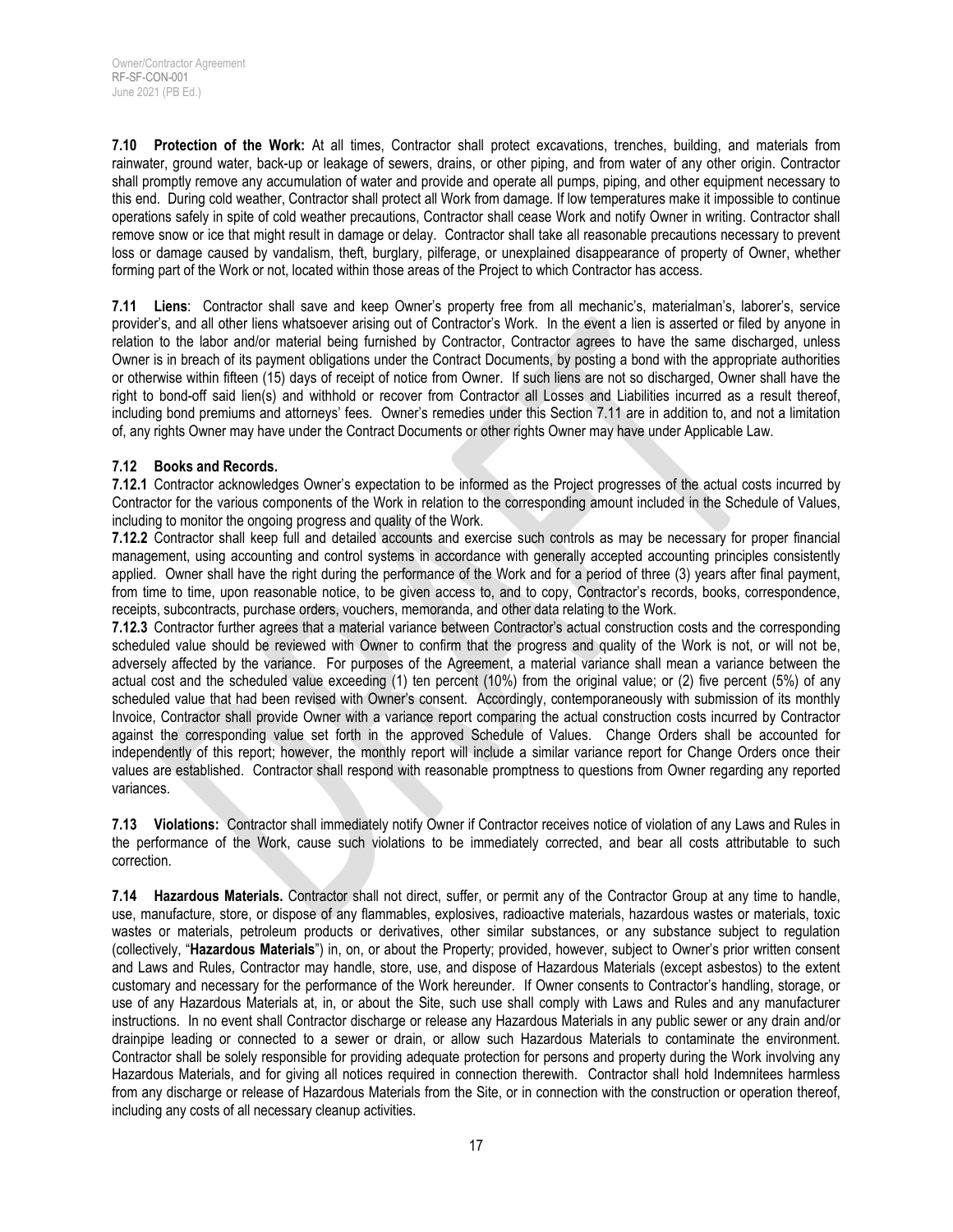**7.10 Protection of the Work:** At all times, Contractor shall protect excavations, trenches, building, and materials from rainwater, ground water, back-up or leakage of sewers, drains, or other piping, and from water of any other origin. Contractor shall promptly remove any accumulation of water and provide and operate all pumps, piping, and other equipment necessary to this end. During cold weather, Contractor shall protect all Work from damage. If low temperatures make it impossible to continue operations safely in spite of cold weather precautions, Contractor shall cease Work and notify Owner in writing. Contractor shall remove snow or ice that might result in damage or delay. Contractor shall take all reasonable precautions necessary to prevent loss or damage caused by vandalism, theft, burglary, pilferage, or unexplained disappearance of property of Owner, whether forming part of the Work or not, located within those areas of the Project to which Contractor has access.

**7.11 Liens**: Contractor shall save and keep Owner's property free from all mechanic's, materialman's, laborer's, service provider's, and all other liens whatsoever arising out of Contractor's Work. In the event a lien is asserted or filed by anyone in relation to the labor and/or material being furnished by Contractor, Contractor agrees to have the same discharged, unless Owner is in breach of its payment obligations under the Contract Documents, by posting a bond with the appropriate authorities or otherwise within fifteen (15) days of receipt of notice from Owner. If such liens are not so discharged, Owner shall have the right to bond-off said lien(s) and withhold or recover from Contractor all Losses and Liabilities incurred as a result thereof, including bond premiums and attorneys' fees. Owner's remedies under this Section 7.11 are in addition to, and not a limitation of, any rights Owner may have under the Contract Documents or other rights Owner may have under Applicable Law.

**7.12 Books and Records.**

**7.12.1** Contractor acknowledges Owner's expectation to be informed as the Project progresses of the actual costs incurred by Contractor for the various components of the Work in relation to the corresponding amount included in the Schedule of Values, including to monitor the ongoing progress and quality of the Work.

**7.12.2** Contractor shall keep full and detailed accounts and exercise such controls as may be necessary for proper financial management, using accounting and control systems in accordance with generally accepted accounting principles consistently applied. Owner shall have the right during the performance of the Work and for a period of three (3) years after final payment, from time to time, upon reasonable notice, to be given access to, and to copy, Contractor's records, books, correspondence, receipts, subcontracts, purchase orders, vouchers, memoranda, and other data relating to the Work.

**7.12.3** Contractor further agrees that a material variance between Contractor's actual construction costs and the corresponding scheduled value should be reviewed with Owner to confirm that the progress and quality of the Work is not, or will not be, adversely affected by the variance. For purposes of the Agreement, a material variance shall mean a variance between the actual cost and the scheduled value exceeding (1) ten percent (10%) from the original value; or (2) five percent (5%) of any scheduled value that had been revised with Owner's consent. Accordingly, contemporaneously with submission of its monthly Invoice, Contractor shall provide Owner with a variance report comparing the actual construction costs incurred by Contractor against the corresponding value set forth in the approved Schedule of Values. Change Orders shall be accounted for independently of this report; however, the monthly report will include a similar variance report for Change Orders once their values are established. Contractor shall respond with reasonable promptness to questions from Owner regarding any reported variances.

**7.13 Violations:** Contractor shall immediately notify Owner if Contractor receives notice of violation of any Laws and Rules in the performance of the Work, cause such violations to be immediately corrected, and bear all costs attributable to such correction.

**7.14 Hazardous Materials.** Contractor shall not direct, suffer, or permit any of the Contractor Group at any time to handle, use, manufacture, store, or dispose of any flammables, explosives, radioactive materials, hazardous wastes or materials, toxic wastes or materials, petroleum products or derivatives, other similar substances, or any substance subject to regulation (collectively, "**Hazardous Materials**") in, on, or about the Property; provided, however, subject to Owner's prior written consent and Laws and Rules, Contractor may handle, store, use, and dispose of Hazardous Materials (except asbestos) to the extent customary and necessary for the performance of the Work hereunder. If Owner consents to Contractor's handling, storage, or use of any Hazardous Materials at, in, or about the Site, such use shall comply with Laws and Rules and any manufacturer instructions. In no event shall Contractor discharge or release any Hazardous Materials in any public sewer or any drain and/or drainpipe leading or connected to a sewer or drain, or allow such Hazardous Materials to contaminate the environment. Contractor shall be solely responsible for providing adequate protection for persons and property during the Work involving any Hazardous Materials, and for giving all notices required in connection therewith. Contractor shall hold Indemnitees harmless from any discharge or release of Hazardous Materials from the Site, or in connection with the construction or operation thereof, including any costs of all necessary cleanup activities.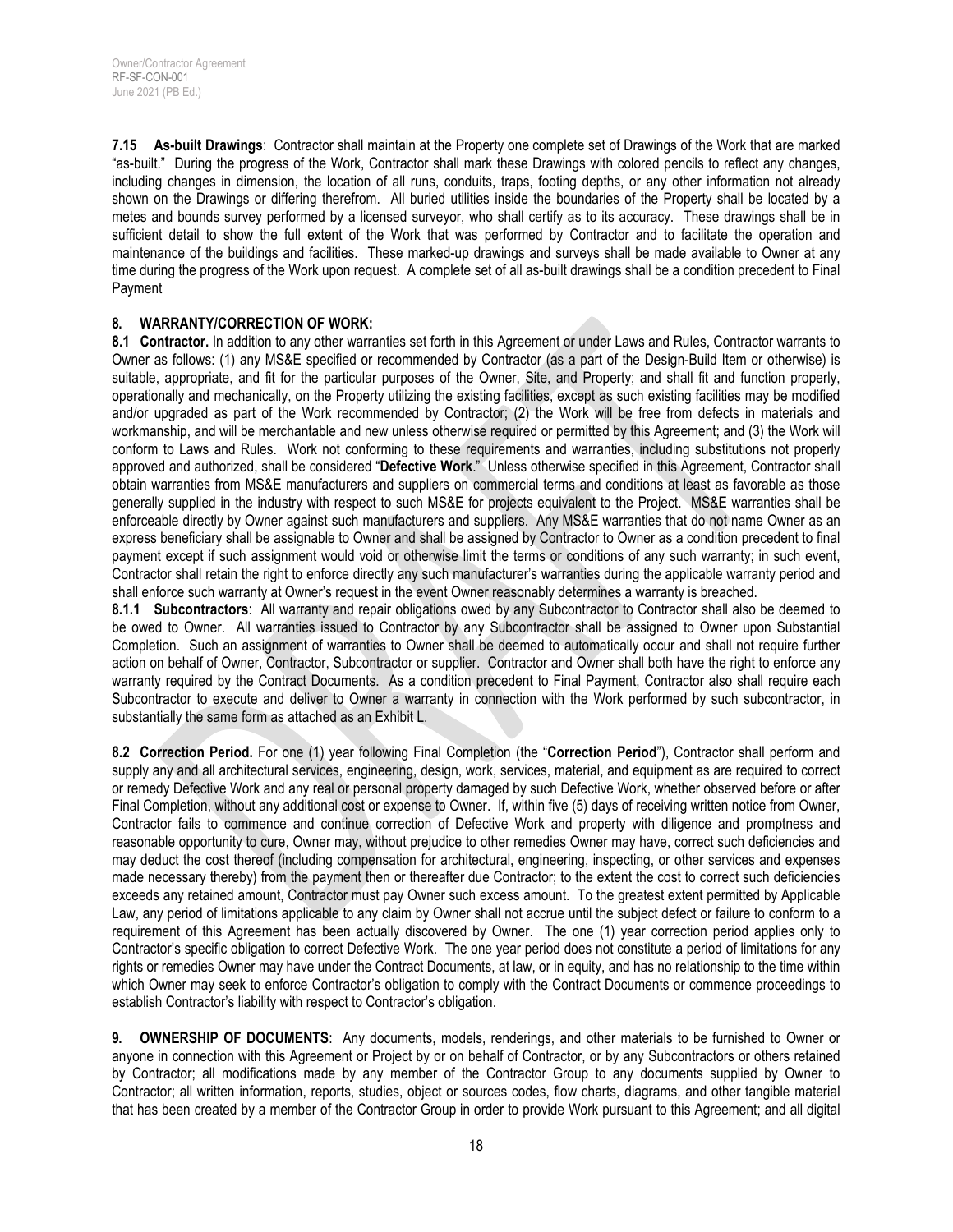**7.15 As-built Drawings**: Contractor shall maintain at the Property one complete set of Drawings of the Work that are marked "as-built." During the progress of the Work, Contractor shall mark these Drawings with colored pencils to reflect any changes, including changes in dimension, the location of all runs, conduits, traps, footing depths, or any other information not already shown on the Drawings or differing therefrom. All buried utilities inside the boundaries of the Property shall be located by a metes and bounds survey performed by a licensed surveyor, who shall certify as to its accuracy. These drawings shall be in sufficient detail to show the full extent of the Work that was performed by Contractor and to facilitate the operation and maintenance of the buildings and facilities. These marked-up drawings and surveys shall be made available to Owner at any time during the progress of the Work upon request. A complete set of all as-built drawings shall be a condition precedent to Final Payment

## 8. WARRANTY/CORRECTION OF WORK:

**8.1 Contractor.** In addition to any other warranties set forth in this Agreement or under Laws and Rules, Contractor warrants to Owner as follows: (1) any MS&E specified or recommended by Contractor (as a part of the Design-Build Item or otherwise) is suitable, appropriate, and fit for the particular purposes of the Owner, Site, and Property; and shall fit and function properly, operationally and mechanically, on the Property utilizing the existing facilities, except as such existing facilities may be modified and/or upgraded as part of the Work recommended by Contractor; (2) the Work will be free from defects in materials and workmanship, and will be merchantable and new unless otherwise required or permitted by this Agreement; and (3) the Work will conform to Laws and Rules. Work not conforming to these requirements and warranties, including substitutions not properly approved and authorized, shall be considered "**Defective Work**." Unless otherwise specified in this Agreement, Contractor shall obtain warranties from MS&E manufacturers and suppliers on commercial terms and conditions at least as favorable as those generally supplied in the industry with respect to such MS&E for projects equivalent to the Project. MS&E warranties shall be enforceable directly by Owner against such manufacturers and suppliers. Any MS&E warranties that do not name Owner as an express beneficiary shall be assignable to Owner and shall be assigned by Contractor to Owner as a condition precedent to final payment except if such assignment would void or otherwise limit the terms or conditions of any such warranty; in such event, Contractor shall retain the right to enforce directly any such manufacturer's warranties during the applicable warranty period and shall enforce such warranty at Owner's request in the event Owner reasonably determines a warranty is breached.

**8.1.1 Subcontractors**: All warranty and repair obligations owed by any Subcontractor to Contractor shall also be deemed to be owed to Owner. All warranties issued to Contractor by any Subcontractor shall be assigned to Owner upon Substantial Completion. Such an assignment of warranties to Owner shall be deemed to automatically occur and shall not require further action on behalf of Owner, Contractor, Subcontractor or supplier. Contractor and Owner shall both have the right to enforce any warranty required by the Contract Documents. As a condition precedent to Final Payment, Contractor also shall require each Subcontractor to execute and deliver to Owner a warranty in connection with the Work performed by such subcontractor, in substantially the same form as attached as an Exhibit L.

**8.2 Correction Period.** For one (1) year following Final Completion (the "**Correction Period**"), Contractor shall perform and supply any and all architectural services, engineering, design, work, services, material, and equipment as are required to correct or remedy Defective Work and any real or personal property damaged by such Defective Work, whether observed before or after Final Completion, without any additional cost or expense to Owner. If, within five (5) days of receiving written notice from Owner, Contractor fails to commence and continue correction of Defective Work and property with diligence and promptness and reasonable opportunity to cure, Owner may, without prejudice to other remedies Owner may have, correct such deficiencies and may deduct the cost thereof (including compensation for architectural, engineering, inspecting, or other services and expenses made necessary thereby) from the payment then or thereafter due Contractor; to the extent the cost to correct such deficiencies exceeds any retained amount, Contractor must pay Owner such excess amount. To the greatest extent permitted by Applicable Law, any period of limitations applicable to any claim by Owner shall not accrue until the subject defect or failure to conform to a requirement of this Agreement has been actually discovered by Owner. The one (1) year correction period applies only to Contractor's specific obligation to correct Defective Work. The one year period does not constitute a period of limitations for any rights or remedies Owner may have under the Contract Documents, at law, or in equity, and has no relationship to the time within which Owner may seek to enforce Contractor's obligation to comply with the Contract Documents or commence proceedings to establish Contractor's liability with respect to Contractor's obligation.

**9. OWNERSHIP OF DOCUMENTS**: Any documents, models, renderings, and other materials to be furnished to Owner or anyone in connection with this Agreement or Project by or on behalf of Contractor, or by any Subcontractors or others retained by Contractor; all modifications made by any member of the Contractor Group to any documents supplied by Owner to Contractor; all written information, reports, studies, object or sources codes, flow charts, diagrams, and other tangible material that has been created by a member of the Contractor Group in order to provide Work pursuant to this Agreement; and all digital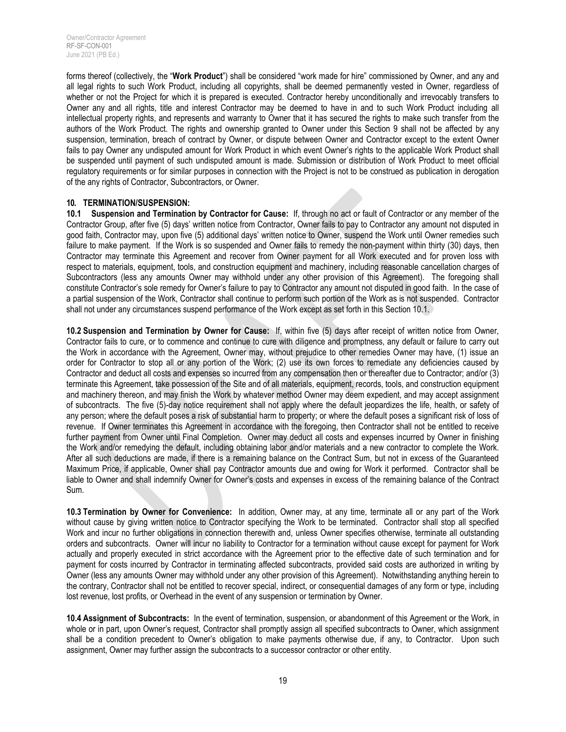forms thereof (collectively, the "**Work Product**") shall be considered "work made for hire" commissioned by Owner, and any and all legal rights to such Work Product, including all copyrights, shall be deemed permanently vested in Owner, regardless of whether or not the Project for which it is prepared is executed. Contractor hereby unconditionally and irrevocably transfers to Owner any and all rights, title and interest Contractor may be deemed to have in and to such Work Product including all intellectual property rights, and represents and warranty to Owner that it has secured the rights to make such transfer from the authors of the Work Product. The rights and ownership granted to Owner under this Section 9 shall not be affected by any suspension, termination, breach of contract by Owner, or dispute between Owner and Contractor except to the extent Owner fails to pay Owner any undisputed amount for Work Product in which event Owner's rights to the applicable Work Product shall be suspended until payment of such undisputed amount is made. Submission or distribution of Work Product to meet official regulatory requirements or for similar purposes in connection with the Project is not to be construed as publication in derogation of the any rights of Contractor, Subcontractors, or Owner.

**10. TERMINATION/SUSPENSION:**

**10.1 Suspension and Termination by Contractor for Cause:** If, through no act or fault of Contractor or any member of the Contractor Group, after five (5) days' written notice from Contractor, Owner fails to pay to Contractor any amount not disputed in good faith, Contractor may, upon five (5) additional days' written notice to Owner, suspend the Work until Owner remedies such failure to make payment. If the Work is so suspended and Owner fails to remedy the non-payment within thirty (30) days, then Contractor may terminate this Agreement and recover from Owner payment for all Work executed and for proven loss with respect to materials, equipment, tools, and construction equipment and machinery, including reasonable cancellation charges of Subcontractors (less any amounts Owner may withhold under any other provision of this Agreement). The foregoing shall constitute Contractor's sole remedy for Owner's failure to pay to Contractor any amount not disputed in good faith. In the case of a partial suspension of the Work, Contractor shall continue to perform such portion of the Work as is not suspended. Contractor shall not under any circumstances suspend performance of the Work except as set forth in this Section 10.1.

**10.2 Suspension and Termination by Owner for Cause:** If, within five (5) days after receipt of written notice from Owner, Contractor fails to cure, or to commence and continue to cure with diligence and promptness, any default or failure to carry out the Work in accordance with the Agreement, Owner may, without prejudice to other remedies Owner may have, (1) issue an order for Contractor to stop all or any portion of the Work; (2) use its own forces to remediate any deficiencies caused by Contractor and deduct all costs and expenses so incurred from any compensation then or thereafter due to Contractor; and/or (3) terminate this Agreement, take possession of the Site and of all materials, equipment, records, tools, and construction equipment and machinery thereon, and may finish the Work by whatever method Owner may deem expedient, and may accept assignment of subcontracts. The five (5)-day notice requirement shall not apply where the default jeopardizes the life, health, or safety of any person; where the default poses a risk of substantial harm to property; or where the default poses a significant risk of loss of revenue. If Owner terminates this Agreement in accordance with the foregoing, then Contractor shall not be entitled to receive further payment from Owner until Final Completion. Owner may deduct all costs and expenses incurred by Owner in finishing the Work and/or remedying the default, including obtaining labor and/or materials and a new contractor to complete the Work. After all such deductions are made, if there is a remaining balance on the Contract Sum, but not in excess of the Guaranteed Maximum Price, if applicable, Owner shall pay Contractor amounts due and owing for Work it performed. Contractor shall be liable to Owner and shall indemnify Owner for Owner's costs and expenses in excess of the remaining balance of the Contract Sum.

**10.3 Termination by Owner for Convenience:** In addition, Owner may, at any time, terminate all or any part of the Work without cause by giving written notice to Contractor specifying the Work to be terminated. Contractor shall stop all specified Work and incur no further obligations in connection therewith and, unless Owner specifies otherwise, terminate all outstanding orders and subcontracts. Owner will incur no liability to Contractor for a termination without cause except for payment for Work actually and properly executed in strict accordance with the Agreement prior to the effective date of such termination and for payment for costs incurred by Contractor in terminating affected subcontracts, provided said costs are authorized in writing by Owner (less any amounts Owner may withhold under any other provision of this Agreement). Notwithstanding anything herein to the contrary, Contractor shall not be entitled to recover special, indirect, or consequential damages of any form or type, including lost revenue, lost profits, or Overhead in the event of any suspension or termination by Owner.

**10.4 Assignment of Subcontracts:** In the event of termination, suspension, or abandonment of this Agreement or the Work, in whole or in part, upon Owner's request, Contractor shall promptly assign all specified subcontracts to Owner, which assignment shall be a condition precedent to Owner's obligation to make payments otherwise due, if any, to Contractor. Upon such assignment, Owner may further assign the subcontracts to a successor contractor or other entity.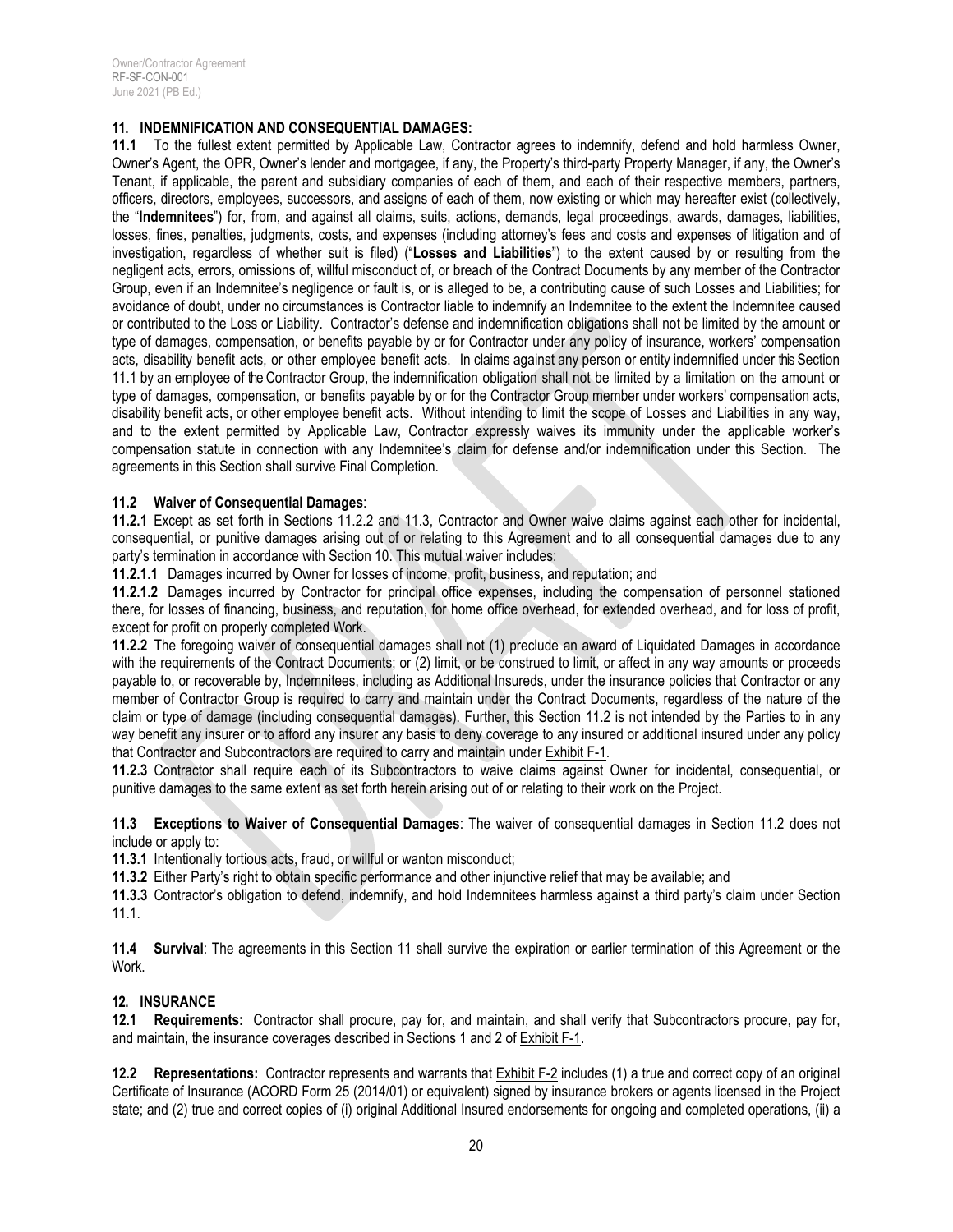## 11. INDEMNIFICATION AND CONSEQUENTIAL DAMAGES:

**11.1** To the fullest extent permitted by Applicable Law, Contractor agrees to indemnify, defend and hold harmless Owner, Owner's Agent, the OPR, Owner's lender and mortgagee, if any, the Property's third-party Property Manager, if any, the Owner's Tenant, if applicable, the parent and subsidiary companies of each of them, and each of their respective members, partners, officers, directors, employees, successors, and assigns of each of them, now existing or which may hereafter exist (collectively, the "**Indemnitees**") for, from, and against all claims, suits, actions, demands, legal proceedings, awards, damages, liabilities, losses, fines, penalties, judgments, costs, and expenses (including attorney's fees and costs and expenses of litigation and of investigation, regardless of whether suit is filed) ("**Losses and Liabilities**") to the extent caused by or resulting from the negligent acts, errors, omissions of, willful misconduct of, or breach of the Contract Documents by any member of the Contractor Group, even if an Indemnitee's negligence or fault is, or is alleged to be, a contributing cause of such Losses and Liabilities; for avoidance of doubt, under no circumstances is Contractor liable to indemnify an Indemnitee to the extent the Indemnitee caused or contributed to the Loss or Liability. Contractor's defense and indemnification obligations shall not be limited by the amount or type of damages, compensation, or benefits payable by or for Contractor under any policy of insurance, workers' compensation acts, disability benefit acts, or other employee benefit acts. In claims against any person or entity indemnified under this Section 11.1 by an employee of the Contractor Group, the indemnification obligation shall not be limited by a limitation on the amount or type of damages, compensation, or benefits payable by or for the Contractor Group member under workers' compensation acts, disability benefit acts, or other employee benefit acts. Without intending to limit the scope of Losses and Liabilities in any way, and to the extent permitted by Applicable Law, Contractor expressly waives its immunity under the applicable worker's compensation statute in connection with any Indemnitee's claim for defense and/or indemnification under this Section. The agreements in this Section shall survive Final Completion.

### 11.2 Waiver of Consequential Damages:

**11.2.1** Except as set forth in Sections 11.2.2 and 11.3, Contractor and Owner waive claims against each other for incidental, consequential, or punitive damages arising out of or relating to this Agreement and to all consequential damages due to any party's termination in accordance with Section 10. This mutual waiver includes:

**11.2.1.1** Damages incurred by Owner for losses of income, profit, business, and reputation; and

**11.2.1.2** Damages incurred by Contractor for principal office expenses, including the compensation of personnel stationed there, for losses of financing, business, and reputation, for home office overhead, for extended overhead, and for loss of profit, except for profit on properly completed Work.

**11.2.2** The foregoing waiver of consequential damages shall not (1) preclude an award of Liquidated Damages in accordance with the requirements of the Contract Documents; or (2) limit, or be construed to limit, or affect in any way amounts or proceeds payable to, or recoverable by, Indemnitees, including as Additional Insureds, under the insurance policies that Contractor or any member of Contractor Group is required to carry and maintain under the Contract Documents, regardless of the nature of the claim or type of damage (including consequential damages). Further, this Section 11.2 is not intended by the Parties to in any way benefit any insurer or to afford any insurer any basis to deny coverage to any insured or additional insured under any policy that Contractor and Subcontractors are required to carry and maintain under Exhibit F-1.

**11.2.3** Contractor shall require each of its Subcontractors to waive claims against Owner for incidental, consequential, or punitive damages to the same extent as set forth herein arising out of or relating to their work on the Project.

**11.3 Exceptions to Waiver of Consequential Damages**: The waiver of consequential damages in Section 11.2 does not include or apply to:

**11.3.1** Intentionally tortious acts, fraud, or willful or wanton misconduct;

**11.3.2** Either Party's right to obtain specific performance and other injunctive relief that may be available; and

**11.3.3** Contractor's obligation to defend, indemnify, and hold Indemnitees harmless against a third party's claim under Section 11.1.

**11.4 Survival**: The agreements in this Section 11 shall survive the expiration or earlier termination of this Agreement or the Work.

## 12. INSURANCE

**12.1 Requirements:** Contractor shall procure, pay for, and maintain, and shall verify that Subcontractors procure, pay for, and maintain, the insurance coverages described in Sections 1 and 2 of Exhibit F-1.

**12.2 Representations:** Contractor represents and warrants that Exhibit F-2 includes (1) a true and correct copy of an original Certificate of Insurance (ACORD Form 25 (2014/01) or equivalent) signed by insurance brokers or agents licensed in the Project state; and (2) true and correct copies of (i) original Additional Insured endorsements for ongoing and completed operations, (ii) a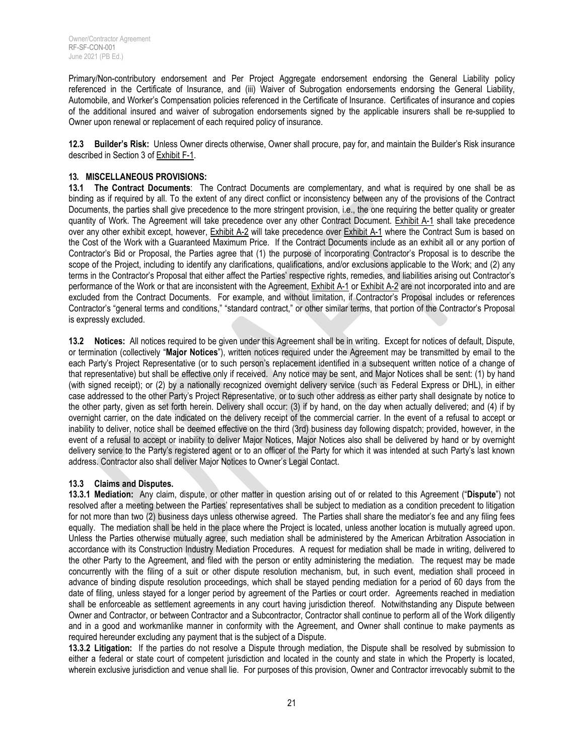Primary/Non-contributory endorsement and Per Project Aggregate endorsement endorsing the General Liability policy referenced in the Certificate of Insurance, and (iii) Waiver of Subrogation endorsements endorsing the General Liability, Automobile, and Worker's Compensation policies referenced in the Certificate of Insurance. Certificates of insurance and copies of the additional insured and waiver of subrogation endorsements signed by the applicable insurers shall be re-supplied to Owner upon renewal or replacement of each required policy of insurance.

**12.3 Builder's Risk:** Unless Owner directs otherwise, Owner shall procure, pay for, and maintain the Builder's Risk insurance described in Section 3 of Exhibit F-1.

## 13. MISCELLANEOUS PROVISIONS:

**13.1 The Contract Documents**: The Contract Documents are complementary, and what is required by one shall be as binding as if required by all. To the extent of any direct conflict or inconsistency between any of the provisions of the Contract Documents, the parties shall give precedence to the more stringent provision, i.e., the one requiring the better quality or greater quantity of Work. The Agreement will take precedence over any other Contract Document. Exhibit A-1 shall take precedence over any other exhibit except, however, Exhibit A-2 will take precedence over Exhibit A-1 where the Contract Sum is based on the Cost of the Work with a Guaranteed Maximum Price. If the Contract Documents include as an exhibit all or any portion of Contractor's Bid or Proposal, the Parties agree that (1) the purpose of incorporating Contractor's Proposal is to describe the scope of the Project, including to identify any clarifications, qualifications, and/or exclusions applicable to the Work; and (2) any terms in the Contractor's Proposal that either affect the Parties' respective rights, remedies, and liabilities arising out Contractor's performance of the Work or that are inconsistent with the Agreement, Exhibit A-1 or Exhibit A-2 are not incorporated into and are excluded from the Contract Documents. For example, and without limitation, if Contractor's Proposal includes or references Contractor's "general terms and conditions," "standard contract," or other similar terms, that portion of the Contractor's Proposal is expressly excluded.

**13.2 Notices:** All notices required to be given under this Agreement shall be in writing. Except for notices of default, Dispute, or termination (collectively "**Major Notices**"), written notices required under the Agreement may be transmitted by email to the each Party's Project Representative (or to such person's replacement identified in a subsequent written notice of a change of that representative) but shall be effective only if received. Any notice may be sent, and Major Notices shall be sent: (1) by hand (with signed receipt); or (2) by a nationally recognized overnight delivery service (such as Federal Express or DHL), in either case addressed to the other Party's Project Representative, or to such other address as either party shall designate by notice to the other party, given as set forth herein. Delivery shall occur: (3) if by hand, on the day when actually delivered; and (4) if by overnight carrier, on the date indicated on the delivery receipt of the commercial carrier. In the event of a refusal to accept or inability to deliver, notice shall be deemed effective on the third (3rd) business day following dispatch; provided, however, in the event of a refusal to accept or inability to deliver Major Notices, Major Notices also shall be delivered by hand or by overnight delivery service to the Party's registered agent or to an officer of the Party for which it was intended at such Party's last known address. Contractor also shall deliver Major Notices to Owner's Legal Contact.

### 13.3 Claims and Disputes.

**13.3.1 Mediation:** Any claim, dispute, or other matter in question arising out of or related to this Agreement ("**Dispute**") not resolved after a meeting between the Parties' representatives shall be subject to mediation as a condition precedent to litigation for not more than two (2) business days unless otherwise agreed. The Parties shall share the mediator's fee and any filing fees equally. The mediation shall be held in the place where the Project is located, unless another location is mutually agreed upon. Unless the Parties otherwise mutually agree, such mediation shall be administered by the American Arbitration Association in accordance with its Construction Industry Mediation Procedures. A request for mediation shall be made in writing, delivered to the other Party to the Agreement, and filed with the person or entity administering the mediation. The request may be made concurrently with the filing of a suit or other dispute resolution mechanism, but, in such event, mediation shall proceed in advance of binding dispute resolution proceedings, which shall be stayed pending mediation for a period of 60 days from the date of filing, unless stayed for a longer period by agreement of the Parties or court order. Agreements reached in mediation shall be enforceable as settlement agreements in any court having jurisdiction thereof. Notwithstanding any Dispute between Owner and Contractor, or between Contractor and a Subcontractor, Contractor shall continue to perform all of the Work diligently and in a good and workmanlike manner in conformity with the Agreement, and Owner shall continue to make payments as required hereunder excluding any payment that is the subject of a Dispute.

**13.3.2 Litigation:** If the parties do not resolve a Dispute through mediation, the Dispute shall be resolved by submission to either a federal or state court of competent jurisdiction and located in the county and state in which the Property is located, wherein exclusive jurisdiction and venue shall lie. For purposes of this provision, Owner and Contractor irrevocably submit to the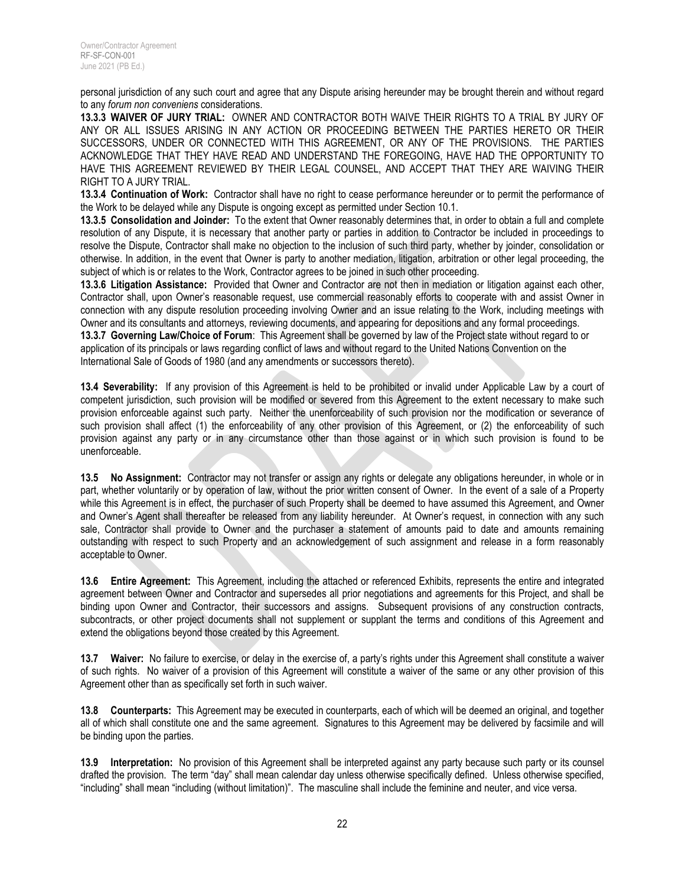personal jurisdiction of any such court and agree that any Dispute arising hereunder may be brought therein and without regard to any *forum non conveniens* considerations.

**13.3.3 WAIVER OF JURY TRIAL:** OWNER AND CONTRACTOR BOTH WAIVE THEIR RIGHTS TO A TRIAL BY JURY OF ANY OR ALL ISSUES ARISING IN ANY ACTION OR PROCEEDING BETWEEN THE PARTIES HERETO OR THEIR SUCCESSORS, UNDER OR CONNECTED WITH THIS AGREEMENT, OR ANY OF THE PROVISIONS. THE PARTIES ACKNOWLEDGE THAT THEY HAVE READ AND UNDERSTAND THE FOREGOING, HAVE HAD THE OPPORTUNITY TO HAVE THIS AGREEMENT REVIEWED BY THEIR LEGAL COUNSEL, AND ACCEPT THAT THEY ARE WAIVING THEIR RIGHT TO A JURY TRIAL.

**13.3.4 Continuation of Work:** Contractor shall have no right to cease performance hereunder or to permit the performance of the Work to be delayed while any Dispute is ongoing except as permitted under Section 10.1.

**13.3.5 Consolidation and Joinder:** To the extent that Owner reasonably determines that, in order to obtain a full and complete resolution of any Dispute, it is necessary that another party or parties in addition to Contractor be included in proceedings to resolve the Dispute, Contractor shall make no objection to the inclusion of such third party, whether by joinder, consolidation or otherwise. In addition, in the event that Owner is party to another mediation, litigation, arbitration or other legal proceeding, the subject of which is or relates to the Work, Contractor agrees to be joined in such other proceeding.

**13.3.6 Litigation Assistance:** Provided that Owner and Contractor are not then in mediation or litigation against each other, Contractor shall, upon Owner's reasonable request, use commercial reasonably efforts to cooperate with and assist Owner in connection with any dispute resolution proceeding involving Owner and an issue relating to the Work, including meetings with Owner and its consultants and attorneys, reviewing documents, and appearing for depositions and any formal proceedings.

**13.3.7 Governing Law/Choice of Forum**: This Agreement shall be governed by law of the Project state without regard to or application of its principals or laws regarding conflict of laws and without regard to the United Nations Convention on the International Sale of Goods of 1980 (and any amendments or successors thereto).

**13.4 Severability:** If any provision of this Agreement is held to be prohibited or invalid under Applicable Law by a court of competent jurisdiction, such provision will be modified or severed from this Agreement to the extent necessary to make such provision enforceable against such party. Neither the unenforceability of such provision nor the modification or severance of such provision shall affect (1) the enforceability of any other provision of this Agreement, or (2) the enforceability of such provision against any party or in any circumstance other than those against or in which such provision is found to be unenforceable.

**13.5 No Assignment:** Contractor may not transfer or assign any rights or delegate any obligations hereunder, in whole or in part, whether voluntarily or by operation of law, without the prior written consent of Owner. In the event of a sale of a Property while this Agreement is in effect, the purchaser of such Property shall be deemed to have assumed this Agreement, and Owner and Owner's Agent shall thereafter be released from any liability hereunder. At Owner's request, in connection with any such sale, Contractor shall provide to Owner and the purchaser a statement of amounts paid to date and amounts remaining outstanding with respect to such Property and an acknowledgement of such assignment and release in a form reasonably acceptable to Owner.

**13.6 Entire Agreement:** This Agreement, including the attached or referenced Exhibits, represents the entire and integrated agreement between Owner and Contractor and supersedes all prior negotiations and agreements for this Project, and shall be binding upon Owner and Contractor, their successors and assigns. Subsequent provisions of any construction contracts, subcontracts, or other project documents shall not supplement or supplant the terms and conditions of this Agreement and extend the obligations beyond those created by this Agreement.

**13.7 Waiver:** No failure to exercise, or delay in the exercise of, a party's rights under this Agreement shall constitute a waiver of such rights. No waiver of a provision of this Agreement will constitute a waiver of the same or any other provision of this Agreement other than as specifically set forth in such waiver.

**13.8 Counterparts:** This Agreement may be executed in counterparts, each of which will be deemed an original, and together all of which shall constitute one and the same agreement. Signatures to this Agreement may be delivered by facsimile and will be binding upon the parties.

**13.9 Interpretation:** No provision of this Agreement shall be interpreted against any party because such party or its counsel drafted the provision. The term "day" shall mean calendar day unless otherwise specifically defined. Unless otherwise specified, "including" shall mean "including (without limitation)". The masculine shall include the feminine and neuter, and vice versa.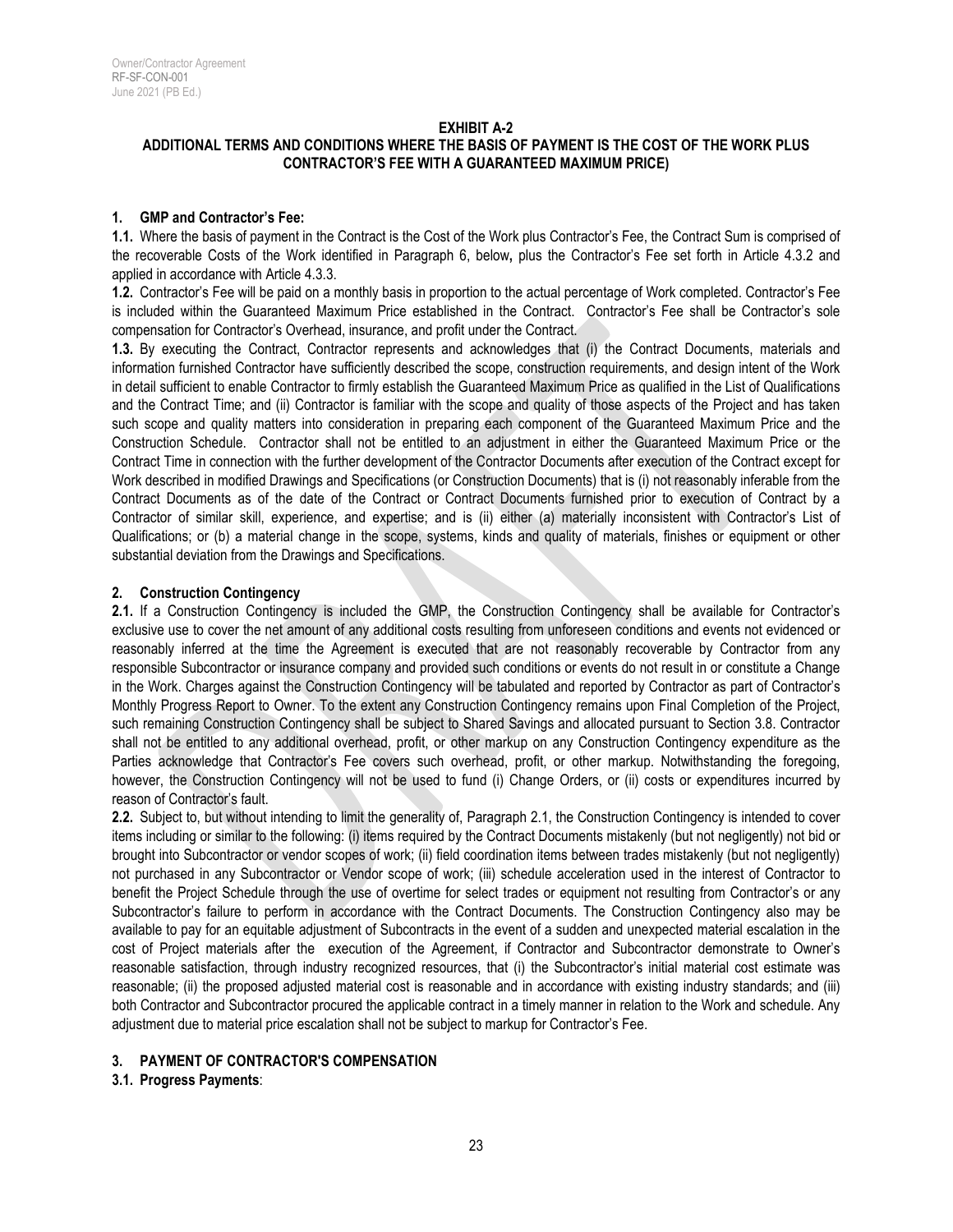**EXHIBIT A-2**

**ADDITIONAL TERMS AND CONDITIONS WHERE THE BASIS OF PAYMENT IS THE COST OF THE WORK PLUS CONTRACTOR'S FEE WITH A GUARANTEED MAXIMUM PRICE)**

**1. GMP and Contractor's Fee:**

**1.1.** Where the basis of payment in the Contract is the Cost of the Work plus Contractor's Fee, the Contract Sum is comprised of the recoverable Costs of the Work identified in Paragraph 6, below**,** plus the Contractor's Fee set forth in Article 4.3.2 and applied in accordance with Article 4.3.3.

**1.2.** Contractor's Fee will be paid on a monthly basis in proportion to the actual percentage of Work completed. Contractor's Fee is included within the Guaranteed Maximum Price established in the Contract. Contractor's Fee shall be Contractor's sole compensation for Contractor's Overhead, insurance, and profit under the Contract.

**1.3.** By executing the Contract, Contractor represents and acknowledges that (i) the Contract Documents, materials and information furnished Contractor have sufficiently described the scope, construction requirements, and design intent of the Work in detail sufficient to enable Contractor to firmly establish the Guaranteed Maximum Price as qualified in the List of Qualifications and the Contract Time; and (ii) Contractor is familiar with the scope and quality of those aspects of the Project and has taken such scope and quality matters into consideration in preparing each component of the Guaranteed Maximum Price and the Construction Schedule. Contractor shall not be entitled to an adjustment in either the Guaranteed Maximum Price or the Contract Time in connection with the further development of the Contractor Documents after execution of the Contract except for Work described in modified Drawings and Specifications (or Construction Documents) that is (i) not reasonably inferable from the Contract Documents as of the date of the Contract or Contract Documents furnished prior to execution of Contract by a Contractor of similar skill, experience, and expertise; and is (ii) either (a) materially inconsistent with Contractor's List of Qualifications; or (b) a material change in the scope, systems, kinds and quality of materials, finishes or equipment or other substantial deviation from the Drawings and Specifications.

**2. Construction Contingency**

**2.1.** If a Construction Contingency is included the GMP, the Construction Contingency shall be available for Contractor's exclusive use to cover the net amount of any additional costs resulting from unforeseen conditions and events not evidenced or reasonably inferred at the time the Agreement is executed that are not reasonably recoverable by Contractor from any responsible Subcontractor or insurance company and provided such conditions or events do not result in or constitute a Change in the Work. Charges against the Construction Contingency will be tabulated and reported by Contractor as part of Contractor's Monthly Progress Report to Owner. To the extent any Construction Contingency remains upon Final Completion of the Project, such remaining Construction Contingency shall be subject to Shared Savings and allocated pursuant to Section 3.8. Contractor shall not be entitled to any additional overhead, profit, or other markup on any Construction Contingency expenditure as the Parties acknowledge that Contractor's Fee covers such overhead, profit, or other markup. Notwithstanding the foregoing, however, the Construction Contingency will not be used to fund (i) Change Orders, or (ii) costs or expenditures incurred by reason of Contractor's fault.

**2.2.** Subject to, but without intending to limit the generality of, Paragraph 2.1, the Construction Contingency is intended to cover items including or similar to the following: (i) items required by the Contract Documents mistakenly (but not negligently) not bid or brought into Subcontractor or vendor scopes of work; (ii) field coordination items between trades mistakenly (but not negligently) not purchased in any Subcontractor or Vendor scope of work; (iii) schedule acceleration used in the interest of Contractor to benefit the Project Schedule through the use of overtime for select trades or equipment not resulting from Contractor's or any Subcontractor's failure to perform in accordance with the Contract Documents. The Construction Contingency also may be available to pay for an equitable adjustment of Subcontracts in the event of a sudden and unexpected material escalation in the cost of Project materials after the execution of the Agreement, if Contractor and Subcontractor demonstrate to Owner's reasonable satisfaction, through industry recognized resources, that (i) the Subcontractor's initial material cost estimate was reasonable; (ii) the proposed adjusted material cost is reasonable and in accordance with existing industry standards; and (iii) both Contractor and Subcontractor procured the applicable contract in a timely manner in relation to the Work and schedule. Any adjustment due to material price escalation shall not be subject to markup for Contractor's Fee.

**3. PAYMENT OF CONTRACTOR'S COMPENSATION**

**3.1. Progress Payments**: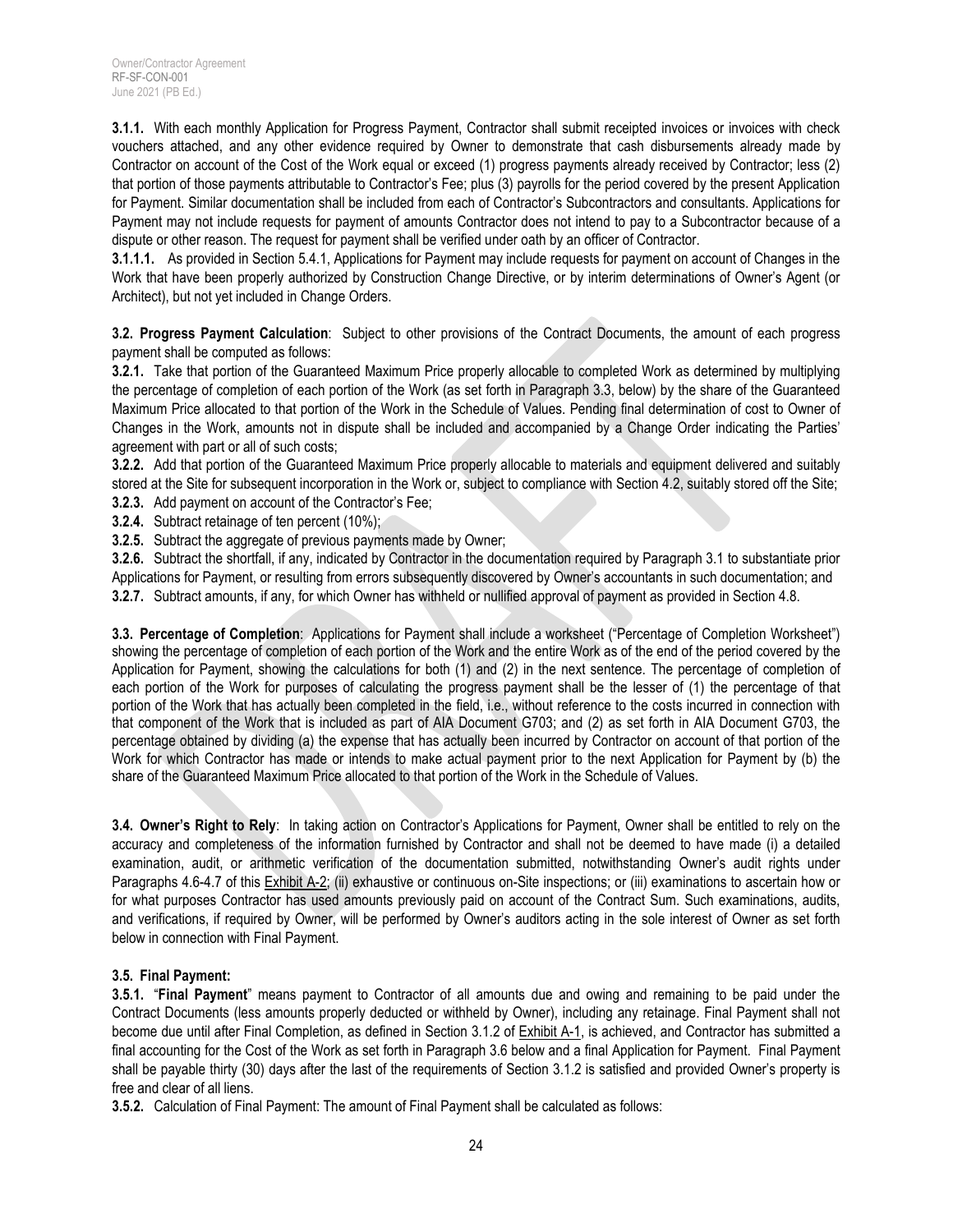**3.1.1.** With each monthly Application for Progress Payment, Contractor shall submit receipted invoices or invoices with check vouchers attached, and any other evidence required by Owner to demonstrate that cash disbursements already made by Contractor on account of the Cost of the Work equal or exceed (1) progress payments already received by Contractor; less (2) that portion of those payments attributable to Contractor's Fee; plus (3) payrolls for the period covered by the present Application for Payment. Similar documentation shall be included from each of Contractor's Subcontractors and consultants. Applications for Payment may not include requests for payment of amounts Contractor does not intend to pay to a Subcontractor because of a dispute or other reason. The request for payment shall be verified under oath by an officer of Contractor.

**3.1.1.1.** As provided in Section 5.4.1, Applications for Payment may include requests for payment on account of Changes in the Work that have been properly authorized by Construction Change Directive, or by interim determinations of Owner's Agent (or Architect), but not yet included in Change Orders.

**3.2. Progress Payment Calculation**: Subject to other provisions of the Contract Documents, the amount of each progress payment shall be computed as follows:

**3.2.1.** Take that portion of the Guaranteed Maximum Price properly allocable to completed Work as determined by multiplying the percentage of completion of each portion of the Work (as set forth in Paragraph 3.3, below) by the share of the Guaranteed Maximum Price allocated to that portion of the Work in the Schedule of Values. Pending final determination of cost to Owner of Changes in the Work, amounts not in dispute shall be included and accompanied by a Change Order indicating the Parties' agreement with part or all of such costs;

**3.2.2.** Add that portion of the Guaranteed Maximum Price properly allocable to materials and equipment delivered and suitably stored at the Site for subsequent incorporation in the Work or, subject to compliance with Section 4.2, suitably stored off the Site;

**3.2.3.** Add payment on account of the Contractor's Fee;

**3.2.4.** Subtract retainage of ten percent (10%);

**3.2.5.** Subtract the aggregate of previous payments made by Owner;

**3.2.6.** Subtract the shortfall, if any, indicated by Contractor in the documentation required by Paragraph 3.1 to substantiate prior Applications for Payment, or resulting from errors subsequently discovered by Owner's accountants in such documentation; and

**3.2.7.** Subtract amounts, if any, for which Owner has withheld or nullified approval of payment as provided in Section 4.8.

**3.3. Percentage of Completion**: Applications for Payment shall include a worksheet ("Percentage of Completion Worksheet") showing the percentage of completion of each portion of the Work and the entire Work as of the end of the period covered by the Application for Payment, showing the calculations for both (1) and (2) in the next sentence. The percentage of completion of each portion of the Work for purposes of calculating the progress payment shall be the lesser of (1) the percentage of that portion of the Work that has actually been completed in the field, i.e., without reference to the costs incurred in connection with that component of the Work that is included as part of AIA Document G703; and (2) as set forth in AIA Document G703, the percentage obtained by dividing (a) the expense that has actually been incurred by Contractor on account of that portion of the Work for which Contractor has made or intends to make actual payment prior to the next Application for Payment by (b) the share of the Guaranteed Maximum Price allocated to that portion of the Work in the Schedule of Values.

**3.4. Owner's Right to Rely**: In taking action on Contractor's Applications for Payment, Owner shall be entitled to rely on the accuracy and completeness of the information furnished by Contractor and shall not be deemed to have made (i) a detailed examination, audit, or arithmetic verification of the documentation submitted, notwithstanding Owner's audit rights under Paragraphs 4.6-4.7 of this Exhibit A-2; (ii) exhaustive or continuous on-Site inspections; or (iii) examinations to ascertain how or for what purposes Contractor has used amounts previously paid on account of the Contract Sum. Such examinations, audits, and verifications, if required by Owner, will be performed by Owner's auditors acting in the sole interest of Owner as set forth below in connection with Final Payment.

**3.5. Final Payment:**

**3.5.1.** "**Final Payment**" means payment to Contractor of all amounts due and owing and remaining to be paid under the Contract Documents (less amounts properly deducted or withheld by Owner), including any retainage. Final Payment shall not become due until after Final Completion, as defined in Section 3.1.2 of Exhibit A-1, is achieved, and Contractor has submitted a final accounting for the Cost of the Work as set forth in Paragraph 3.6 below and a final Application for Payment. Final Payment shall be payable thirty (30) days after the last of the requirements of Section 3.1.2 is satisfied and provided Owner's property is free and clear of all liens.

**3.5.2.** Calculation of Final Payment: The amount of Final Payment shall be calculated as follows: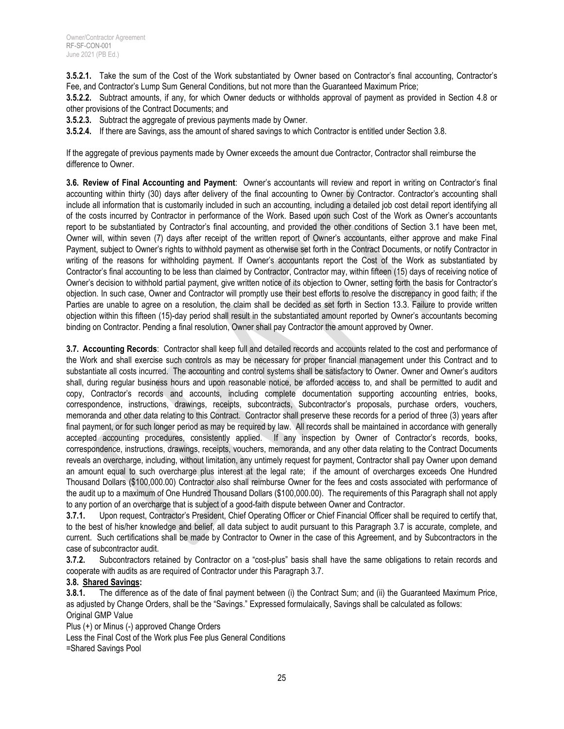**3.5.2.1.** Take the sum of the Cost of the Work substantiated by Owner based on Contractor's final accounting, Contractor's Fee, and Contractor's Lump Sum General Conditions, but not more than the Guaranteed Maximum Price;

**3.5.2.2.** Subtract amounts, if any, for which Owner deducts or withholds approval of payment as provided in Section 4.8 or other provisions of the Contract Documents; and

**3.5.2.3.** Subtract the aggregate of previous payments made by Owner.

**3.5.2.4.** If there are Savings, ass the amount of shared savings to which Contractor is entitled under Section 3.8.

If the aggregate of previous payments made by Owner exceeds the amount due Contractor, Contractor shall reimburse the difference to Owner.

**3.6. Review of Final Accounting and Payment**: Owner's accountants will review and report in writing on Contractor's final accounting within thirty (30) days after delivery of the final accounting to Owner by Contractor. Contractor's accounting shall include all information that is customarily included in such an accounting, including a detailed job cost detail report identifying all of the costs incurred by Contractor in performance of the Work. Based upon such Cost of the Work as Owner's accountants report to be substantiated by Contractor's final accounting, and provided the other conditions of Section 3.1 have been met, Owner will, within seven (7) days after receipt of the written report of Owner's accountants, either approve and make Final Payment, subject to Owner's rights to withhold payment as otherwise set forth in the Contract Documents, or notify Contractor in writing of the reasons for withholding payment. If Owner's accountants report the Cost of the Work as substantiated by Contractor's final accounting to be less than claimed by Contractor, Contractor may, within fifteen (15) days of receiving notice of Owner's decision to withhold partial payment, give written notice of its objection to Owner, setting forth the basis for Contractor's objection. In such case, Owner and Contractor will promptly use their best efforts to resolve the discrepancy in good faith; if the Parties are unable to agree on a resolution, the claim shall be decided as set forth in Section 13.3. Failure to provide written objection within this fifteen (15)-day period shall result in the substantiated amount reported by Owner's accountants becoming binding on Contractor. Pending a final resolution, Owner shall pay Contractor the amount approved by Owner.

**3.7. Accounting Records**: Contractor shall keep full and detailed records and accounts related to the cost and performance of the Work and shall exercise such controls as may be necessary for proper financial management under this Contract and to substantiate all costs incurred. The accounting and control systems shall be satisfactory to Owner. Owner and Owner's auditors shall, during regular business hours and upon reasonable notice, be afforded access to, and shall be permitted to audit and copy, Contractor's records and accounts, including complete documentation supporting accounting entries, books, correspondence, instructions, drawings, receipts, subcontracts, Subcontractor's proposals, purchase orders, vouchers, memoranda and other data relating to this Contract. Contractor shall preserve these records for a period of three (3) years after final payment, or for such longer period as may be required by law. All records shall be maintained in accordance with generally accepted accounting procedures, consistently applied. If any inspection by Owner of Contractor's records, books, correspondence, instructions, drawings, receipts, vouchers, memoranda, and any other data relating to the Contract Documents reveals an overcharge, including, without limitation, any untimely request for payment, Contractor shall pay Owner upon demand an amount equal to such overcharge plus interest at the legal rate; if the amount of overcharges exceeds One Hundred Thousand Dollars ($100,000.00) Contractor also shall reimburse Owner for the fees and costs associated with performance of the audit up to a maximum of One Hundred Thousand Dollars ($100,000.00). The requirements of this Paragraph shall not apply to any portion of an overcharge that is subject of a good-faith dispute between Owner and Contractor.

**3.7.1.** Upon request, Contractor's President, Chief Operating Officer or Chief Financial Officer shall be required to certify that, to the best of his/her knowledge and belief, all data subject to audit pursuant to this Paragraph 3.7 is accurate, complete, and current. Such certifications shall be made by Contractor to Owner in the case of this Agreement, and by Subcontractors in the case of subcontractor audit.

**3.7.2.** Subcontractors retained by Contractor on a "cost-plus" basis shall have the same obligations to retain records and cooperate with audits as are required of Contractor under this Paragraph 3.7.

**3.8. Shared Savings:**

**3.8.1.** The difference as of the date of final payment between (i) the Contract Sum; and (ii) the Guaranteed Maximum Price, as adjusted by Change Orders, shall be the "Savings." Expressed formulaically, Savings shall be calculated as follows:

Original GMP Value

Plus (+) or Minus (-) approved Change Orders

Less the Final Cost of the Work plus Fee plus General Conditions

=Shared Savings Pool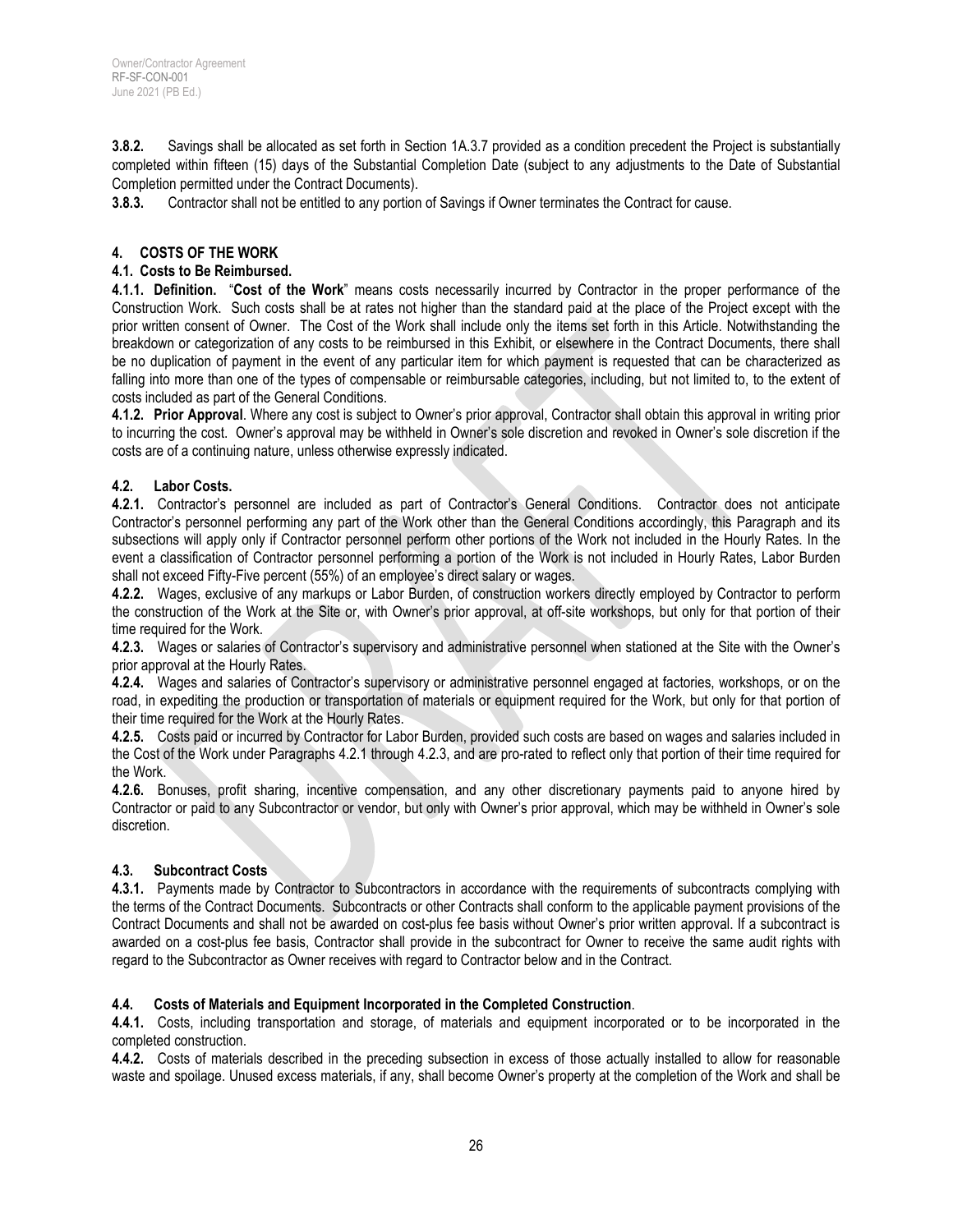**3.8.2.** Savings shall be allocated as set forth in Section 1A.3.7 provided as a condition precedent the Project is substantially completed within fifteen (15) days of the Substantial Completion Date (subject to any adjustments to the Date of Substantial Completion permitted under the Contract Documents).

**3.8.3.** Contractor shall not be entitled to any portion of Savings if Owner terminates the Contract for cause.

## 4. COSTS OF THE WORK

### 4.1. Costs to Be Reimbursed.

**4.1.1. Definition.** "**Cost of the Work**" means costs necessarily incurred by Contractor in the proper performance of the Construction Work. Such costs shall be at rates not higher than the standard paid at the place of the Project except with the prior written consent of Owner. The Cost of the Work shall include only the items set forth in this Article. Notwithstanding the breakdown or categorization of any costs to be reimbursed in this Exhibit, or elsewhere in the Contract Documents, there shall be no duplication of payment in the event of any particular item for which payment is requested that can be characterized as falling into more than one of the types of compensable or reimbursable categories, including, but not limited to, to the extent of costs included as part of the General Conditions.

**4.1.2. Prior Approval**. Where any cost is subject to Owner's prior approval, Contractor shall obtain this approval in writing prior to incurring the cost. Owner's approval may be withheld in Owner's sole discretion and revoked in Owner's sole discretion if the costs are of a continuing nature, unless otherwise expressly indicated.

### 4.2. Labor Costs.

**4.2.1.** Contractor's personnel are included as part of Contractor's General Conditions. Contractor does not anticipate Contractor's personnel performing any part of the Work other than the General Conditions accordingly, this Paragraph and its subsections will apply only if Contractor personnel perform other portions of the Work not included in the Hourly Rates. In the event a classification of Contractor personnel performing a portion of the Work is not included in Hourly Rates, Labor Burden shall not exceed Fifty-Five percent (55%) of an employee's direct salary or wages.

**4.2.2.** Wages, exclusive of any markups or Labor Burden, of construction workers directly employed by Contractor to perform the construction of the Work at the Site or, with Owner's prior approval, at off-site workshops, but only for that portion of their time required for the Work.

**4.2.3.** Wages or salaries of Contractor's supervisory and administrative personnel when stationed at the Site with the Owner's prior approval at the Hourly Rates.

**4.2.4.** Wages and salaries of Contractor's supervisory or administrative personnel engaged at factories, workshops, or on the road, in expediting the production or transportation of materials or equipment required for the Work, but only for that portion of their time required for the Work at the Hourly Rates.

**4.2.5.** Costs paid or incurred by Contractor for Labor Burden, provided such costs are based on wages and salaries included in the Cost of the Work under Paragraphs 4.2.1 through 4.2.3, and are pro-rated to reflect only that portion of their time required for the Work.

**4.2.6.** Bonuses, profit sharing, incentive compensation, and any other discretionary payments paid to anyone hired by Contractor or paid to any Subcontractor or vendor, but only with Owner's prior approval, which may be withheld in Owner's sole discretion.

### 4.3. Subcontract Costs

**4.3.1.** Payments made by Contractor to Subcontractors in accordance with the requirements of subcontracts complying with the terms of the Contract Documents. Subcontracts or other Contracts shall conform to the applicable payment provisions of the Contract Documents and shall not be awarded on cost-plus fee basis without Owner's prior written approval. If a subcontract is awarded on a cost-plus fee basis, Contractor shall provide in the subcontract for Owner to receive the same audit rights with regard to the Subcontractor as Owner receives with regard to Contractor below and in the Contract.

### 4.4. Costs of Materials and Equipment Incorporated in the Completed Construction.

**4.4.1.** Costs, including transportation and storage, of materials and equipment incorporated or to be incorporated in the completed construction.

**4.4.2.** Costs of materials described in the preceding subsection in excess of those actually installed to allow for reasonable waste and spoilage. Unused excess materials, if any, shall become Owner's property at the completion of the Work and shall be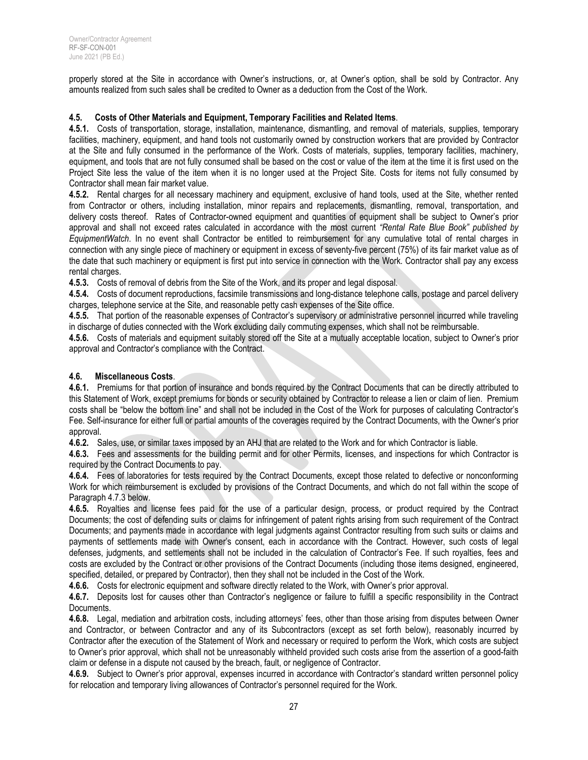properly stored at the Site in accordance with Owner's instructions, or, at Owner's option, shall be sold by Contractor. Any amounts realized from such sales shall be credited to Owner as a deduction from the Cost of the Work.

**4.5. Costs of Other Materials and Equipment, Temporary Facilities and Related Items**.

**4.5.1.** Costs of transportation, storage, installation, maintenance, dismantling, and removal of materials, supplies, temporary facilities, machinery, equipment, and hand tools not customarily owned by construction workers that are provided by Contractor at the Site and fully consumed in the performance of the Work. Costs of materials, supplies, temporary facilities, machinery, equipment, and tools that are not fully consumed shall be based on the cost or value of the item at the time it is first used on the Project Site less the value of the item when it is no longer used at the Project Site. Costs for items not fully consumed by Contractor shall mean fair market value.

**4.5.2.** Rental charges for all necessary machinery and equipment, exclusive of hand tools, used at the Site, whether rented from Contractor or others, including installation, minor repairs and replacements, dismantling, removal, transportation, and delivery costs thereof. Rates of Contractor-owned equipment and quantities of equipment shall be subject to Owner's prior approval and shall not exceed rates calculated in accordance with the most current *"Rental Rate Blue Book" published by EquipmentWatch*. In no event shall Contractor be entitled to reimbursement for any cumulative total of rental charges in connection with any single piece of machinery or equipment in excess of seventy-five percent (75%) of its fair market value as of the date that such machinery or equipment is first put into service in connection with the Work. Contractor shall pay any excess rental charges.

**4.5.3.** Costs of removal of debris from the Site of the Work, and its proper and legal disposal.

**4.5.4.** Costs of document reproductions, facsimile transmissions and long-distance telephone calls, postage and parcel delivery charges, telephone service at the Site, and reasonable petty cash expenses of the Site office.

**4.5.5.** That portion of the reasonable expenses of Contractor's supervisory or administrative personnel incurred while traveling in discharge of duties connected with the Work excluding daily commuting expenses, which shall not be reimbursable.

**4.5.6.** Costs of materials and equipment suitably stored off the Site at a mutually acceptable location, subject to Owner's prior approval and Contractor's compliance with the Contract.

**4.6. Miscellaneous Costs**.

**4.6.1.** Premiums for that portion of insurance and bonds required by the Contract Documents that can be directly attributed to this Statement of Work, except premiums for bonds or security obtained by Contractor to release a lien or claim of lien. Premium costs shall be "below the bottom line" and shall not be included in the Cost of the Work for purposes of calculating Contractor's Fee. Self-insurance for either full or partial amounts of the coverages required by the Contract Documents, with the Owner's prior approval.

**4.6.2.** Sales, use, or similar taxes imposed by an AHJ that are related to the Work and for which Contractor is liable.

**4.6.3.** Fees and assessments for the building permit and for other Permits, licenses, and inspections for which Contractor is required by the Contract Documents to pay.

**4.6.4.** Fees of laboratories for tests required by the Contract Documents, except those related to defective or nonconforming Work for which reimbursement is excluded by provisions of the Contract Documents, and which do not fall within the scope of Paragraph 4.7.3 below.

**4.6.5.** Royalties and license fees paid for the use of a particular design, process, or product required by the Contract Documents; the cost of defending suits or claims for infringement of patent rights arising from such requirement of the Contract Documents; and payments made in accordance with legal judgments against Contractor resulting from such suits or claims and payments of settlements made with Owner's consent, each in accordance with the Contract. However, such costs of legal defenses, judgments, and settlements shall not be included in the calculation of Contractor's Fee. If such royalties, fees and costs are excluded by the Contract or other provisions of the Contract Documents (including those items designed, engineered, specified, detailed, or prepared by Contractor), then they shall not be included in the Cost of the Work.

**4.6.6.** Costs for electronic equipment and software directly related to the Work, with Owner's prior approval.

**4.6.7.** Deposits lost for causes other than Contractor's negligence or failure to fulfill a specific responsibility in the Contract Documents.

**4.6.8.** Legal, mediation and arbitration costs, including attorneys' fees, other than those arising from disputes between Owner and Contractor, or between Contractor and any of its Subcontractors (except as set forth below), reasonably incurred by Contractor after the execution of the Statement of Work and necessary or required to perform the Work, which costs are subject to Owner's prior approval, which shall not be unreasonably withheld provided such costs arise from the assertion of a good-faith claim or defense in a dispute not caused by the breach, fault, or negligence of Contractor.

**4.6.9.** Subject to Owner's prior approval, expenses incurred in accordance with Contractor's standard written personnel policy for relocation and temporary living allowances of Contractor's personnel required for the Work.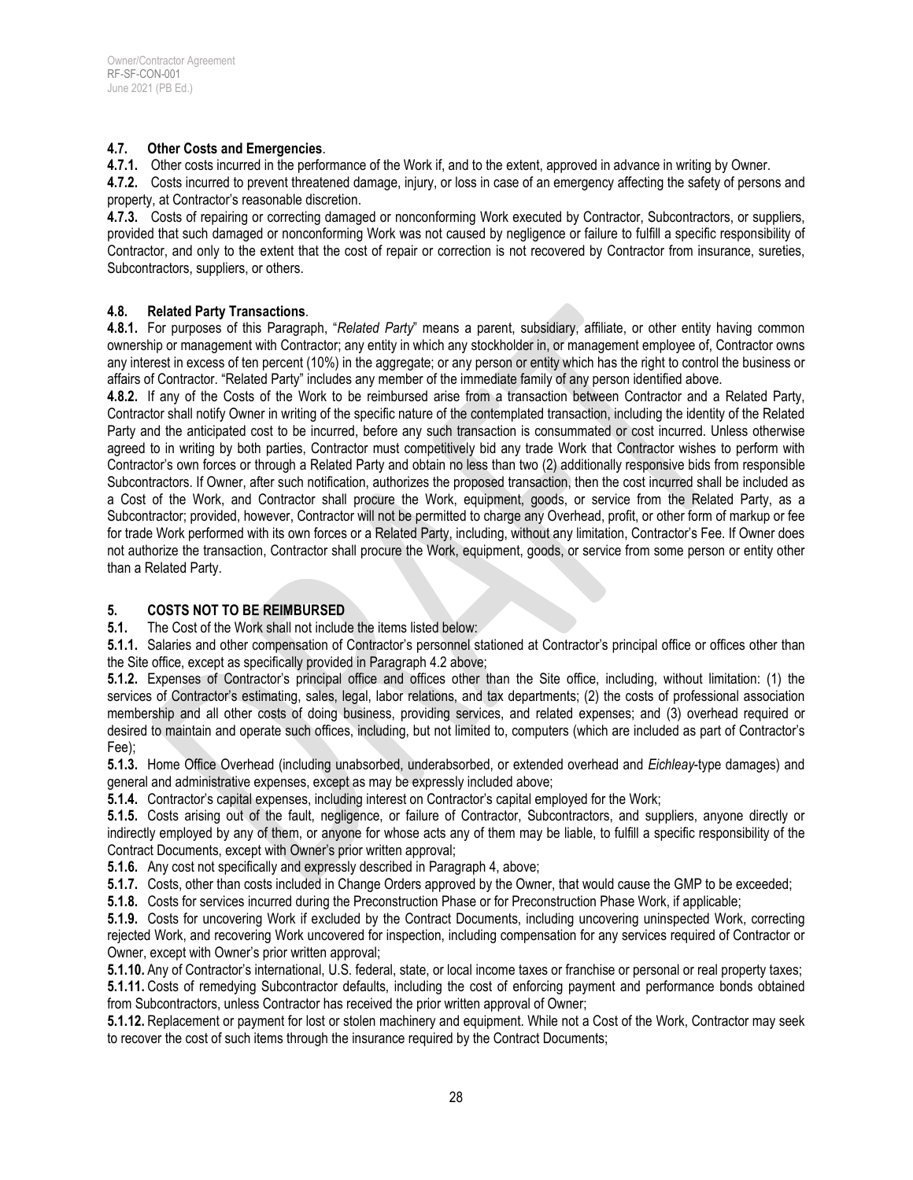**4.7. Other Costs and Emergencies**.

**4.7.1.** Other costs incurred in the performance of the Work if, and to the extent, approved in advance in writing by Owner.

**4.7.2.** Costs incurred to prevent threatened damage, injury, or loss in case of an emergency affecting the safety of persons and property, at Contractor's reasonable discretion.

**4.7.3.** Costs of repairing or correcting damaged or nonconforming Work executed by Contractor, Subcontractors, or suppliers, provided that such damaged or nonconforming Work was not caused by negligence or failure to fulfill a specific responsibility of Contractor, and only to the extent that the cost of repair or correction is not recovered by Contractor from insurance, sureties, Subcontractors, suppliers, or others.

**4.8. Related Party Transactions**.

**4.8.1.** For purposes of this Paragraph, "*Related Party*" means a parent, subsidiary, affiliate, or other entity having common ownership or management with Contractor; any entity in which any stockholder in, or management employee of, Contractor owns any interest in excess of ten percent (10%) in the aggregate; or any person or entity which has the right to control the business or affairs of Contractor. "Related Party" includes any member of the immediate family of any person identified above.

**4.8.2.** If any of the Costs of the Work to be reimbursed arise from a transaction between Contractor and a Related Party, Contractor shall notify Owner in writing of the specific nature of the contemplated transaction, including the identity of the Related Party and the anticipated cost to be incurred, before any such transaction is consummated or cost incurred. Unless otherwise agreed to in writing by both parties, Contractor must competitively bid any trade Work that Contractor wishes to perform with Contractor's own forces or through a Related Party and obtain no less than two (2) additionally responsive bids from responsible Subcontractors. If Owner, after such notification, authorizes the proposed transaction, then the cost incurred shall be included as a Cost of the Work, and Contractor shall procure the Work, equipment, goods, or service from the Related Party, as a Subcontractor; provided, however, Contractor will not be permitted to charge any Overhead, profit, or other form of markup or fee for trade Work performed with its own forces or a Related Party, including, without any limitation, Contractor's Fee. If Owner does not authorize the transaction, Contractor shall procure the Work, equipment, goods, or service from some person or entity other than a Related Party.

## 5. COSTS NOT TO BE REIMBURSED

**5.1.** The Cost of the Work shall not include the items listed below:

**5.1.1.** Salaries and other compensation of Contractor's personnel stationed at Contractor's principal office or offices other than the Site office, except as specifically provided in Paragraph 4.2 above;

**5.1.2.** Expenses of Contractor's principal office and offices other than the Site office, including, without limitation: (1) the services of Contractor's estimating, sales, legal, labor relations, and tax departments; (2) the costs of professional association membership and all other costs of doing business, providing services, and related expenses; and (3) overhead required or desired to maintain and operate such offices, including, but not limited to, computers (which are included as part of Contractor's Fee);

**5.1.3.** Home Office Overhead (including unabsorbed, underabsorbed, or extended overhead and *Eichleay*-type damages) and general and administrative expenses, except as may be expressly included above;

**5.1.4.** Contractor's capital expenses, including interest on Contractor's capital employed for the Work;

**5.1.5.** Costs arising out of the fault, negligence, or failure of Contractor, Subcontractors, and suppliers, anyone directly or indirectly employed by any of them, or anyone for whose acts any of them may be liable, to fulfill a specific responsibility of the Contract Documents, except with Owner's prior written approval;

**5.1.6.** Any cost not specifically and expressly described in Paragraph 4, above;

**5.1.7.** Costs, other than costs included in Change Orders approved by the Owner, that would cause the GMP to be exceeded;

**5.1.8.** Costs for services incurred during the Preconstruction Phase or for Preconstruction Phase Work, if applicable;

**5.1.9.** Costs for uncovering Work if excluded by the Contract Documents, including uncovering uninspected Work, correcting rejected Work, and recovering Work uncovered for inspection, including compensation for any services required of Contractor or Owner, except with Owner's prior written approval;

**5.1.10.** Any of Contractor's international, U.S. federal, state, or local income taxes or franchise or personal or real property taxes;

**5.1.11.** Costs of remedying Subcontractor defaults, including the cost of enforcing payment and performance bonds obtained from Subcontractors, unless Contractor has received the prior written approval of Owner;

**5.1.12.** Replacement or payment for lost or stolen machinery and equipment. While not a Cost of the Work, Contractor may seek to recover the cost of such items through the insurance required by the Contract Documents;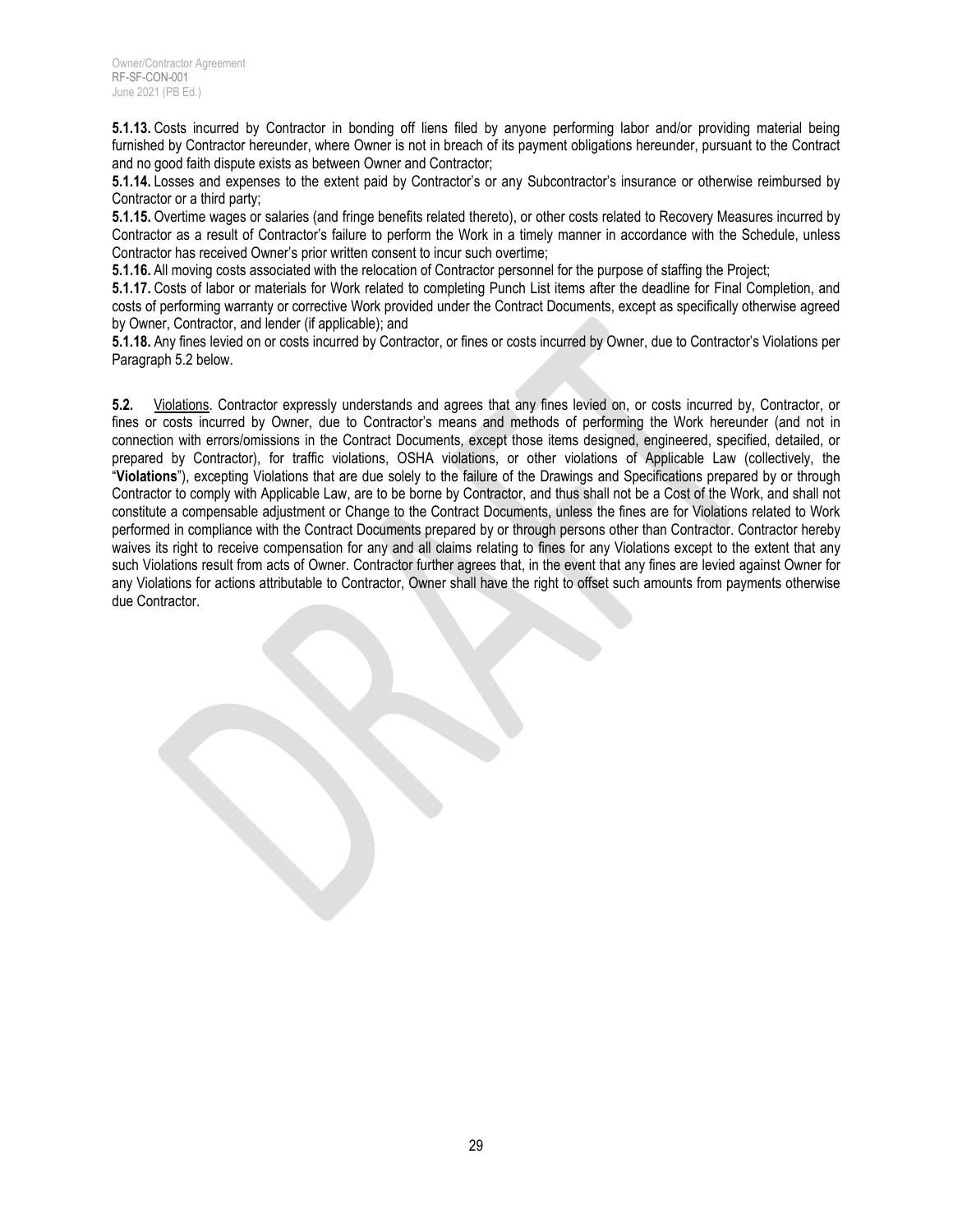**5.1.13.** Costs incurred by Contractor in bonding off liens filed by anyone performing labor and/or providing material being furnished by Contractor hereunder, where Owner is not in breach of its payment obligations hereunder, pursuant to the Contract and no good faith dispute exists as between Owner and Contractor;

**5.1.14.** Losses and expenses to the extent paid by Contractor's or any Subcontractor's insurance or otherwise reimbursed by Contractor or a third party;

**5.1.15.** Overtime wages or salaries (and fringe benefits related thereto), or other costs related to Recovery Measures incurred by Contractor as a result of Contractor's failure to perform the Work in a timely manner in accordance with the Schedule, unless Contractor has received Owner's prior written consent to incur such overtime;

**5.1.16.** All moving costs associated with the relocation of Contractor personnel for the purpose of staffing the Project;

**5.1.17.** Costs of labor or materials for Work related to completing Punch List items after the deadline for Final Completion, and costs of performing warranty or corrective Work provided under the Contract Documents, except as specifically otherwise agreed by Owner, Contractor, and lender (if applicable); and

**5.1.18.** Any fines levied on or costs incurred by Contractor, or fines or costs incurred by Owner, due to Contractor's Violations per Paragraph 5.2 below.

**5.2.** Violations. Contractor expressly understands and agrees that any fines levied on, or costs incurred by, Contractor, or fines or costs incurred by Owner, due to Contractor's means and methods of performing the Work hereunder (and not in connection with errors/omissions in the Contract Documents, except those items designed, engineered, specified, detailed, or prepared by Contractor), for traffic violations, OSHA violations, or other violations of Applicable Law (collectively, the "**Violations**"), excepting Violations that are due solely to the failure of the Drawings and Specifications prepared by or through Contractor to comply with Applicable Law, are to be borne by Contractor, and thus shall not be a Cost of the Work, and shall not constitute a compensable adjustment or Change to the Contract Documents, unless the fines are for Violations related to Work performed in compliance with the Contract Documents prepared by or through persons other than Contractor. Contractor hereby waives its right to receive compensation for any and all claims relating to fines for any Violations except to the extent that any such Violations result from acts of Owner. Contractor further agrees that, in the event that any fines are levied against Owner for any Violations for actions attributable to Contractor, Owner shall have the right to offset such amounts from payments otherwise due Contractor.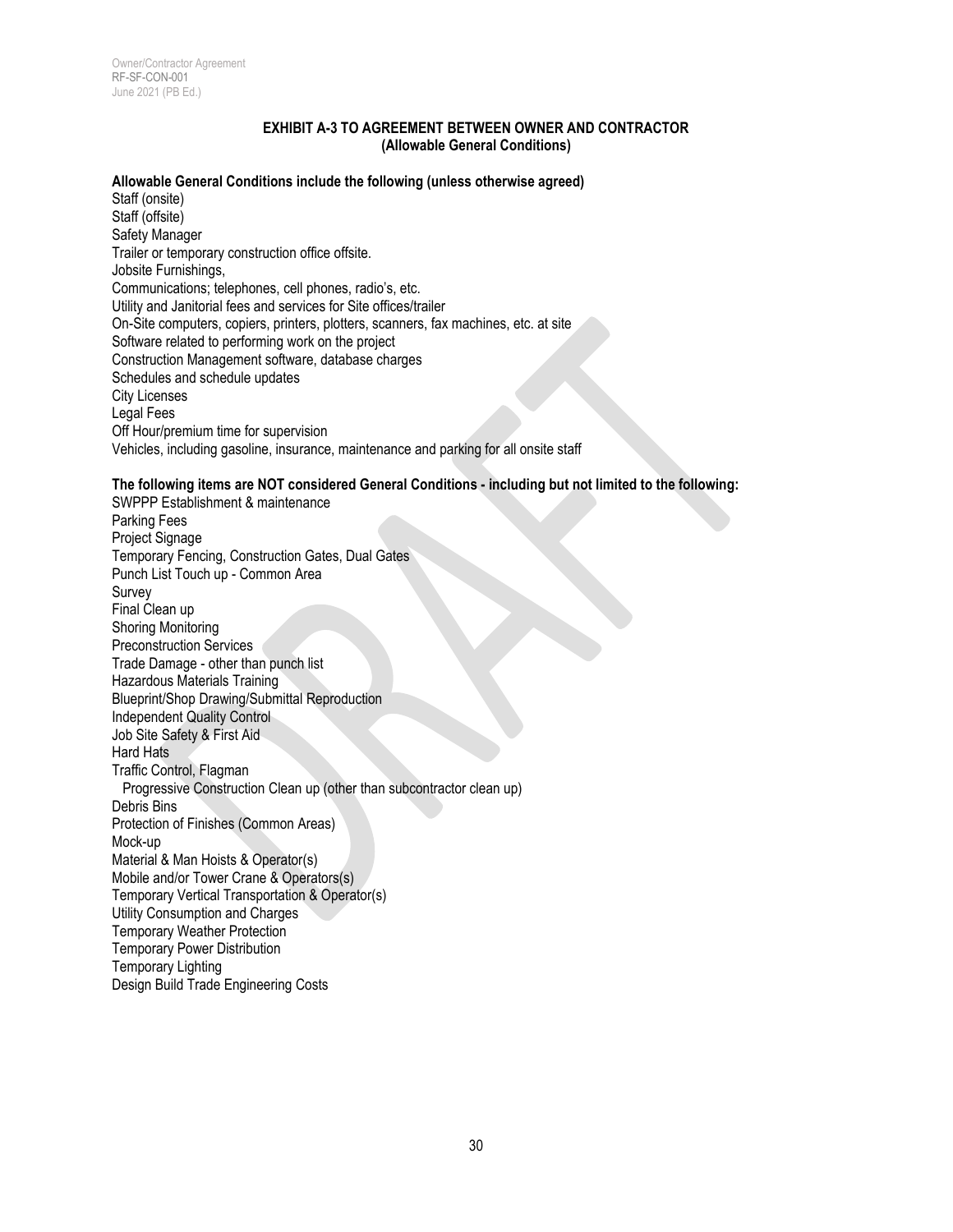## EXHIBIT A-3 TO AGREEMENT BETWEEN OWNER AND CONTRACTOR
## (Allowable General Conditions)

**Allowable General Conditions include the following (unless otherwise agreed)**

Staff (onsite)
Staff (offsite)
Safety Manager
Trailer or temporary construction office offsite.
Jobsite Furnishings,
Communications; telephones, cell phones, radio's, etc.
Utility and Janitorial fees and services for Site offices/trailer
On-Site computers, copiers, printers, plotters, scanners, fax machines, etc. at site
Software related to performing work on the project
Construction Management software, database charges
Schedules and schedule updates
City Licenses
Legal Fees
Off Hour/premium time for supervision
Vehicles, including gasoline, insurance, maintenance and parking for all onsite staff

**The following items are NOT considered General Conditions - including but not limited to the following:**

SWPPP Establishment & maintenance
Parking Fees
Project Signage
Temporary Fencing, Construction Gates, Dual Gates
Punch List Touch up - Common Area
Survey
Final Clean up
Shoring Monitoring
Preconstruction Services
Trade Damage - other than punch list
Hazardous Materials Training
Blueprint/Shop Drawing/Submittal Reproduction
Independent Quality Control
Job Site Safety & First Aid
Hard Hats
Traffic Control, Flagman
Progressive Construction Clean up (other than subcontractor clean up)
Debris Bins
Protection of Finishes (Common Areas)
Mock-up
Material & Man Hoists & Operator(s)
Mobile and/or Tower Crane & Operators(s)
Temporary Vertical Transportation & Operator(s)
Utility Consumption and Charges
Temporary Weather Protection
Temporary Power Distribution
Temporary Lighting
Design Build Trade Engineering Costs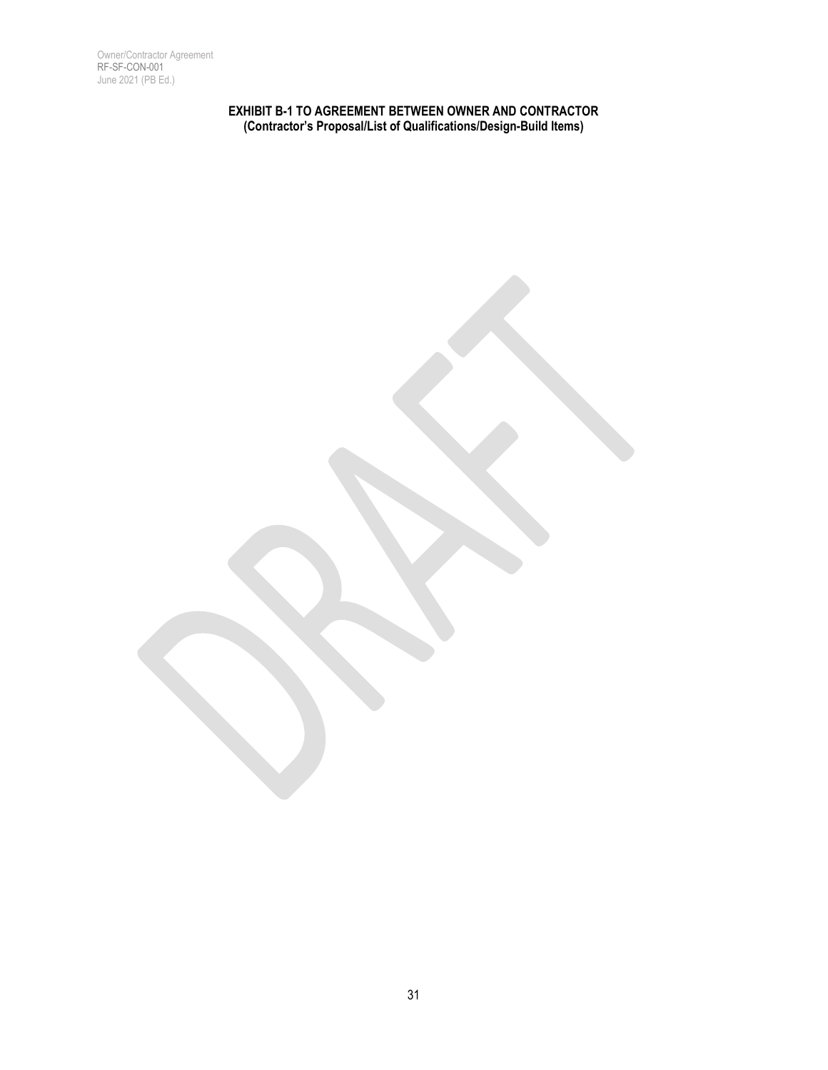**EXHIBIT B-1 TO AGREEMENT BETWEEN OWNER AND CONTRACTOR**
**(Contractor's Proposal/List of Qualifications/Design-Build Items)**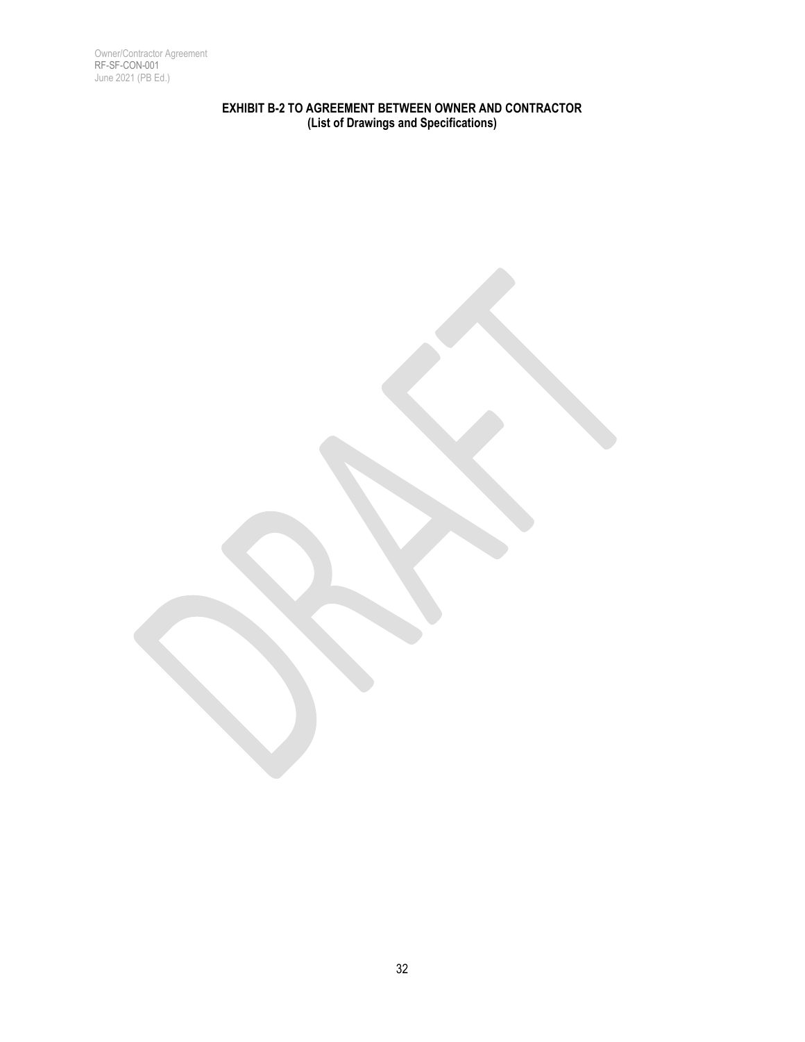**EXHIBIT B-2 TO AGREEMENT BETWEEN OWNER AND CONTRACTOR**
**(List of Drawings and Specifications)**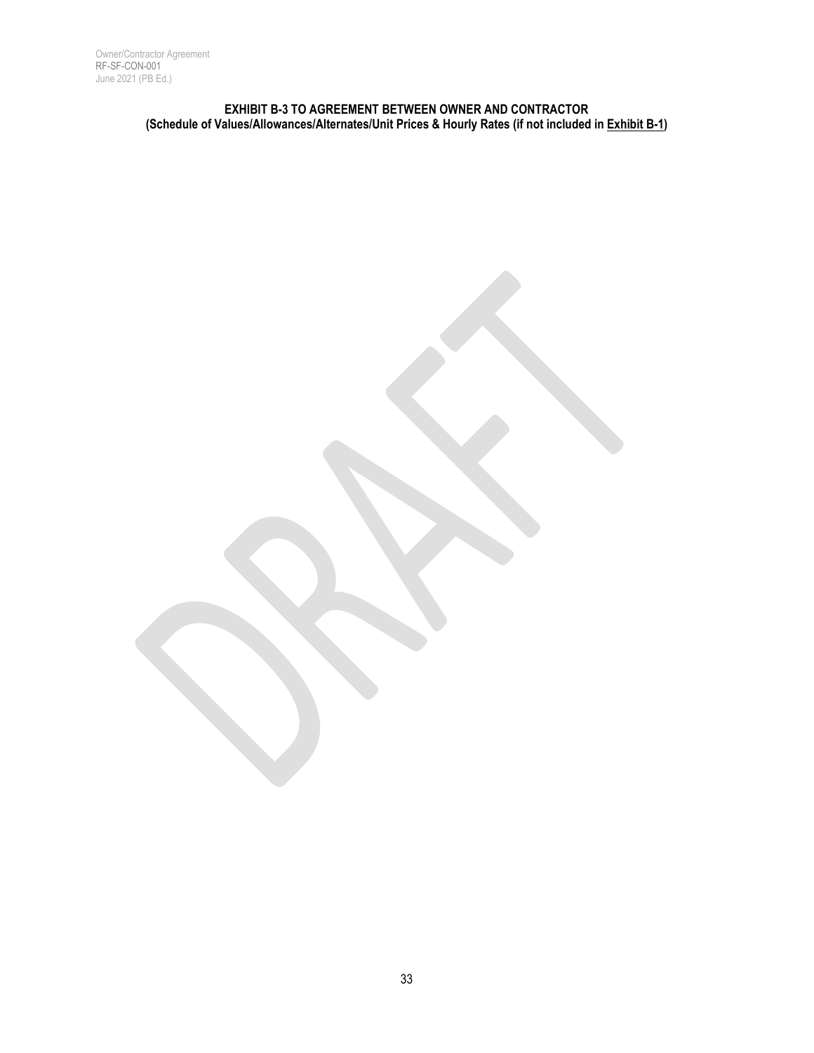**EXHIBIT B-3 TO AGREEMENT BETWEEN OWNER AND CONTRACTOR**
**(Schedule of Values/Allowances/Alternates/Unit Prices & Hourly Rates (if not included in Exhibit B-1)**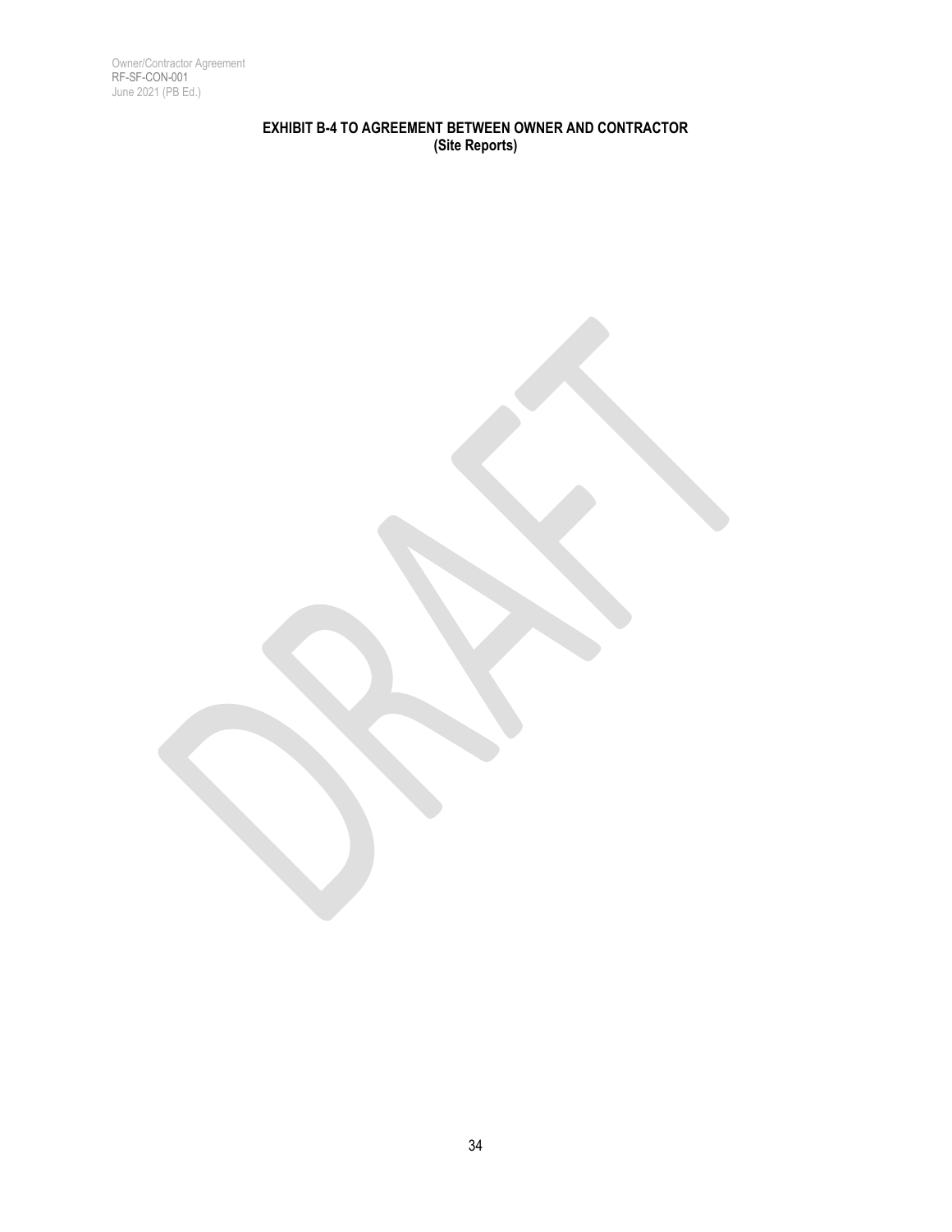**EXHIBIT B-4 TO AGREEMENT BETWEEN OWNER AND CONTRACTOR**
**(Site Reports)**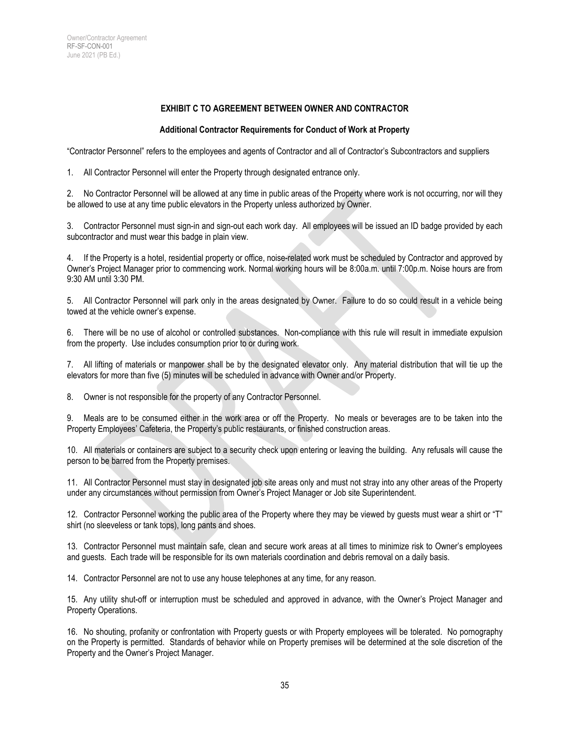## EXHIBIT C TO AGREEMENT BETWEEN OWNER AND CONTRACTOR

### Additional Contractor Requirements for Conduct of Work at Property

"Contractor Personnel" refers to the employees and agents of Contractor and all of Contractor's Subcontractors and suppliers

1. All Contractor Personnel will enter the Property through designated entrance only.

2. No Contractor Personnel will be allowed at any time in public areas of the Property where work is not occurring, nor will they be allowed to use at any time public elevators in the Property unless authorized by Owner.

3. Contractor Personnel must sign-in and sign-out each work day. All employees will be issued an ID badge provided by each subcontractor and must wear this badge in plain view.

4. If the Property is a hotel, residential property or office, noise-related work must be scheduled by Contractor and approved by Owner's Project Manager prior to commencing work. Normal working hours will be 8:00a.m. until 7:00p.m. Noise hours are from 9:30 AM until 3:30 PM.

5. All Contractor Personnel will park only in the areas designated by Owner. Failure to do so could result in a vehicle being towed at the vehicle owner's expense.

6. There will be no use of alcohol or controlled substances. Non-compliance with this rule will result in immediate expulsion from the property. Use includes consumption prior to or during work.

7. All lifting of materials or manpower shall be by the designated elevator only. Any material distribution that will tie up the elevators for more than five (5) minutes will be scheduled in advance with Owner and/or Property.

8. Owner is not responsible for the property of any Contractor Personnel.

9. Meals are to be consumed either in the work area or off the Property. No meals or beverages are to be taken into the Property Employees' Cafeteria, the Property's public restaurants, or finished construction areas.

10. All materials or containers are subject to a security check upon entering or leaving the building. Any refusals will cause the person to be barred from the Property premises.

11. All Contractor Personnel must stay in designated job site areas only and must not stray into any other areas of the Property under any circumstances without permission from Owner's Project Manager or Job site Superintendent.

12. Contractor Personnel working the public area of the Property where they may be viewed by guests must wear a shirt or "T" shirt (no sleeveless or tank tops), long pants and shoes.

13. Contractor Personnel must maintain safe, clean and secure work areas at all times to minimize risk to Owner's employees and guests. Each trade will be responsible for its own materials coordination and debris removal on a daily basis.

14. Contractor Personnel are not to use any house telephones at any time, for any reason.

15. Any utility shut-off or interruption must be scheduled and approved in advance, with the Owner's Project Manager and Property Operations.

16. No shouting, profanity or confrontation with Property guests or with Property employees will be tolerated. No pornography on the Property is permitted. Standards of behavior while on Property premises will be determined at the sole discretion of the Property and the Owner's Project Manager.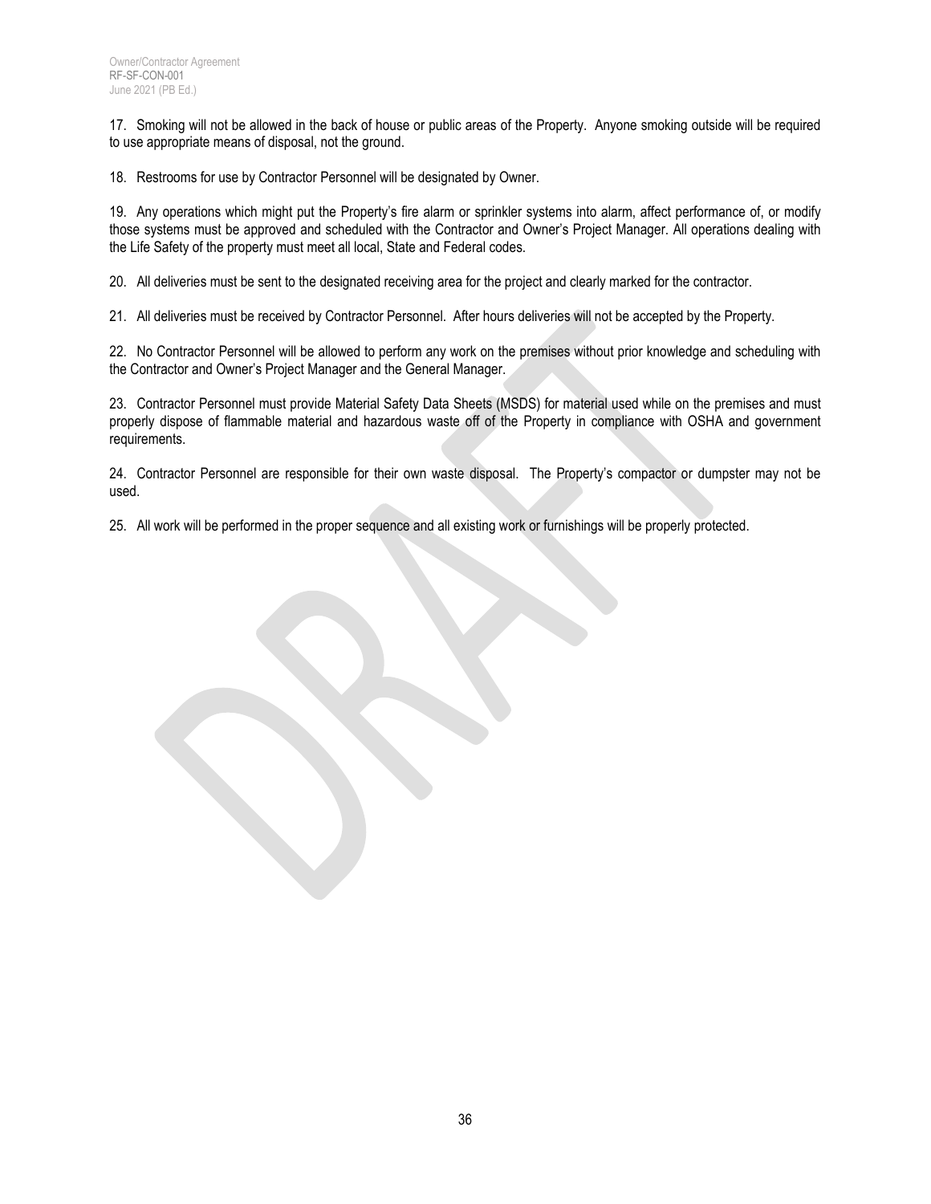17. Smoking will not be allowed in the back of house or public areas of the Property. Anyone smoking outside will be required to use appropriate means of disposal, not the ground.

18. Restrooms for use by Contractor Personnel will be designated by Owner.

19. Any operations which might put the Property's fire alarm or sprinkler systems into alarm, affect performance of, or modify those systems must be approved and scheduled with the Contractor and Owner's Project Manager. All operations dealing with the Life Safety of the property must meet all local, State and Federal codes.

20. All deliveries must be sent to the designated receiving area for the project and clearly marked for the contractor.

21. All deliveries must be received by Contractor Personnel. After hours deliveries will not be accepted by the Property.

22. No Contractor Personnel will be allowed to perform any work on the premises without prior knowledge and scheduling with the Contractor and Owner's Project Manager and the General Manager.

23. Contractor Personnel must provide Material Safety Data Sheets (MSDS) for material used while on the premises and must properly dispose of flammable material and hazardous waste off of the Property in compliance with OSHA and government requirements.

24. Contractor Personnel are responsible for their own waste disposal. The Property's compactor or dumpster may not be used.

25. All work will be performed in the proper sequence and all existing work or furnishings will be properly protected.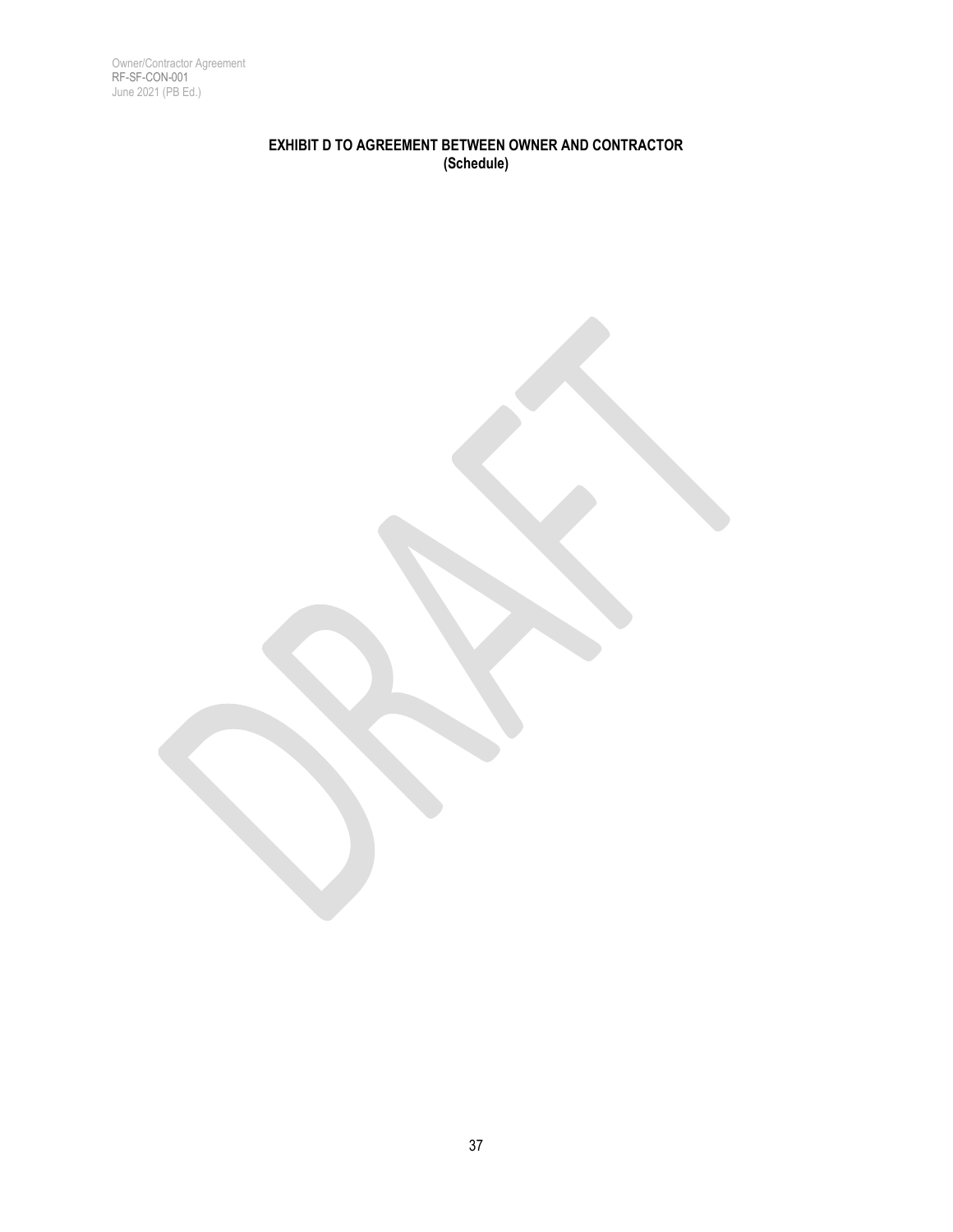**EXHIBIT D TO AGREEMENT BETWEEN OWNER AND CONTRACTOR**
**(Schedule)**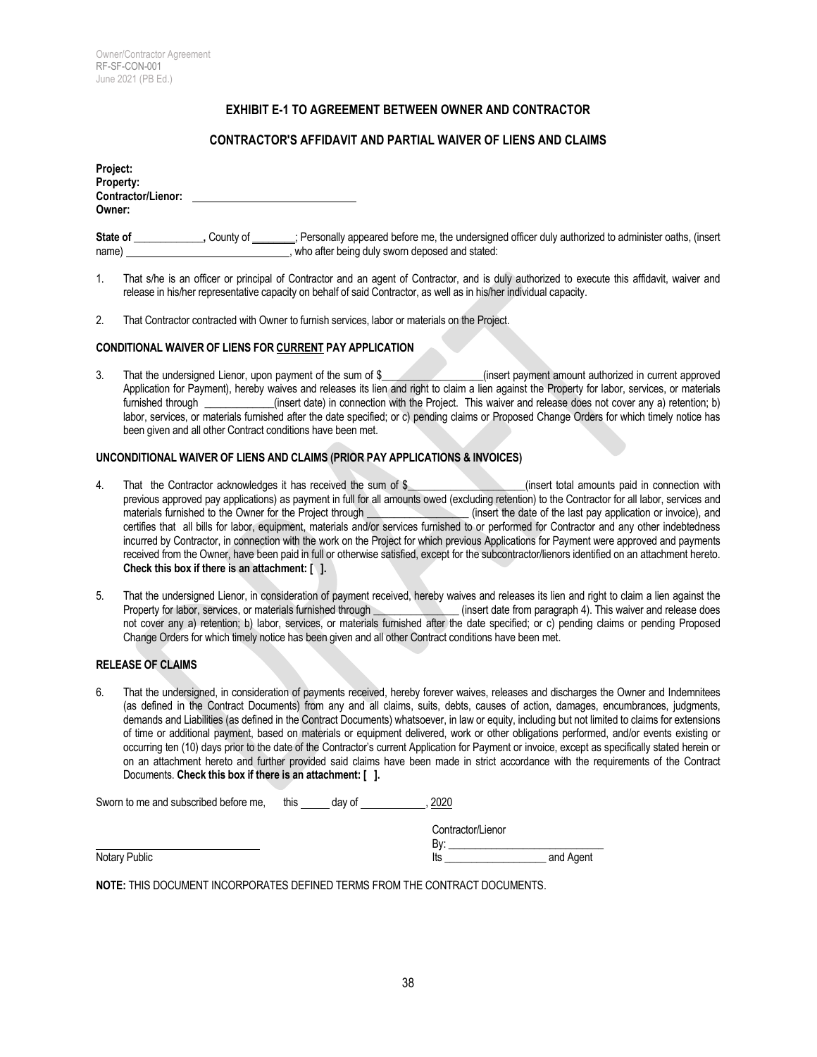Owner/Contractor Agreement
RF-SF-CON-001
June 2021 (PB Ed.)

## EXHIBIT E-1 TO AGREEMENT BETWEEN OWNER AND CONTRACTOR

## CONTRACTOR'S AFFIDAVIT AND PARTIAL WAIVER OF LIENS AND CLAIMS

**Project:**
**Property:**
**Contractor/Lienor:** ______________________________
**Owner:**

**State of** _____________**,** County of ________; Personally appeared before me, the undersigned officer duly authorized to administer oaths, (insert name) ______________________________, who after being duly sworn deposed and stated:

1. That s/he is an officer or principal of Contractor and an agent of Contractor, and is duly authorized to execute this affidavit, waiver and release in his/her representative capacity on behalf of said Contractor, as well as in his/her individual capacity.

2. That Contractor contracted with Owner to furnish services, labor or materials on the Project.

**CONDITIONAL WAIVER OF LIENS FOR CURRENT PAY APPLICATION**

3. That the undersigned Lienor, upon payment of the sum of $__________________(insert payment amount authorized in current approved Application for Payment), hereby waives and releases its lien and right to claim a lien against the Property for labor, services, or materials furnished through ____________(insert date) in connection with the Project. This waiver and release does not cover any a) retention; b) labor, services, or materials furnished after the date specified; or c) pending claims or Proposed Change Orders for which timely notice has been given and all other Contract conditions have been met.

**UNCONDITIONAL WAIVER OF LIENS AND CLAIMS (PRIOR PAY APPLICATIONS & INVOICES)**

4. That the Contractor acknowledges it has received the sum of $_____________________(insert total amounts paid in connection with previous approved pay applications) as payment in full for all amounts owed (excluding retention) to the Contractor for all labor, services and materials furnished to the Owner for the Project through __________________ (insert the date of the last pay application or invoice), and certifies that all bills for labor, equipment, materials and/or services furnished to or performed for Contractor and any other indebtedness incurred by Contractor, in connection with the work on the Project for which previous Applications for Payment were approved and payments received from the Owner, have been paid in full or otherwise satisfied, except for the subcontractor/lienors identified on an attachment hereto. **Check this box if there is an attachment: [ ].**

5. That the undersigned Lienor, in consideration of payment received, hereby waives and releases its lien and right to claim a lien against the Property for labor, services, or materials furnished through _______________ (insert date from paragraph 4). This waiver and release does not cover any a) retention; b) labor, services, or materials furnished after the date specified; or c) pending claims or pending Proposed Change Orders for which timely notice has been given and all other Contract conditions have been met.

**RELEASE OF CLAIMS**

6. That the undersigned, in consideration of payments received, hereby forever waives, releases and discharges the Owner and Indemnitees (as defined in the Contract Documents) from any and all claims, suits, debts, causes of action, damages, encumbrances, judgments, demands and Liabilities (as defined in the Contract Documents) whatsoever, in law or equity, including but not limited to claims for extensions of time or additional payment, based on materials or equipment delivered, work or other obligations performed, and/or events existing or occurring ten (10) days prior to the date of the Contractor's current Application for Payment or invoice, except as specifically stated herein or on an attachment hereto and further provided said claims have been made in strict accordance with the requirements of the Contract Documents. **Check this box if there is an attachment: [ ].**

Sworn to me and subscribed before me, this _____ day of ____________, 2020

Contractor/Lienor
By: ____________________________

______________________________
Notary Public

Its ___________________ and Agent

**NOTE:** THIS DOCUMENT INCORPORATES DEFINED TERMS FROM THE CONTRACT DOCUMENTS.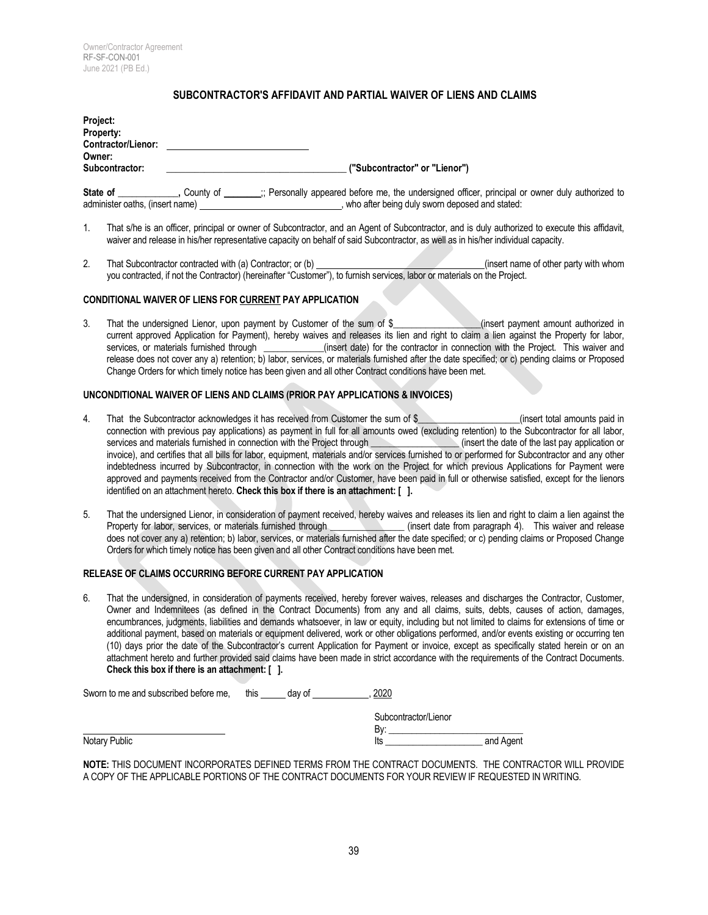Owner/Contractor Agreement
RF-SF-CON-001
June 2021 (PB Ed.)

## SUBCONTRACTOR'S AFFIDAVIT AND PARTIAL WAIVER OF LIENS AND CLAIMS

**Project:**
**Property:**
**Contractor/Lienor:** ____________________________
**Owner:**
**Subcontractor:** ____________________________________ **("Subcontractor" or "Lienor")**

**State of** ____________**,** County of ________;; Personally appeared before me, the undersigned officer, principal or owner duly authorized to administer oaths, (insert name) ______________________________, who after being duly sworn deposed and stated:

1. That s/he is an officer, principal or owner of Subcontractor, and an Agent of Subcontractor, and is duly authorized to execute this affidavit, waiver and release in his/her representative capacity on behalf of said Subcontractor, as well as in his/her individual capacity.

2. That Subcontractor contracted with (a) Contractor; or (b) ___________________________________(insert name of other party with whom you contracted, if not the Contractor) (hereinafter "Customer"), to furnish services, labor or materials on the Project.

**CONDITIONAL WAIVER OF LIENS FOR CURRENT PAY APPLICATION**

3. That the undersigned Lienor, upon payment by Customer of the sum of $__________________(insert payment amount authorized in current approved Application for Payment), hereby waives and releases its lien and right to claim a lien against the Property for labor, services, or materials furnished through ____________(insert date) for the contractor in connection with the Project. This waiver and release does not cover any a) retention; b) labor, services, or materials furnished after the date specified; or c) pending claims or Proposed Change Orders for which timely notice has been given and all other Contract conditions have been met.

**UNCONDITIONAL WAIVER OF LIENS AND CLAIMS (PRIOR PAY APPLICATIONS & INVOICES)**

4. That the Subcontractor acknowledges it has received from Customer the sum of $_____________________(insert total amounts paid in connection with previous pay applications) as payment in full for all amounts owed (excluding retention) to the Subcontractor for all labor, services and materials furnished in connection with the Project through __________________ (insert the date of the last pay application or invoice), and certifies that all bills for labor, equipment, materials and/or services furnished to or performed for Subcontractor and any other indebtedness incurred by Subcontractor, in connection with the work on the Project for which previous Applications for Payment were approved and payments received from the Contractor and/or Customer, have been paid in full or otherwise satisfied, except for the lienors identified on an attachment hereto. **Check this box if there is an attachment: [ ].**

5. That the undersigned Lienor, in consideration of payment received, hereby waives and releases its lien and right to claim a lien against the Property for labor, services, or materials furnished through _______________ (insert date from paragraph 4). This waiver and release does not cover any a) retention; b) labor, services, or materials furnished after the date specified; or c) pending claims or Proposed Change Orders for which timely notice has been given and all other Contract conditions have been met.

**RELEASE OF CLAIMS OCCURRING BEFORE CURRENT PAY APPLICATION**

6. That the undersigned, in consideration of payments received, hereby forever waives, releases and discharges the Contractor, Customer, Owner and Indemnitees (as defined in the Contract Documents) from any and all claims, suits, debts, causes of action, damages, encumbrances, judgments, liabilities and demands whatsoever, in law or equity, including but not limited to claims for extensions of time or additional payment, based on materials or equipment delivered, work or other obligations performed, and/or events existing or occurring ten (10) days prior the date of the Subcontractor's current Application for Payment or invoice, except as specifically stated herein or on an attachment hereto and further provided said claims have been made in strict accordance with the requirements of the Contract Documents. **Check this box if there is an attachment: [ ].**

Sworn to me and subscribed before me, this _____ day of ____________, 2020

Subcontractor/Lienor
By: ____________________________

______________________________
Notary Public

Its _____________________ and Agent

**NOTE:** THIS DOCUMENT INCORPORATES DEFINED TERMS FROM THE CONTRACT DOCUMENTS. THE CONTRACTOR WILL PROVIDE A COPY OF THE APPLICABLE PORTIONS OF THE CONTRACT DOCUMENTS FOR YOUR REVIEW IF REQUESTED IN WRITING.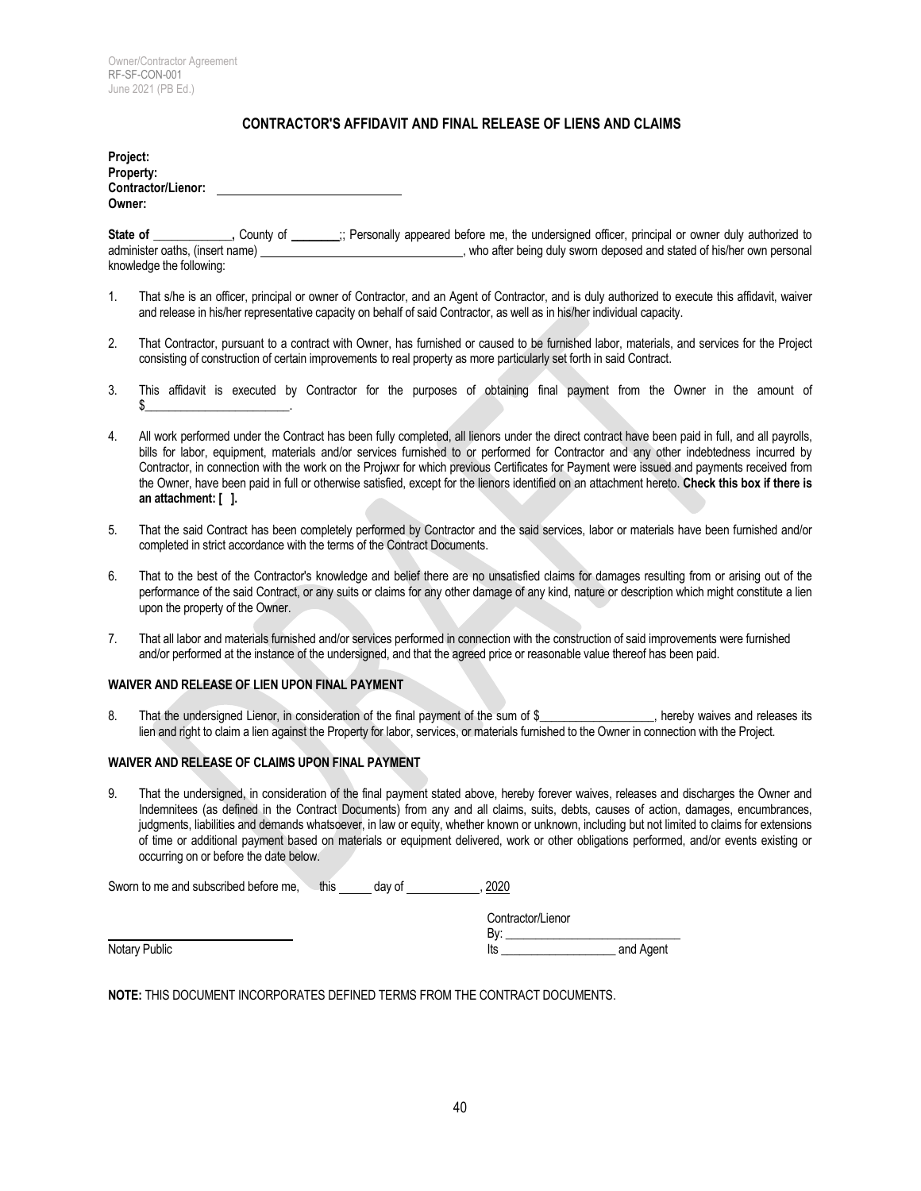Owner/Contractor Agreement
RF-SF-CON-001
June 2021 (PB Ed.)

## CONTRACTOR'S AFFIDAVIT AND FINAL RELEASE OF LIENS AND CLAIMS

**Project:**
**Property:**
**Contractor/Lienor:** ____________________________
**Owner:**

**State of** _____________, County of ________;; Personally appeared before me, the undersigned officer, principal or owner duly authorized to administer oaths, (insert name) __________________________________, who after being duly sworn deposed and stated of his/her own personal knowledge the following:

1. That s/he is an officer, principal or owner of Contractor, and an Agent of Contractor, and is duly authorized to execute this affidavit, waiver and release in his/her representative capacity on behalf of said Contractor, as well as in his/her individual capacity.

2. That Contractor, pursuant to a contract with Owner, has furnished or caused to be furnished labor, materials, and services for the Project consisting of construction of certain improvements to real property as more particularly set forth in said Contract.

3. This affidavit is executed by Contractor for the purposes of obtaining final payment from the Owner in the amount of $________________________.

4. All work performed under the Contract has been fully completed, all lienors under the direct contract have been paid in full, and all payrolls, bills for labor, equipment, materials and/or services furnished to or performed for Contractor and any other indebtedness incurred by Contractor, in connection with the work on the Projwxr for which previous Certificates for Payment were issued and payments received from the Owner, have been paid in full or otherwise satisfied, except for the lienors identified on an attachment hereto. **Check this box if there is an attachment: [ ].**

5. That the said Contract has been completely performed by Contractor and the said services, labor or materials have been furnished and/or completed in strict accordance with the terms of the Contract Documents.

6. That to the best of the Contractor's knowledge and belief there are no unsatisfied claims for damages resulting from or arising out of the performance of the said Contract, or any suits or claims for any other damage of any kind, nature or description which might constitute a lien upon the property of the Owner.

7. That all labor and materials furnished and/or services performed in connection with the construction of said improvements were furnished and/or performed at the instance of the undersigned, and that the agreed price or reasonable value thereof has been paid.

**WAIVER AND RELEASE OF LIEN UPON FINAL PAYMENT**

8. That the undersigned Lienor, in consideration of the final payment of the sum of $___________________, hereby waives and releases its lien and right to claim a lien against the Property for labor, services, or materials furnished to the Owner in connection with the Project.

**WAIVER AND RELEASE OF CLAIMS UPON FINAL PAYMENT**

9. That the undersigned, in consideration of the final payment stated above, hereby forever waives, releases and discharges the Owner and Indemnitees (as defined in the Contract Documents) from any and all claims, suits, debts, causes of action, damages, encumbrances, judgments, liabilities and demands whatsoever, in law or equity, whether known or unknown, including but not limited to claims for extensions of time or additional payment based on materials or equipment delivered, work or other obligations performed, and/or events existing or occurring on or before the date below.

Sworn to me and subscribed before me, this _____ day of ____________, 2020

Contractor/Lienor
By: ____________________________

______________________________
Notary Public

Its ___________________ and Agent

**NOTE:** THIS DOCUMENT INCORPORATES DEFINED TERMS FROM THE CONTRACT DOCUMENTS.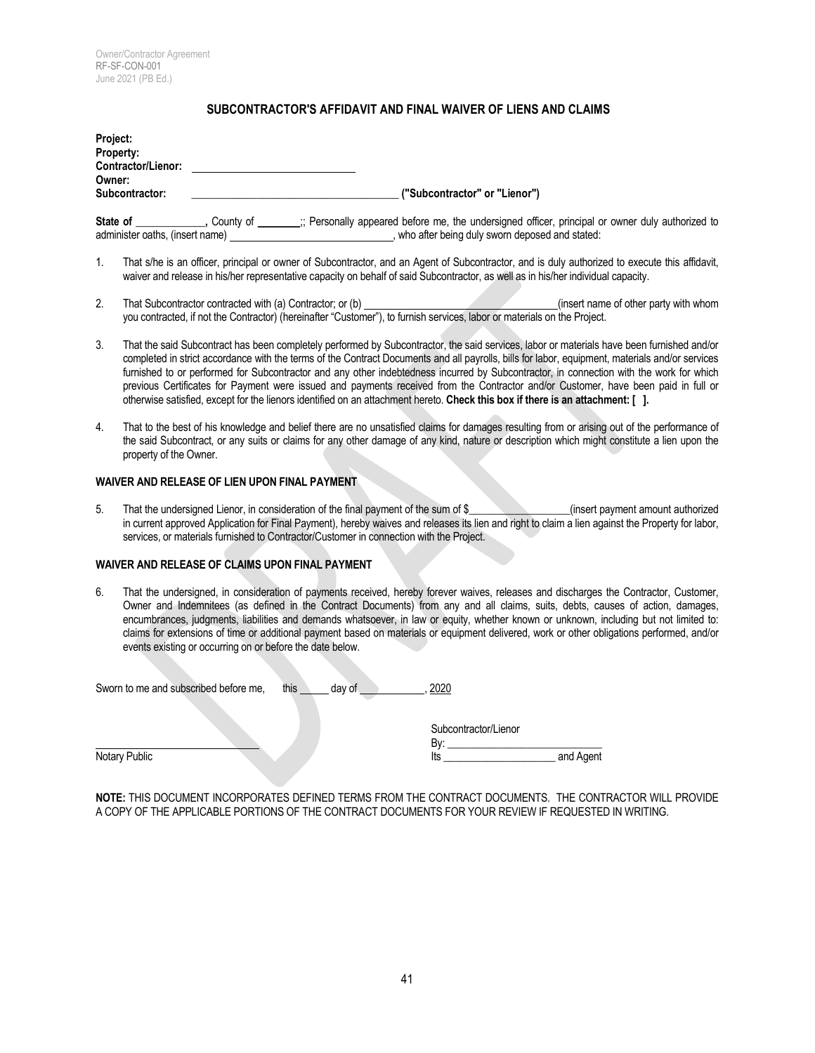# SUBCONTRACTOR'S AFFIDAVIT AND FINAL WAIVER OF LIENS AND CLAIMS

**Project:**
**Property:**
**Contractor/Lienor:** ______________________________
**Owner:**
**Subcontractor:** ________________________________________ **("Subcontractor" or "Lienor")**

**State of** ______________**,** County of ________;; Personally appeared before me, the undersigned officer, principal or owner duly authorized to administer oaths, (insert name) ________________________________, who after being duly sworn deposed and stated:

1. That s/he is an officer, principal or owner of Subcontractor, and an Agent of Subcontractor, and is duly authorized to execute this affidavit, waiver and release in his/her representative capacity on behalf of said Subcontractor, as well as in his/her individual capacity.

2. That Subcontractor contracted with (a) Contractor; or (b) ________________________________________(insert name of other party with whom you contracted, if not the Contractor) (hereinafter "Customer"), to furnish services, labor or materials on the Project.

3. That the said Subcontract has been completely performed by Subcontractor, the said services, labor or materials have been furnished and/or completed in strict accordance with the terms of the Contract Documents and all payrolls, bills for labor, equipment, materials and/or services furnished to or performed for Subcontractor and any other indebtedness incurred by Subcontractor, in connection with the work for which previous Certificates for Payment were issued and payments received from the Contractor and/or Customer, have been paid in full or otherwise satisfied, except for the lienors identified on an attachment hereto. **Check this box if there is an attachment: [ ].**

4. That to the best of his knowledge and belief there are no unsatisfied claims for damages resulting from or arising out of the performance of the said Subcontract, or any suits or claims for any other damage of any kind, nature or description which might constitute a lien upon the property of the Owner.

**WAIVER AND RELEASE OF LIEN UPON FINAL PAYMENT**

5. That the undersigned Lienor, in consideration of the final payment of the sum of $__________________(insert payment amount authorized in current approved Application for Final Payment), hereby waives and releases its lien and right to claim a lien against the Property for labor, services, or materials furnished to Contractor/Customer in connection with the Project.

**WAIVER AND RELEASE OF CLAIMS UPON FINAL PAYMENT**

6. That the undersigned, in consideration of payments received, hereby forever waives, releases and discharges the Contractor, Customer, Owner and Indemnitees (as defined in the Contract Documents) from any and all claims, suits, debts, causes of action, damages, encumbrances, judgments, liabilities and demands whatsoever, in law or equity, whether known or unknown, including but not limited to: claims for extensions of time or additional payment based on materials or equipment delivered, work or other obligations performed, and/or events existing or occurring on or before the date below.

Sworn to me and subscribed before me, this _____ day of ____________, 2020

Subcontractor/Lienor

______________________________ By: ______________________________

Notary Public Its _____________________ and Agent

**NOTE:** THIS DOCUMENT INCORPORATES DEFINED TERMS FROM THE CONTRACT DOCUMENTS. THE CONTRACTOR WILL PROVIDE A COPY OF THE APPLICABLE PORTIONS OF THE CONTRACT DOCUMENTS FOR YOUR REVIEW IF REQUESTED IN WRITING.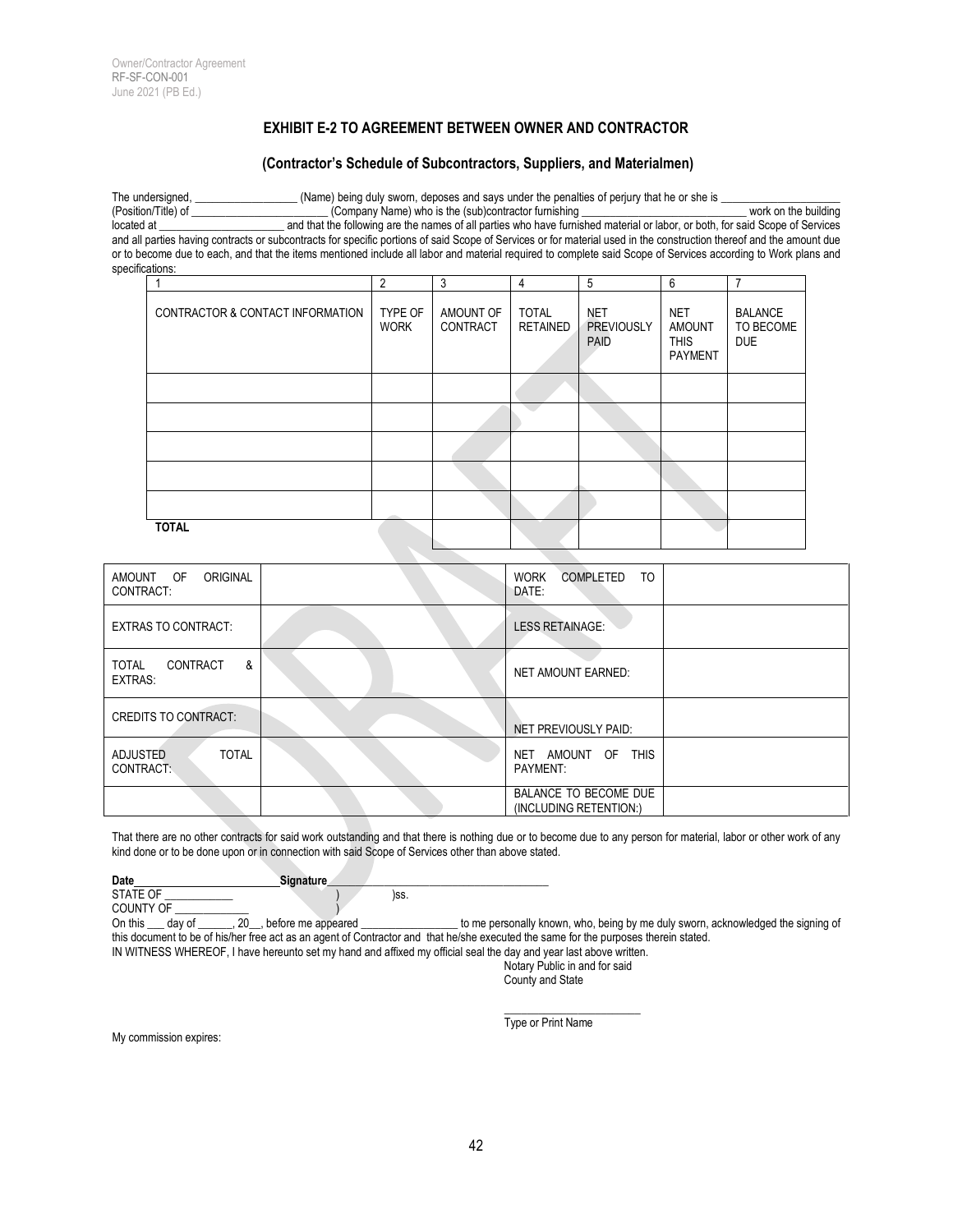## EXHIBIT E-2 TO AGREEMENT BETWEEN OWNER AND CONTRACTOR

### (Contractor's Schedule of Subcontractors, Suppliers, and Materialmen)

The undersigned, _________________ (Name) being duly sworn, deposes and says under the penalties of perjury that he or she is ____________________ (Position/Title) of _______________________ (Company Name) who is the (sub)contractor furnishing ____________________________ work on the building located at _____________________ and that the following are the names of all parties who have furnished material or labor, or both, for said Scope of Services and all parties having contracts or subcontracts for specific portions of said Scope of Services or for material used in the construction thereof and the amount due or to become due to each, and that the items mentioned include all labor and material required to complete said Scope of Services according to Work plans and specifications:

| 1 | 2 | 3 | 4 | 5 | 6 | 7 |
|---|---|---|---|---|---|---|
| CONTRACTOR & CONTACT INFORMATION | TYPE OF WORK | AMOUNT OF CONTRACT | TOTAL RETAINED | NET PREVIOUSLY PAID | NET AMOUNT THIS PAYMENT | BALANCE TO BECOME DUE |
| | | | | | | |
| | | | | | | |
| | | | | | | |
| | | | | | | |
| | | | | | | |
| **TOTAL** | | | | | | |

| | | | |
|---|---|---|---|
| AMOUNT OF ORIGINAL CONTRACT: | | WORK COMPLETED TO DATE: | |
| EXTRAS TO CONTRACT: | | LESS RETAINAGE: | |
| TOTAL CONTRACT & EXTRAS: | | NET AMOUNT EARNED: | |
| CREDITS TO CONTRACT: | | NET PREVIOUSLY PAID: | |
| ADJUSTED TOTAL CONTRACT: | | NET AMOUNT OF THIS PAYMENT: | |
| | | BALANCE TO BECOME DUE (INCLUDING RETENTION:) | |

That there are no other contracts for said work outstanding and that there is nothing due or to become due to any person for material, labor or other work of any kind done or to be done upon or in connection with said Scope of Services other than above stated.

**Date**________________________ **Signature**____________________________________

STATE OF ___________ )
 )ss.
COUNTY OF ____________ )

On this ___ day of ______, 20__, before me appeared ________________ to me personally known, who, being by me duly sworn, acknowledged the signing of this document to be of his/her free act as an agent of Contractor and that he/she executed the same for the purposes therein stated.

IN WITNESS WHEREOF, I have hereunto set my hand and affixed my official seal the day and year last above written.

Notary Public in and for said
County and State

________________________
Type or Print Name

My commission expires: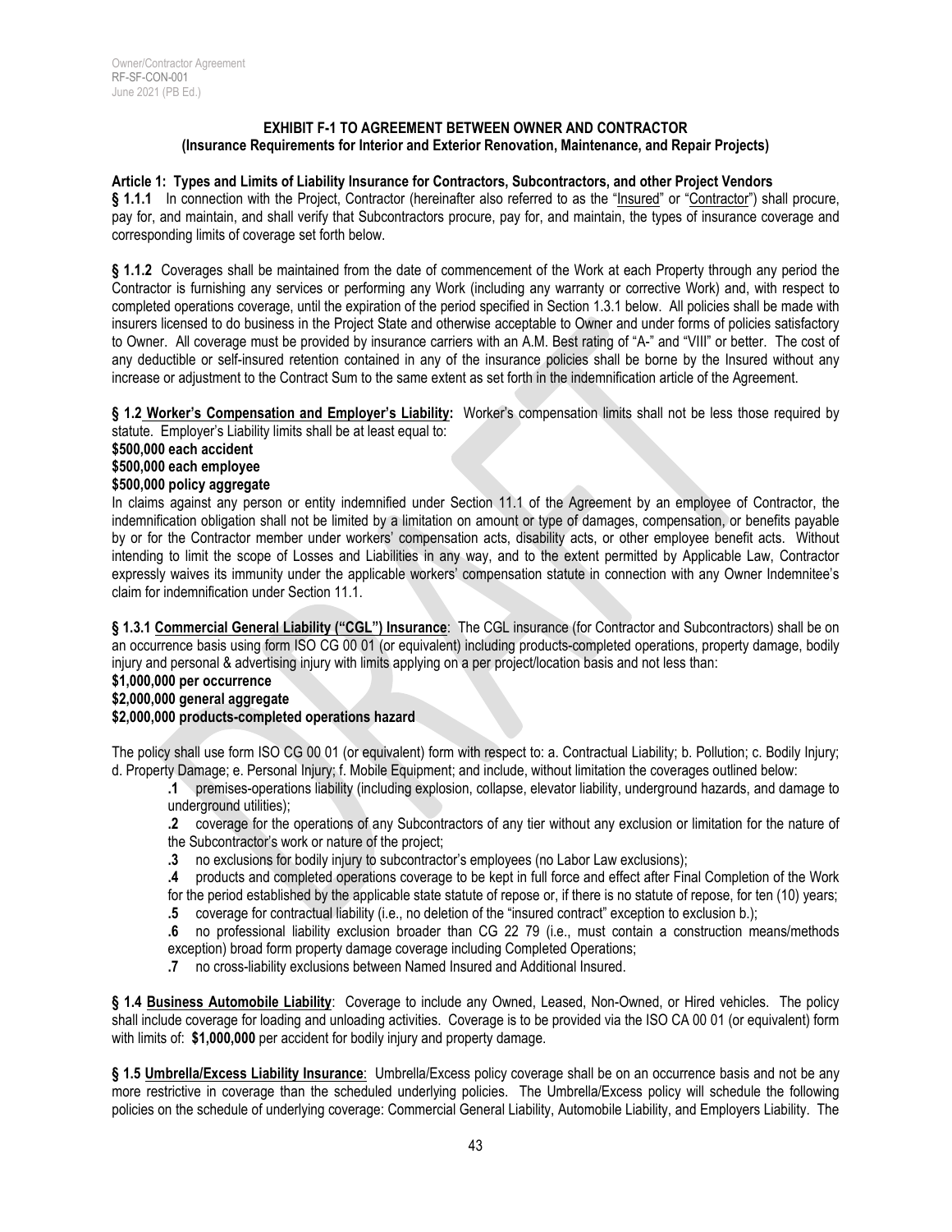## EXHIBIT F-1 TO AGREEMENT BETWEEN OWNER AND CONTRACTOR
### (Insurance Requirements for Interior and Exterior Renovation, Maintenance, and Repair Projects)

**Article 1: Types and Limits of Liability Insurance for Contractors, Subcontractors, and other Project Vendors**

**§ 1.1.1** In connection with the Project, Contractor (hereinafter also referred to as the "Insured" or "Contractor") shall procure, pay for, and maintain, and shall verify that Subcontractors procure, pay for, and maintain, the types of insurance coverage and corresponding limits of coverage set forth below.

**§ 1.1.2** Coverages shall be maintained from the date of commencement of the Work at each Property through any period the Contractor is furnishing any services or performing any Work (including any warranty or corrective Work) and, with respect to completed operations coverage, until the expiration of the period specified in Section 1.3.1 below. All policies shall be made with insurers licensed to do business in the Project State and otherwise acceptable to Owner and under forms of policies satisfactory to Owner. All coverage must be provided by insurance carriers with an A.M. Best rating of "A-" and "VIII" or better. The cost of any deductible or self-insured retention contained in any of the insurance policies shall be borne by the Insured without any increase or adjustment to the Contract Sum to the same extent as set forth in the indemnification article of the Agreement.

**§ 1.2 Worker's Compensation and Employer's Liability:** Worker's compensation limits shall not be less those required by statute. Employer's Liability limits shall be at least equal to:

**$500,000 each accident**
**$500,000 each employee**
**$500,000 policy aggregate**

In claims against any person or entity indemnified under Section 11.1 of the Agreement by an employee of Contractor, the indemnification obligation shall not be limited by a limitation on amount or type of damages, compensation, or benefits payable by or for the Contractor member under workers' compensation acts, disability acts, or other employee benefit acts. Without intending to limit the scope of Losses and Liabilities in any way, and to the extent permitted by Applicable Law, Contractor expressly waives its immunity under the applicable workers' compensation statute in connection with any Owner Indemnitee's claim for indemnification under Section 11.1.

**§ 1.3.1 Commercial General Liability ("CGL") Insurance**: The CGL insurance (for Contractor and Subcontractors) shall be on an occurrence basis using form ISO CG 00 01 (or equivalent) including products-completed operations, property damage, bodily injury and personal & advertising injury with limits applying on a per project/location basis and not less than:

**$1,000,000 per occurrence**
**$2,000,000 general aggregate**
**$2,000,000 products-completed operations hazard**

The policy shall use form ISO CG 00 01 (or equivalent) form with respect to: a. Contractual Liability; b. Pollution; c. Bodily Injury; d. Property Damage; e. Personal Injury; f. Mobile Equipment; and include, without limitation the coverages outlined below:

- **.1** premises-operations liability (including explosion, collapse, elevator liability, underground hazards, and damage to underground utilities);
- **.2** coverage for the operations of any Subcontractors of any tier without any exclusion or limitation for the nature of the Subcontractor's work or nature of the project;
- **.3** no exclusions for bodily injury to subcontractor's employees (no Labor Law exclusions);
- **.4** products and completed operations coverage to be kept in full force and effect after Final Completion of the Work for the period established by the applicable state statute of repose or, if there is no statute of repose, for ten (10) years;
- **.5** coverage for contractual liability (i.e., no deletion of the "insured contract" exception to exclusion b.);
- **.6** no professional liability exclusion broader than CG 22 79 (i.e., must contain a construction means/methods exception) broad form property damage coverage including Completed Operations;
- **.7** no cross-liability exclusions between Named Insured and Additional Insured.

**§ 1.4 Business Automobile Liability**: Coverage to include any Owned, Leased, Non-Owned, or Hired vehicles. The policy shall include coverage for loading and unloading activities. Coverage is to be provided via the ISO CA 00 01 (or equivalent) form with limits of: **$1,000,000** per accident for bodily injury and property damage.

**§ 1.5 Umbrella/Excess Liability Insurance**: Umbrella/Excess policy coverage shall be on an occurrence basis and not be any more restrictive in coverage than the scheduled underlying policies. The Umbrella/Excess policy will schedule the following policies on the schedule of underlying coverage: Commercial General Liability, Automobile Liability, and Employers Liability. The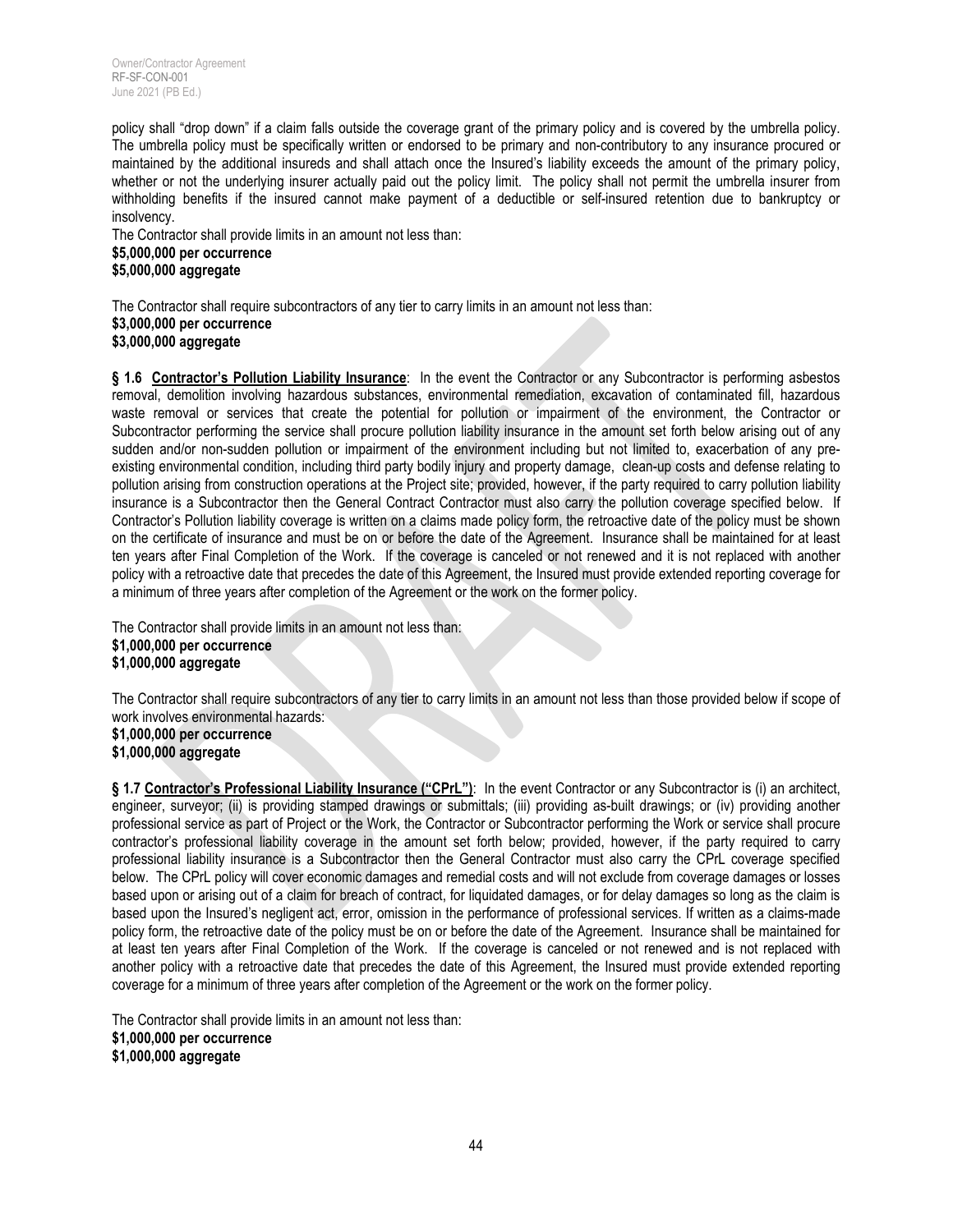policy shall "drop down" if a claim falls outside the coverage grant of the primary policy and is covered by the umbrella policy. The umbrella policy must be specifically written or endorsed to be primary and non-contributory to any insurance procured or maintained by the additional insureds and shall attach once the Insured's liability exceeds the amount of the primary policy, whether or not the underlying insurer actually paid out the policy limit. The policy shall not permit the umbrella insurer from withholding benefits if the insured cannot make payment of a deductible or self-insured retention due to bankruptcy or insolvency.

The Contractor shall provide limits in an amount not less than:
**$5,000,000 per occurrence**
**$5,000,000 aggregate**

The Contractor shall require subcontractors of any tier to carry limits in an amount not less than:
**$3,000,000 per occurrence**
**$3,000,000 aggregate**

**§ 1.6 <u>Contractor's Pollution Liability Insurance</u>**: In the event the Contractor or any Subcontractor is performing asbestos removal, demolition involving hazardous substances, environmental remediation, excavation of contaminated fill, hazardous waste removal or services that create the potential for pollution or impairment of the environment, the Contractor or Subcontractor performing the service shall procure pollution liability insurance in the amount set forth below arising out of any sudden and/or non-sudden pollution or impairment of the environment including but not limited to, exacerbation of any pre-existing environmental condition, including third party bodily injury and property damage, clean-up costs and defense relating to pollution arising from construction operations at the Project site; provided, however, if the party required to carry pollution liability insurance is a Subcontractor then the General Contract Contractor must also carry the pollution coverage specified below. If Contractor's Pollution liability coverage is written on a claims made policy form, the retroactive date of the policy must be shown on the certificate of insurance and must be on or before the date of the Agreement. Insurance shall be maintained for at least ten years after Final Completion of the Work. If the coverage is canceled or not renewed and it is not replaced with another policy with a retroactive date that precedes the date of this Agreement, the Insured must provide extended reporting coverage for a minimum of three years after completion of the Agreement or the work on the former policy.

The Contractor shall provide limits in an amount not less than:
**$1,000,000 per occurrence**
**$1,000,000 aggregate**

The Contractor shall require subcontractors of any tier to carry limits in an amount not less than those provided below if scope of work involves environmental hazards:
**$1,000,000 per occurrence**
**$1,000,000 aggregate**

**§ 1.7 <u>Contractor's Professional Liability Insurance ("CPrL")</u>**: In the event Contractor or any Subcontractor is (i) an architect, engineer, surveyor; (ii) is providing stamped drawings or submittals; (iii) providing as-built drawings; or (iv) providing another professional service as part of Project or the Work, the Contractor or Subcontractor performing the Work or service shall procure contractor's professional liability coverage in the amount set forth below; provided, however, if the party required to carry professional liability insurance is a Subcontractor then the General Contractor must also carry the CPrL coverage specified below. The CPrL policy will cover economic damages and remedial costs and will not exclude from coverage damages or losses based upon or arising out of a claim for breach of contract, for liquidated damages, or for delay damages so long as the claim is based upon the Insured's negligent act, error, omission in the performance of professional services. If written as a claims-made policy form, the retroactive date of the policy must be on or before the date of the Agreement. Insurance shall be maintained for at least ten years after Final Completion of the Work. If the coverage is canceled or not renewed and is not replaced with another policy with a retroactive date that precedes the date of this Agreement, the Insured must provide extended reporting coverage for a minimum of three years after completion of the Agreement or the work on the former policy.

The Contractor shall provide limits in an amount not less than:
**$1,000,000 per occurrence**
**$1,000,000 aggregate**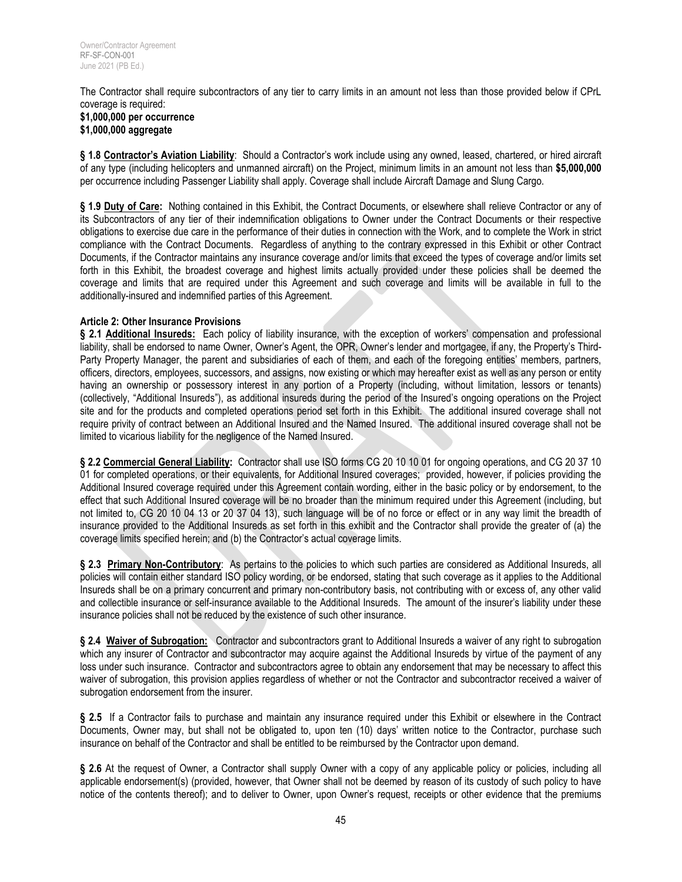The Contractor shall require subcontractors of any tier to carry limits in an amount not less than those provided below if CPrL coverage is required:
**$1,000,000 per occurrence**
**$1,000,000 aggregate**

**§ 1.8 Contractor's Aviation Liability**: Should a Contractor's work include using any owned, leased, chartered, or hired aircraft of any type (including helicopters and unmanned aircraft) on the Project, minimum limits in an amount not less than **$5,000,000** per occurrence including Passenger Liability shall apply. Coverage shall include Aircraft Damage and Slung Cargo.

**§ 1.9 Duty of Care:** Nothing contained in this Exhibit, the Contract Documents, or elsewhere shall relieve Contractor or any of its Subcontractors of any tier of their indemnification obligations to Owner under the Contract Documents or their respective obligations to exercise due care in the performance of their duties in connection with the Work, and to complete the Work in strict compliance with the Contract Documents. Regardless of anything to the contrary expressed in this Exhibit or other Contract Documents, if the Contractor maintains any insurance coverage and/or limits that exceed the types of coverage and/or limits set forth in this Exhibit, the broadest coverage and highest limits actually provided under these policies shall be deemed the coverage and limits that are required under this Agreement and such coverage and limits will be available in full to the additionally-insured and indemnified parties of this Agreement.

**Article 2: Other Insurance Provisions**

**§ 2.1 Additional Insureds:** Each policy of liability insurance, with the exception of workers' compensation and professional liability, shall be endorsed to name Owner, Owner's Agent, the OPR, Owner's lender and mortgagee, if any, the Property's Third-Party Property Manager, the parent and subsidiaries of each of them, and each of the foregoing entities' members, partners, officers, directors, employees, successors, and assigns, now existing or which may hereafter exist as well as any person or entity having an ownership or possessory interest in any portion of a Property (including, without limitation, lessors or tenants) (collectively, "Additional Insureds"), as additional insureds during the period of the Insured's ongoing operations on the Project site and for the products and completed operations period set forth in this Exhibit. The additional insured coverage shall not require privity of contract between an Additional Insured and the Named Insured. The additional insured coverage shall not be limited to vicarious liability for the negligence of the Named Insured.

**§ 2.2 Commercial General Liability:** Contractor shall use ISO forms CG 20 10 10 01 for ongoing operations, and CG 20 37 10 01 for completed operations, or their equivalents, for Additional Insured coverages; provided, however, if policies providing the Additional Insured coverage required under this Agreement contain wording, either in the basic policy or by endorsement, to the effect that such Additional Insured coverage will be no broader than the minimum required under this Agreement (including, but not limited to, CG 20 10 04 13 or 20 37 04 13), such language will be of no force or effect or in any way limit the breadth of insurance provided to the Additional Insureds as set forth in this exhibit and the Contractor shall provide the greater of (a) the coverage limits specified herein; and (b) the Contractor's actual coverage limits.

**§ 2.3 Primary Non-Contributory**: As pertains to the policies to which such parties are considered as Additional Insureds, all policies will contain either standard ISO policy wording, or be endorsed, stating that such coverage as it applies to the Additional Insureds shall be on a primary concurrent and primary non-contributory basis, not contributing with or excess of, any other valid and collectible insurance or self-insurance available to the Additional Insureds. The amount of the insurer's liability under these insurance policies shall not be reduced by the existence of such other insurance.

**§ 2.4 Waiver of Subrogation:** Contractor and subcontractors grant to Additional Insureds a waiver of any right to subrogation which any insurer of Contractor and subcontractor may acquire against the Additional Insureds by virtue of the payment of any loss under such insurance. Contractor and subcontractors agree to obtain any endorsement that may be necessary to affect this waiver of subrogation, this provision applies regardless of whether or not the Contractor and subcontractor received a waiver of subrogation endorsement from the insurer.

**§ 2.5** If a Contractor fails to purchase and maintain any insurance required under this Exhibit or elsewhere in the Contract Documents, Owner may, but shall not be obligated to, upon ten (10) days' written notice to the Contractor, purchase such insurance on behalf of the Contractor and shall be entitled to be reimbursed by the Contractor upon demand.

**§ 2.6** At the request of Owner, a Contractor shall supply Owner with a copy of any applicable policy or policies, including all applicable endorsement(s) (provided, however, that Owner shall not be deemed by reason of its custody of such policy to have notice of the contents thereof); and to deliver to Owner, upon Owner's request, receipts or other evidence that the premiums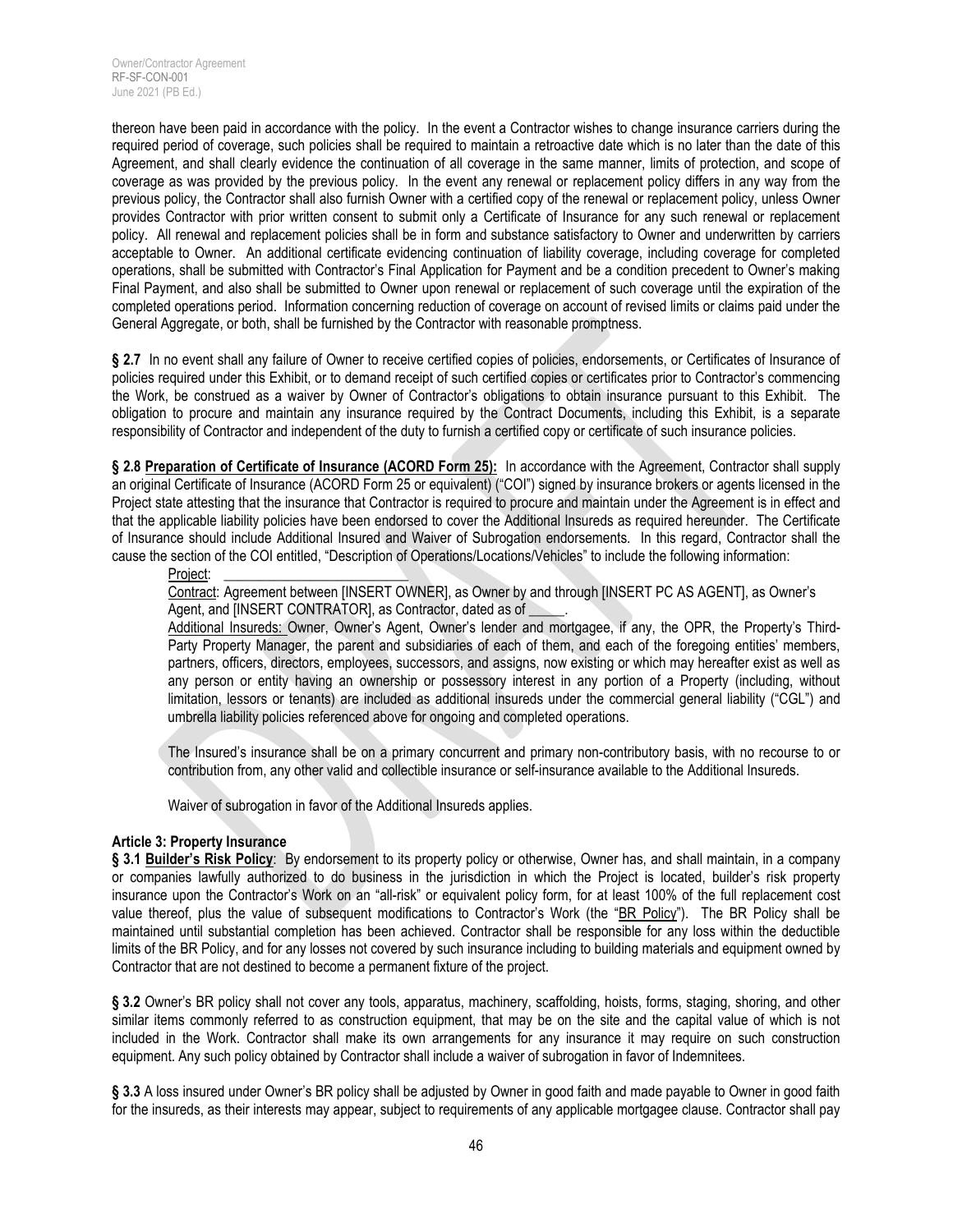thereon have been paid in accordance with the policy. In the event a Contractor wishes to change insurance carriers during the required period of coverage, such policies shall be required to maintain a retroactive date which is no later than the date of this Agreement, and shall clearly evidence the continuation of all coverage in the same manner, limits of protection, and scope of coverage as was provided by the previous policy. In the event any renewal or replacement policy differs in any way from the previous policy, the Contractor shall also furnish Owner with a certified copy of the renewal or replacement policy, unless Owner provides Contractor with prior written consent to submit only a Certificate of Insurance for any such renewal or replacement policy. All renewal and replacement policies shall be in form and substance satisfactory to Owner and underwritten by carriers acceptable to Owner. An additional certificate evidencing continuation of liability coverage, including coverage for completed operations, shall be submitted with Contractor's Final Application for Payment and be a condition precedent to Owner's making Final Payment, and also shall be submitted to Owner upon renewal or replacement of such coverage until the expiration of the completed operations period. Information concerning reduction of coverage on account of revised limits or claims paid under the General Aggregate, or both, shall be furnished by the Contractor with reasonable promptness.

**§ 2.7** In no event shall any failure of Owner to receive certified copies of policies, endorsements, or Certificates of Insurance of policies required under this Exhibit, or to demand receipt of such certified copies or certificates prior to Contractor's commencing the Work, be construed as a waiver by Owner of Contractor's obligations to obtain insurance pursuant to this Exhibit. The obligation to procure and maintain any insurance required by the Contract Documents, including this Exhibit, is a separate responsibility of Contractor and independent of the duty to furnish a certified copy or certificate of such insurance policies.

**§ 2.8 Preparation of Certificate of Insurance (ACORD Form 25):** In accordance with the Agreement, Contractor shall supply an original Certificate of Insurance (ACORD Form 25 or equivalent) ("COI") signed by insurance brokers or agents licensed in the Project state attesting that the insurance that Contractor is required to procure and maintain under the Agreement is in effect and that the applicable liability policies have been endorsed to cover the Additional Insureds as required hereunder. The Certificate of Insurance should include Additional Insured and Waiver of Subrogation endorsements. In this regard, Contractor shall the cause the section of the COI entitled, "Description of Operations/Locations/Vehicles" to include the following information:

Project: \_\_\_\_\_\_\_\_\_\_\_\_\_\_\_\_\_\_\_\_\_\_\_\_\_\_

Contract: Agreement between [INSERT OWNER], as Owner by and through [INSERT PC AS AGENT], as Owner's Agent, and [INSERT CONTRATOR], as Contractor, dated as of \_\_\_\_\_.

Additional Insureds: Owner, Owner's Agent, Owner's lender and mortgagee, if any, the OPR, the Property's Third-Party Property Manager, the parent and subsidiaries of each of them, and each of the foregoing entities' members, partners, officers, directors, employees, successors, and assigns, now existing or which may hereafter exist as well as any person or entity having an ownership or possessory interest in any portion of a Property (including, without limitation, lessors or tenants) are included as additional insureds under the commercial general liability ("CGL") and umbrella liability policies referenced above for ongoing and completed operations.

The Insured's insurance shall be on a primary concurrent and primary non-contributory basis, with no recourse to or contribution from, any other valid and collectible insurance or self-insurance available to the Additional Insureds.

Waiver of subrogation in favor of the Additional Insureds applies.

### Article 3: Property Insurance

**§ 3.1 Builder's Risk Policy**: By endorsement to its property policy or otherwise, Owner has, and shall maintain, in a company or companies lawfully authorized to do business in the jurisdiction in which the Project is located, builder's risk property insurance upon the Contractor's Work on an "all-risk" or equivalent policy form, for at least 100% of the full replacement cost value thereof, plus the value of subsequent modifications to Contractor's Work (the "BR Policy"). The BR Policy shall be maintained until substantial completion has been achieved. Contractor shall be responsible for any loss within the deductible limits of the BR Policy, and for any losses not covered by such insurance including to building materials and equipment owned by Contractor that are not destined to become a permanent fixture of the project.

**§ 3.2** Owner's BR policy shall not cover any tools, apparatus, machinery, scaffolding, hoists, forms, staging, shoring, and other similar items commonly referred to as construction equipment, that may be on the site and the capital value of which is not included in the Work. Contractor shall make its own arrangements for any insurance it may require on such construction equipment. Any such policy obtained by Contractor shall include a waiver of subrogation in favor of Indemnitees.

**§ 3.3** A loss insured under Owner's BR policy shall be adjusted by Owner in good faith and made payable to Owner in good faith for the insureds, as their interests may appear, subject to requirements of any applicable mortgagee clause. Contractor shall pay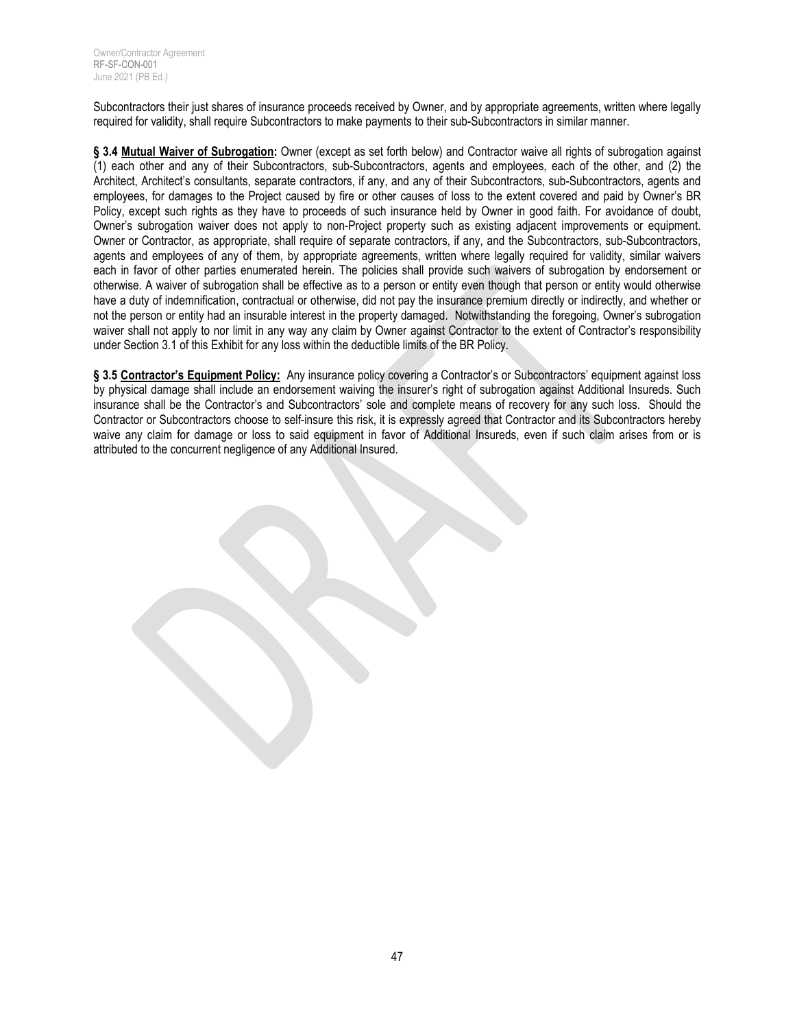Subcontractors their just shares of insurance proceeds received by Owner, and by appropriate agreements, written where legally required for validity, shall require Subcontractors to make payments to their sub-Subcontractors in similar manner.

**§ 3.4 <u>Mutual Waiver of Subrogation</u>:** Owner (except as set forth below) and Contractor waive all rights of subrogation against (1) each other and any of their Subcontractors, sub-Subcontractors, agents and employees, each of the other, and (2) the Architect, Architect's consultants, separate contractors, if any, and any of their Subcontractors, sub-Subcontractors, agents and employees, for damages to the Project caused by fire or other causes of loss to the extent covered and paid by Owner's BR Policy, except such rights as they have to proceeds of such insurance held by Owner in good faith. For avoidance of doubt, Owner's subrogation waiver does not apply to non-Project property such as existing adjacent improvements or equipment. Owner or Contractor, as appropriate, shall require of separate contractors, if any, and the Subcontractors, sub-Subcontractors, agents and employees of any of them, by appropriate agreements, written where legally required for validity, similar waivers each in favor of other parties enumerated herein. The policies shall provide such waivers of subrogation by endorsement or otherwise. A waiver of subrogation shall be effective as to a person or entity even though that person or entity would otherwise have a duty of indemnification, contractual or otherwise, did not pay the insurance premium directly or indirectly, and whether or not the person or entity had an insurable interest in the property damaged. Notwithstanding the foregoing, Owner's subrogation waiver shall not apply to nor limit in any way any claim by Owner against Contractor to the extent of Contractor's responsibility under Section 3.1 of this Exhibit for any loss within the deductible limits of the BR Policy.

**§ 3.5 <u>Contractor's Equipment Policy</u>:** Any insurance policy covering a Contractor's or Subcontractors' equipment against loss by physical damage shall include an endorsement waiving the insurer's right of subrogation against Additional Insureds. Such insurance shall be the Contractor's and Subcontractors' sole and complete means of recovery for any such loss. Should the Contractor or Subcontractors choose to self-insure this risk, it is expressly agreed that Contractor and its Subcontractors hereby waive any claim for damage or loss to said equipment in favor of Additional Insureds, even if such claim arises from or is attributed to the concurrent negligence of any Additional Insured.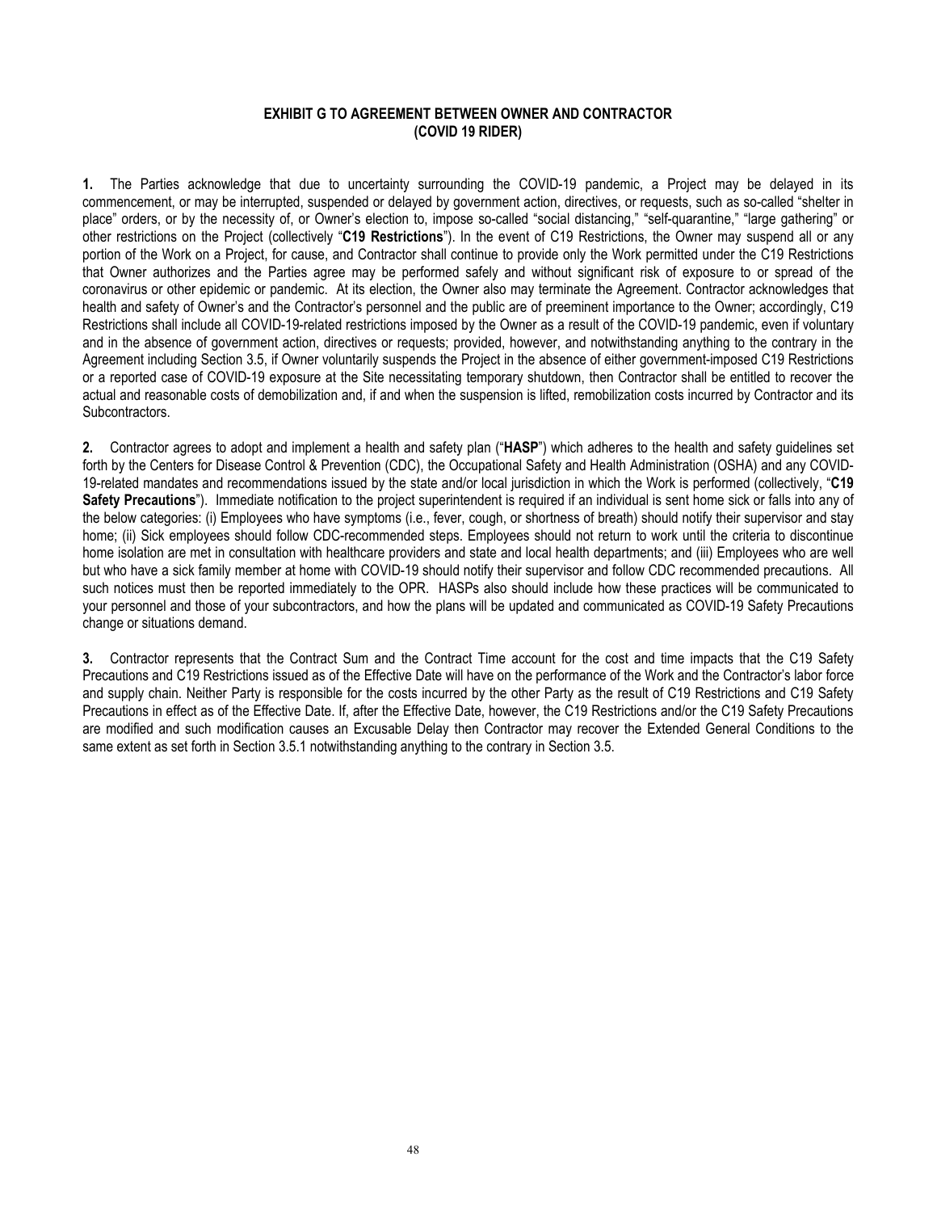# EXHIBIT G TO AGREEMENT BETWEEN OWNER AND CONTRACTOR (COVID 19 RIDER)

**1.** The Parties acknowledge that due to uncertainty surrounding the COVID-19 pandemic, a Project may be delayed in its commencement, or may be interrupted, suspended or delayed by government action, directives, or requests, such as so-called "shelter in place" orders, or by the necessity of, or Owner's election to, impose so-called "social distancing," "self-quarantine," "large gathering" or other restrictions on the Project (collectively "**C19 Restrictions**"). In the event of C19 Restrictions, the Owner may suspend all or any portion of the Work on a Project, for cause, and Contractor shall continue to provide only the Work permitted under the C19 Restrictions that Owner authorizes and the Parties agree may be performed safely and without significant risk of exposure to or spread of the coronavirus or other epidemic or pandemic. At its election, the Owner also may terminate the Agreement. Contractor acknowledges that health and safety of Owner's and the Contractor's personnel and the public are of preeminent importance to the Owner; accordingly, C19 Restrictions shall include all COVID-19-related restrictions imposed by the Owner as a result of the COVID-19 pandemic, even if voluntary and in the absence of government action, directives or requests; provided, however, and notwithstanding anything to the contrary in the Agreement including Section 3.5, if Owner voluntarily suspends the Project in the absence of either government-imposed C19 Restrictions or a reported case of COVID-19 exposure at the Site necessitating temporary shutdown, then Contractor shall be entitled to recover the actual and reasonable costs of demobilization and, if and when the suspension is lifted, remobilization costs incurred by Contractor and its Subcontractors.

**2.** Contractor agrees to adopt and implement a health and safety plan ("**HASP**") which adheres to the health and safety guidelines set forth by the Centers for Disease Control & Prevention (CDC), the Occupational Safety and Health Administration (OSHA) and any COVID-19-related mandates and recommendations issued by the state and/or local jurisdiction in which the Work is performed (collectively, "**C19 Safety Precautions**"). Immediate notification to the project superintendent is required if an individual is sent home sick or falls into any of the below categories: (i) Employees who have symptoms (i.e., fever, cough, or shortness of breath) should notify their supervisor and stay home; (ii) Sick employees should follow CDC-recommended steps. Employees should not return to work until the criteria to discontinue home isolation are met in consultation with healthcare providers and state and local health departments; and (iii) Employees who are well but who have a sick family member at home with COVID-19 should notify their supervisor and follow CDC recommended precautions. All such notices must then be reported immediately to the OPR. HASPs also should include how these practices will be communicated to your personnel and those of your subcontractors, and how the plans will be updated and communicated as COVID-19 Safety Precautions change or situations demand.

**3.** Contractor represents that the Contract Sum and the Contract Time account for the cost and time impacts that the C19 Safety Precautions and C19 Restrictions issued as of the Effective Date will have on the performance of the Work and the Contractor's labor force and supply chain. Neither Party is responsible for the costs incurred by the other Party as the result of C19 Restrictions and C19 Safety Precautions in effect as of the Effective Date. If, after the Effective Date, however, the C19 Restrictions and/or the C19 Safety Precautions are modified and such modification causes an Excusable Delay then Contractor may recover the Extended General Conditions to the same extent as set forth in Section 3.5.1 notwithstanding anything to the contrary in Section 3.5.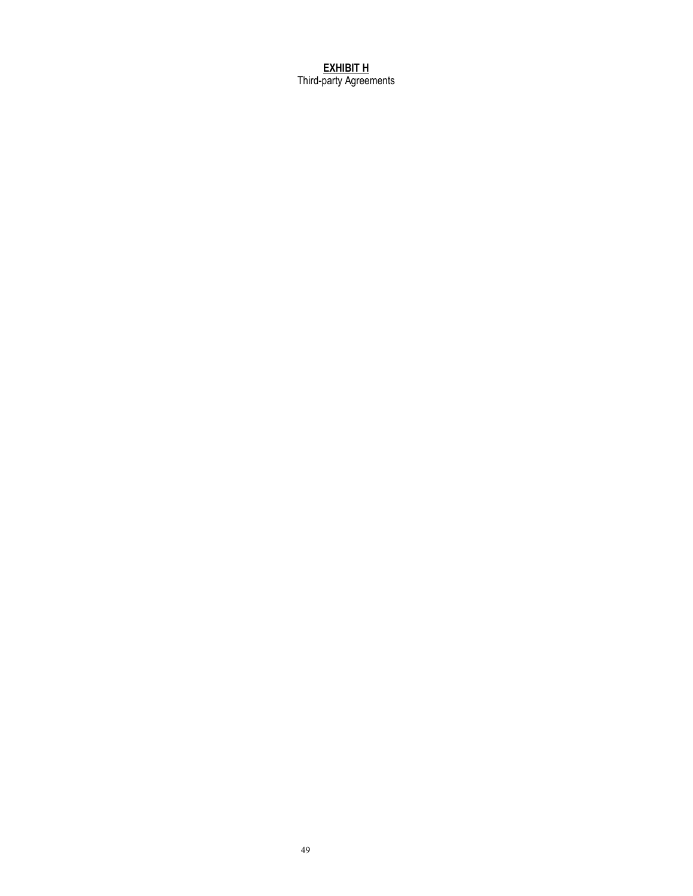**<u>EXHIBIT H</u>**

Third-party Agreements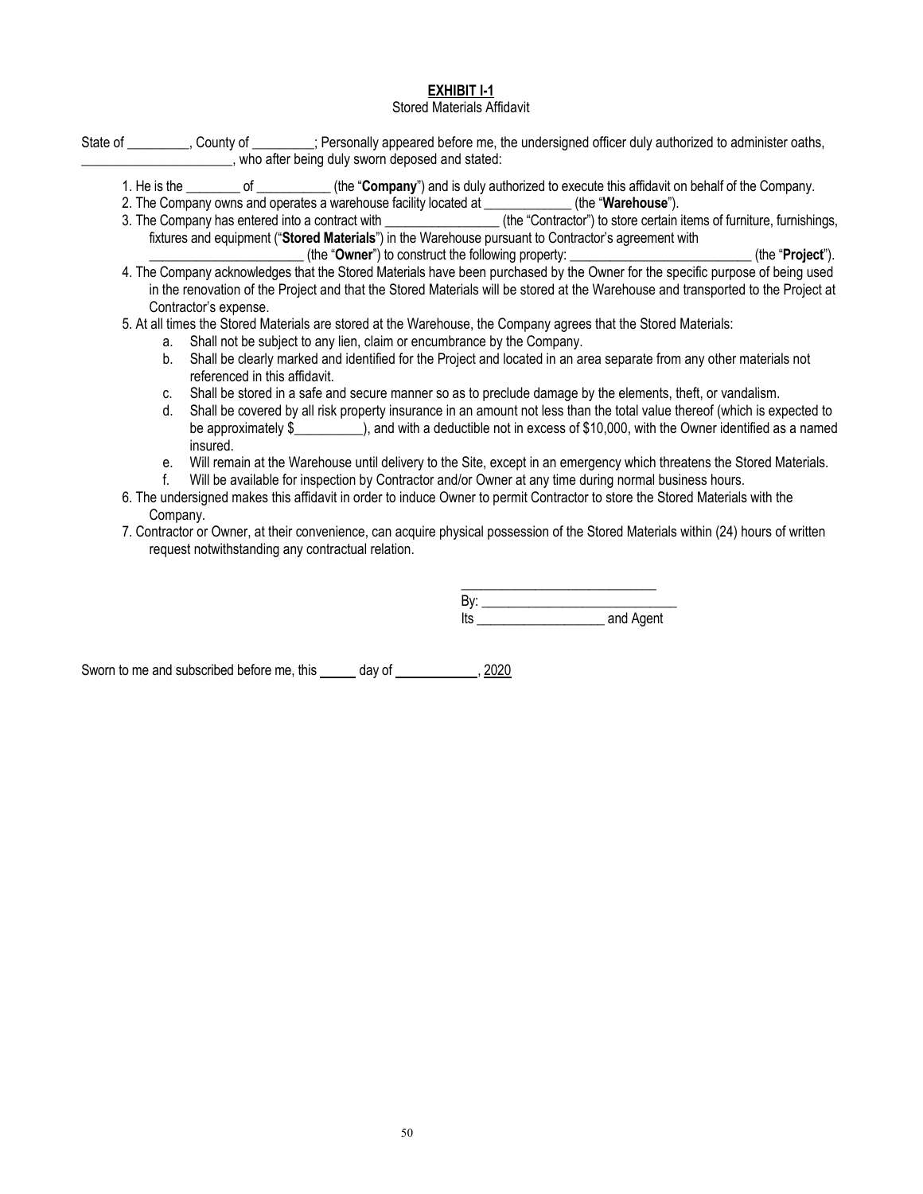**EXHIBIT I-1**

Stored Materials Affidavit

State of _________, County of _________; Personally appeared before me, the undersigned officer duly authorized to administer oaths, ______________________, who after being duly sworn deposed and stated:

1. He is the ________ of ___________ (the "**Company**") and is duly authorized to execute this affidavit on behalf of the Company.
2. The Company owns and operates a warehouse facility located at _____________ (the "**Warehouse**").
3. The Company has entered into a contract with _________________ (the "Contractor") to store certain items of furniture, furnishings, fixtures and equipment ("**Stored Materials**") in the Warehouse pursuant to Contractor's agreement with _______________________ (the "**Owner**") to construct the following property: ___________________________ (the "**Project**").
4. The Company acknowledges that the Stored Materials have been purchased by the Owner for the specific purpose of being used in the renovation of the Project and that the Stored Materials will be stored at the Warehouse and transported to the Project at Contractor's expense.
5. At all times the Stored Materials are stored at the Warehouse, the Company agrees that the Stored Materials:
   a. Shall not be subject to any lien, claim or encumbrance by the Company.
   b. Shall be clearly marked and identified for the Project and located in an area separate from any other materials not referenced in this affidavit.
   c. Shall be stored in a safe and secure manner so as to preclude damage by the elements, theft, or vandalism.
   d. Shall be covered by all risk property insurance in an amount not less than the total value thereof (which is expected to be approximately $__________), and with a deductible not in excess of $10,000, with the Owner identified as a named insured.
   e. Will remain at the Warehouse until delivery to the Site, except in an emergency which threatens the Stored Materials.
   f. Will be available for inspection by Contractor and/or Owner at any time during normal business hours.
6. The undersigned makes this affidavit in order to induce Owner to permit Contractor to store the Stored Materials with the Company.
7. Contractor or Owner, at their convenience, can acquire physical possession of the Stored Materials within (24) hours of written request notwithstanding any contractual relation.

_____________________________

By: _____________________________

Its ___________________ and Agent

Sworn to me and subscribed before me, this _____ day of ____________, 2020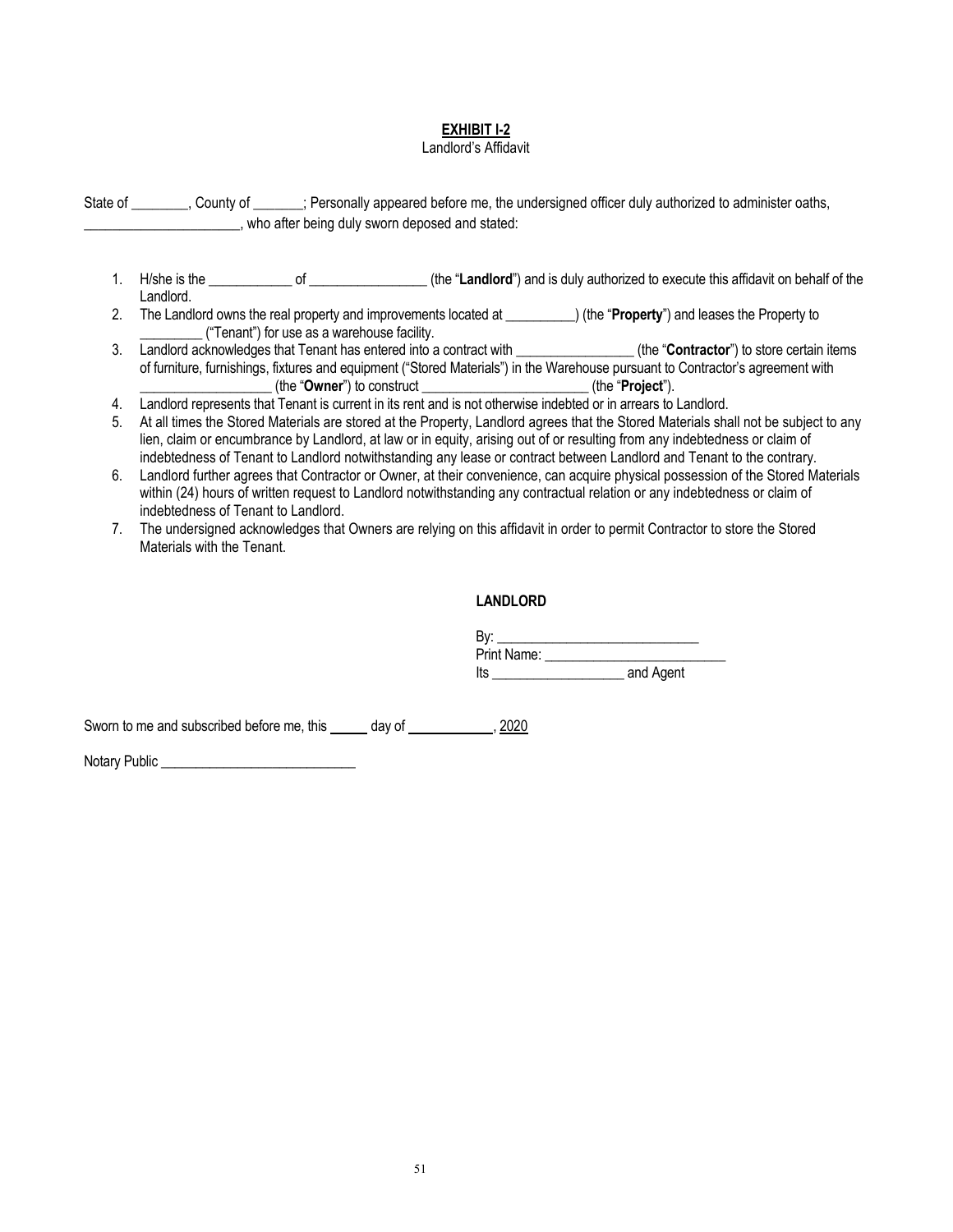**EXHIBIT I-2**

Landlord's Affidavit

State of ________, County of _______; Personally appeared before me, the undersigned officer duly authorized to administer oaths, ______________________, who after being duly sworn deposed and stated:

1. H/she is the ____________ of _________________ (the "**Landlord**") and is duly authorized to execute this affidavit on behalf of the Landlord.
2. The Landlord owns the real property and improvements located at __________) (the "**Property**") and leases the Property to _________ ("Tenant") for use as a warehouse facility.
3. Landlord acknowledges that Tenant has entered into a contract with _________________ (the "**Contractor**") to store certain items of furniture, furnishings, fixtures and equipment ("Stored Materials") in the Warehouse pursuant to Contractor's agreement with ___________________ (the "**Owner**") to construct ________________________ (the "**Project**").
4. Landlord represents that Tenant is current in its rent and is not otherwise indebted or in arrears to Landlord.
5. At all times the Stored Materials are stored at the Property, Landlord agrees that the Stored Materials shall not be subject to any lien, claim or encumbrance by Landlord, at law or in equity, arising out of or resulting from any indebtedness or claim of indebtedness of Tenant to Landlord notwithstanding any lease or contract between Landlord and Tenant to the contrary.
6. Landlord further agrees that Contractor or Owner, at their convenience, can acquire physical possession of the Stored Materials within (24) hours of written request to Landlord notwithstanding any contractual relation or any indebtedness or claim of indebtedness of Tenant to Landlord.
7. The undersigned acknowledges that Owners are relying on this affidavit in order to permit Contractor to store the Stored Materials with the Tenant.

**LANDLORD**

By: _____________________________

Print Name: _________________________

Its ___________________ and Agent

Sworn to me and subscribed before me, this _____ day of ____________, 2020

Notary Public ____________________________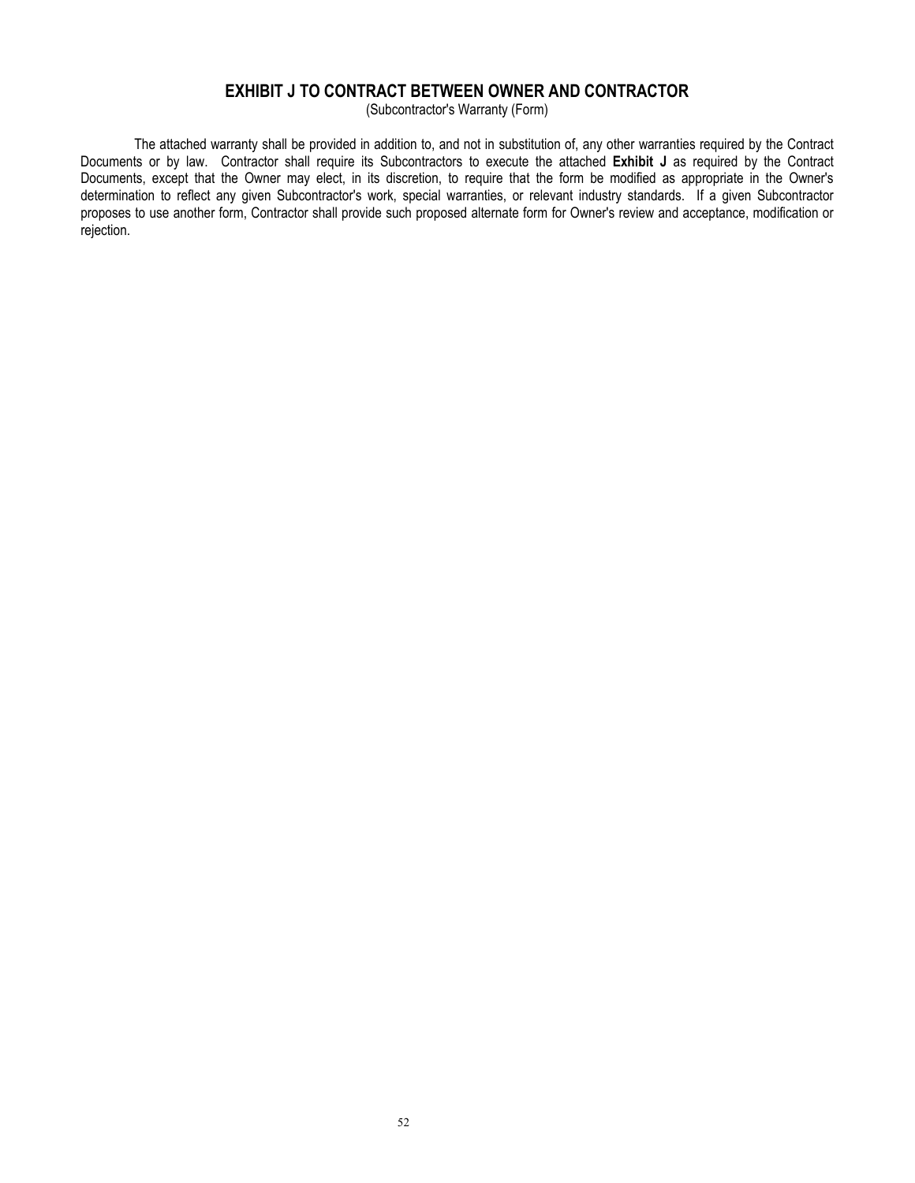# EXHIBIT J TO CONTRACT BETWEEN OWNER AND CONTRACTOR

(Subcontractor's Warranty (Form)

The attached warranty shall be provided in addition to, and not in substitution of, any other warranties required by the Contract Documents or by law. Contractor shall require its Subcontractors to execute the attached **Exhibit J** as required by the Contract Documents, except that the Owner may elect, in its discretion, to require that the form be modified as appropriate in the Owner's determination to reflect any given Subcontractor's work, special warranties, or relevant industry standards. If a given Subcontractor proposes to use another form, Contractor shall provide such proposed alternate form for Owner's review and acceptance, modification or rejection.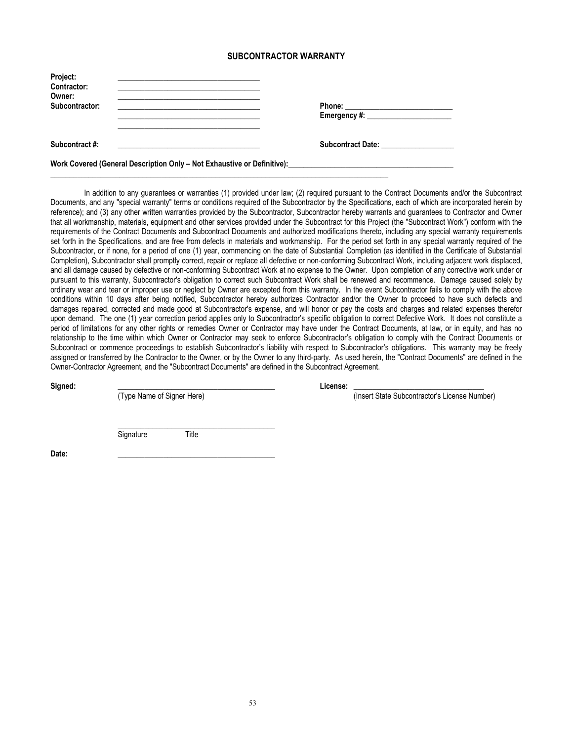## SUBCONTRACTOR WARRANTY

**Project:** ____________________________________

**Contractor:** ____________________________________

**Owner:** ____________________________________

**Subcontractor:** ____________________________________ **Phone:** ____________________________

____________________________________ **Emergency #:** ______________________

____________________________________

**Subcontract #:** ____________________________________ **Subcontract Date:** ___________________

**Work Covered (General Description Only – Not Exhaustive or Definitive):**___________________________________________

_____________________________________________________________________________________________

In addition to any guarantees or warranties (1) provided under law; (2) required pursuant to the Contract Documents and/or the Subcontract Documents, and any "special warranty" terms or conditions required of the Subcontractor by the Specifications, each of which are incorporated herein by reference); and (3) any other written warranties provided by the Subcontractor, Subcontractor hereby warrants and guarantees to Contractor and Owner that all workmanship, materials, equipment and other services provided under the Subcontract for this Project (the "Subcontract Work") conform with the requirements of the Contract Documents and Subcontract Documents and authorized modifications thereto, including any special warranty requirements set forth in the Specifications, and are free from defects in materials and workmanship. For the period set forth in any special warranty required of the Subcontractor, or if none, for a period of one (1) year, commencing on the date of Substantial Completion (as identified in the Certificate of Substantial Completion), Subcontractor shall promptly correct, repair or replace all defective or non-conforming Subcontract Work, including adjacent work displaced, and all damage caused by defective or non-conforming Subcontract Work at no expense to the Owner. Upon completion of any corrective work under or pursuant to this warranty, Subcontractor's obligation to correct such Subcontract Work shall be renewed and recommence. Damage caused solely by ordinary wear and tear or improper use or neglect by Owner are excepted from this warranty. In the event Subcontractor fails to comply with the above conditions within 10 days after being notified, Subcontractor hereby authorizes Contractor and/or the Owner to proceed to have such defects and damages repaired, corrected and made good at Subcontractor's expense, and will honor or pay the costs and charges and related expenses therefor upon demand. The one (1) year correction period applies only to Subcontractor's specific obligation to correct Defective Work. It does not constitute a period of limitations for any other rights or remedies Owner or Contractor may have under the Contract Documents, at law, or in equity, and has no relationship to the time within which Owner or Contractor may seek to enforce Subcontractor's obligation to comply with the Contract Documents or Subcontract or commence proceedings to establish Subcontractor's liability with respect to Subcontractor's obligations. This warranty may be freely assigned or transferred by the Contractor to the Owner, or by the Owner to any third-party. As used herein, the "Contract Documents" are defined in the Owner-Contractor Agreement, and the "Subcontract Documents" are defined in the Subcontract Agreement.

**Signed:** ________________________________________ **License:** ________________________________

(Type Name of Signer Here) (Insert State Subcontractor's License Number)

________________________________________

Signature Title

**Date:** ________________________________________